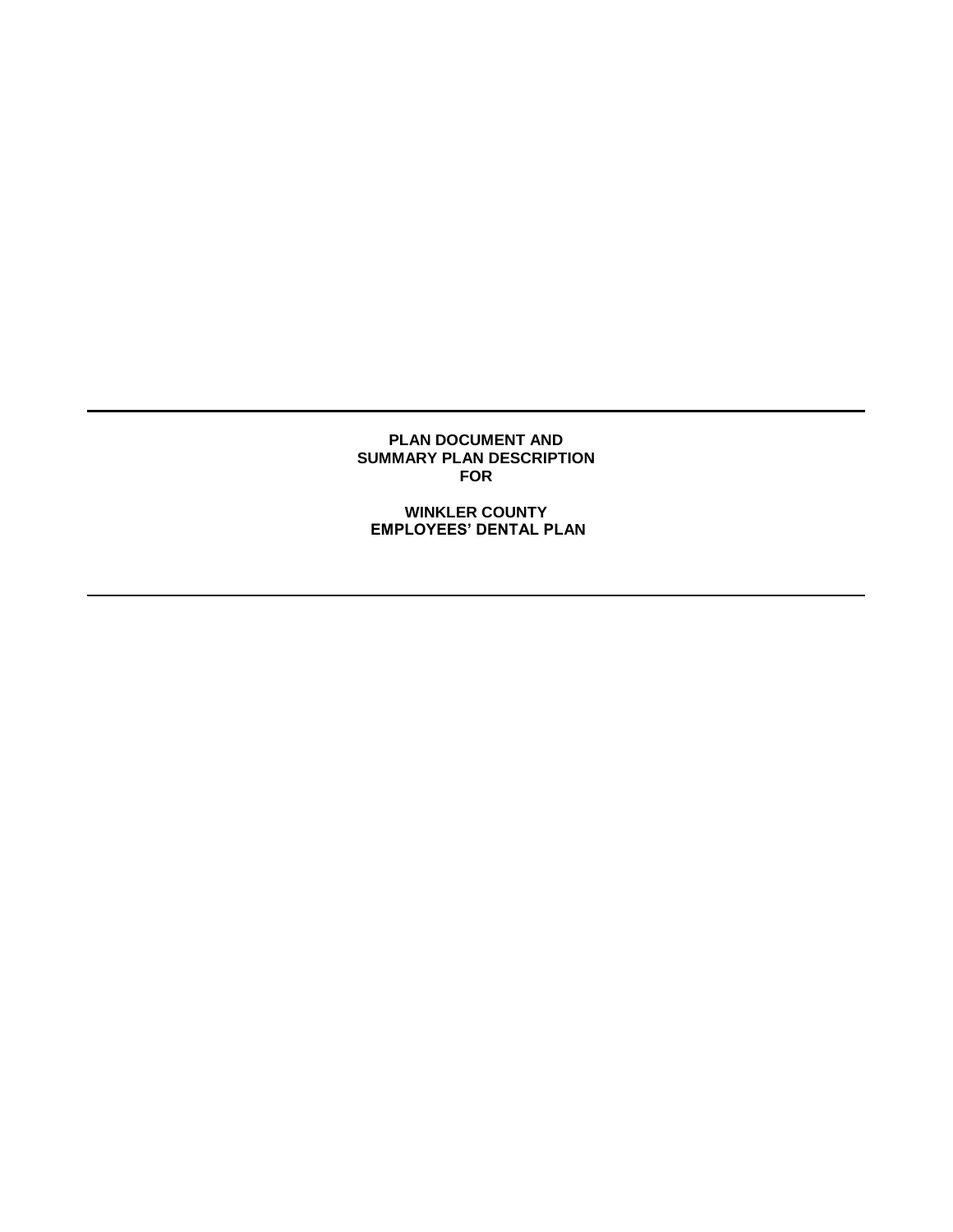---

**PLAN DOCUMENT AND**
**SUMMARY PLAN DESCRIPTION**
**FOR**

**WINKLER COUNTY**
**EMPLOYEES' DENTAL PLAN**

---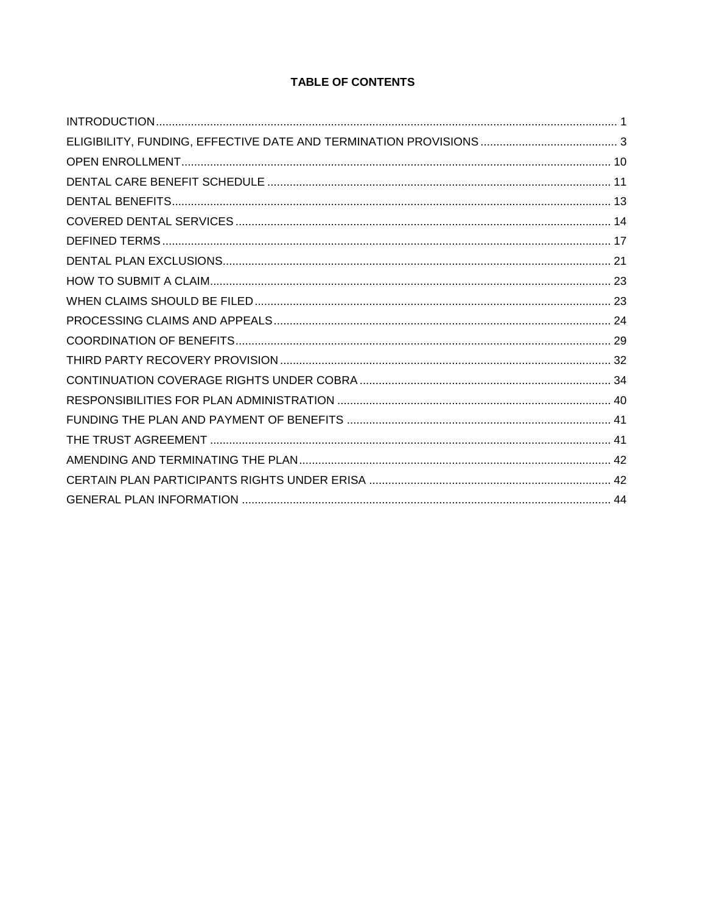# TABLE OF CONTENTS

INTRODUCTION ........................................................................ 1
ELIGIBILITY, FUNDING, EFFECTIVE DATE AND TERMINATION PROVISIONS ........................ 3
OPEN ENROLLMENT ..................................................................... 10
DENTAL CARE BENEFIT SCHEDULE ........................................................ 11
DENTAL BENEFITS ..................................................................... 13
COVERED DENTAL SERVICES ............................................................. 14
DEFINED TERMS ....................................................................... 17
DENTAL PLAN EXCLUSIONS .............................................................. 21
HOW TO SUBMIT A CLAIM ............................................................... 23
WHEN CLAIMS SHOULD BE FILED ......................................................... 23
PROCESSING CLAIMS AND APPEALS ....................................................... 24
COORDINATION OF BENEFITS ............................................................ 29
THIRD PARTY RECOVERY PROVISION ...................................................... 32
CONTINUATION COVERAGE RIGHTS UNDER COBRA ............................................ 34
RESPONSIBILITIES FOR PLAN ADMINISTRATION ............................................ 40
FUNDING THE PLAN AND PAYMENT OF BENEFITS ............................................ 41
THE TRUST AGREEMENT ................................................................. 41
AMENDING AND TERMINATING THE PLAN ................................................... 42
CERTAIN PLAN PARTICIPANTS RIGHTS UNDER ERISA ........................................ 42
GENERAL PLAN INFORMATION ............................................................ 44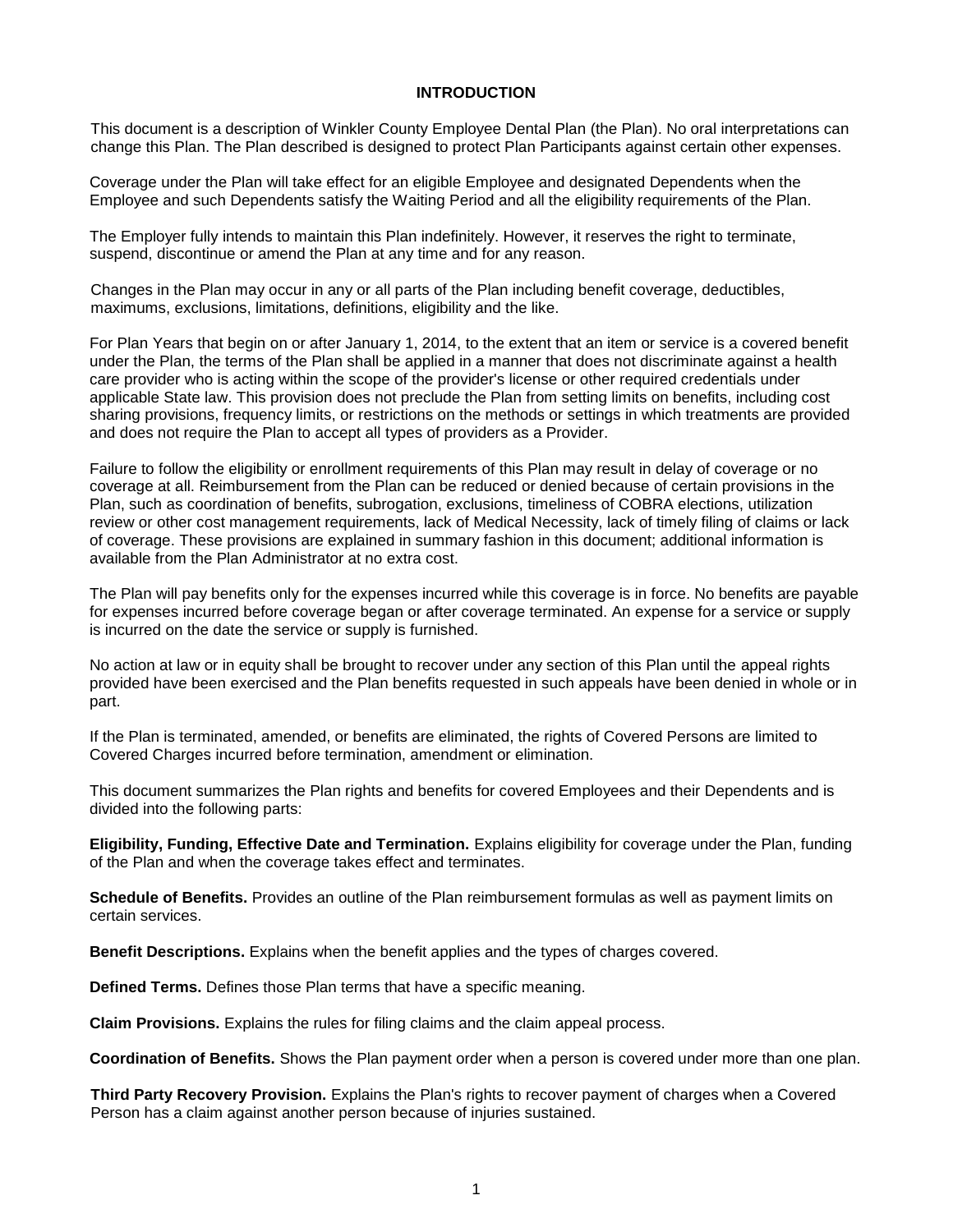# INTRODUCTION

This document is a description of Winkler County Employee Dental Plan (the Plan). No oral interpretations can change this Plan. The Plan described is designed to protect Plan Participants against certain other expenses.

Coverage under the Plan will take effect for an eligible Employee and designated Dependents when the Employee and such Dependents satisfy the Waiting Period and all the eligibility requirements of the Plan.

The Employer fully intends to maintain this Plan indefinitely. However, it reserves the right to terminate, suspend, discontinue or amend the Plan at any time and for any reason.

Changes in the Plan may occur in any or all parts of the Plan including benefit coverage, deductibles, maximums, exclusions, limitations, definitions, eligibility and the like.

For Plan Years that begin on or after January 1, 2014, to the extent that an item or service is a covered benefit under the Plan, the terms of the Plan shall be applied in a manner that does not discriminate against a health care provider who is acting within the scope of the provider's license or other required credentials under applicable State law. This provision does not preclude the Plan from setting limits on benefits, including cost sharing provisions, frequency limits, or restrictions on the methods or settings in which treatments are provided and does not require the Plan to accept all types of providers as a Provider.

Failure to follow the eligibility or enrollment requirements of this Plan may result in delay of coverage or no coverage at all. Reimbursement from the Plan can be reduced or denied because of certain provisions in the Plan, such as coordination of benefits, subrogation, exclusions, timeliness of COBRA elections, utilization review or other cost management requirements, lack of Medical Necessity, lack of timely filing of claims or lack of coverage. These provisions are explained in summary fashion in this document; additional information is available from the Plan Administrator at no extra cost.

The Plan will pay benefits only for the expenses incurred while this coverage is in force. No benefits are payable for expenses incurred before coverage began or after coverage terminated. An expense for a service or supply is incurred on the date the service or supply is furnished.

No action at law or in equity shall be brought to recover under any section of this Plan until the appeal rights provided have been exercised and the Plan benefits requested in such appeals have been denied in whole or in part.

If the Plan is terminated, amended, or benefits are eliminated, the rights of Covered Persons are limited to Covered Charges incurred before termination, amendment or elimination.

This document summarizes the Plan rights and benefits for covered Employees and their Dependents and is divided into the following parts:

**Eligibility, Funding, Effective Date and Termination.** Explains eligibility for coverage under the Plan, funding of the Plan and when the coverage takes effect and terminates.

**Schedule of Benefits.** Provides an outline of the Plan reimbursement formulas as well as payment limits on certain services.

**Benefit Descriptions.** Explains when the benefit applies and the types of charges covered.

**Defined Terms.** Defines those Plan terms that have a specific meaning.

**Claim Provisions.** Explains the rules for filing claims and the claim appeal process.

**Coordination of Benefits.** Shows the Plan payment order when a person is covered under more than one plan.

**Third Party Recovery Provision.** Explains the Plan's rights to recover payment of charges when a Covered Person has a claim against another person because of injuries sustained.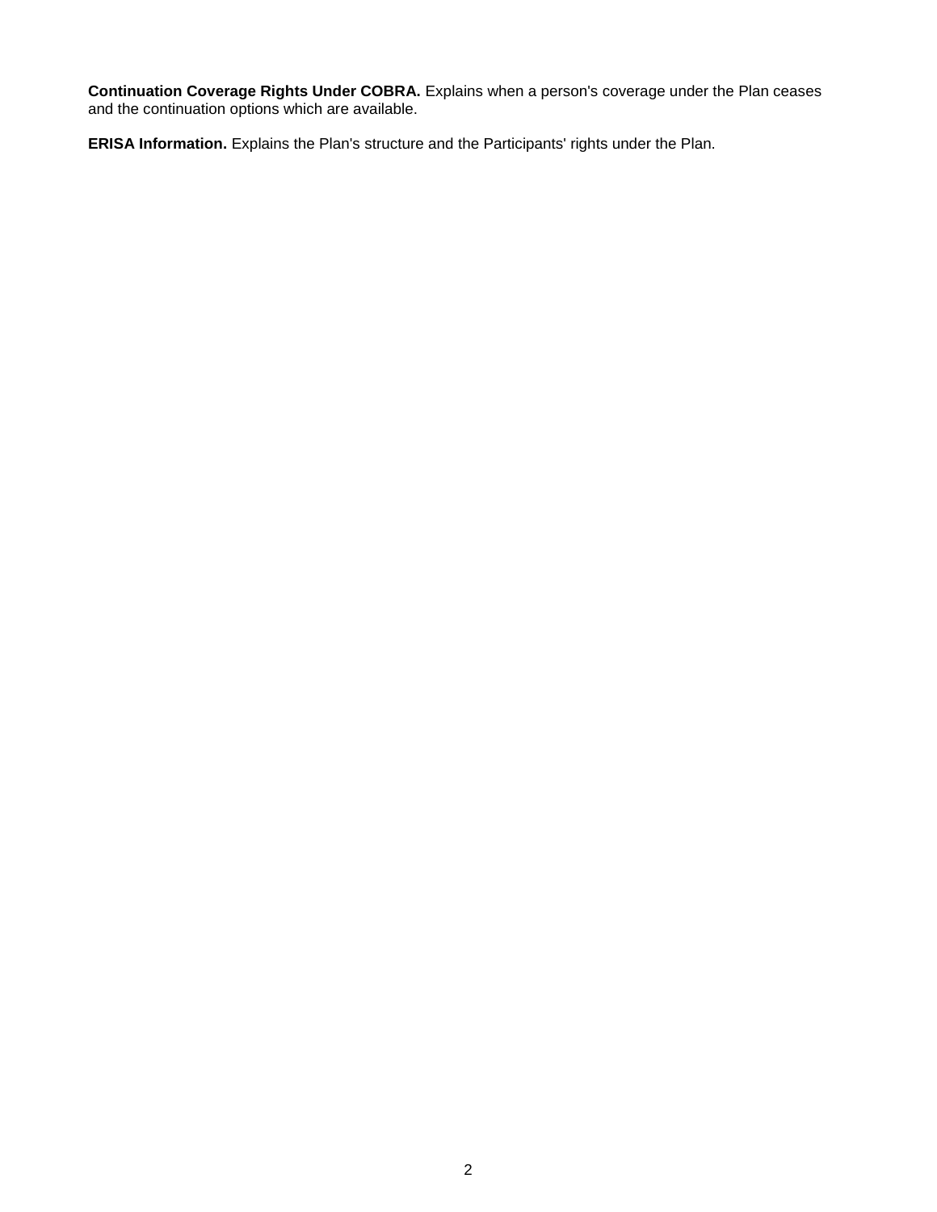**Continuation Coverage Rights Under COBRA.** Explains when a person's coverage under the Plan ceases and the continuation options which are available.

**ERISA Information.** Explains the Plan's structure and the Participants' rights under the Plan.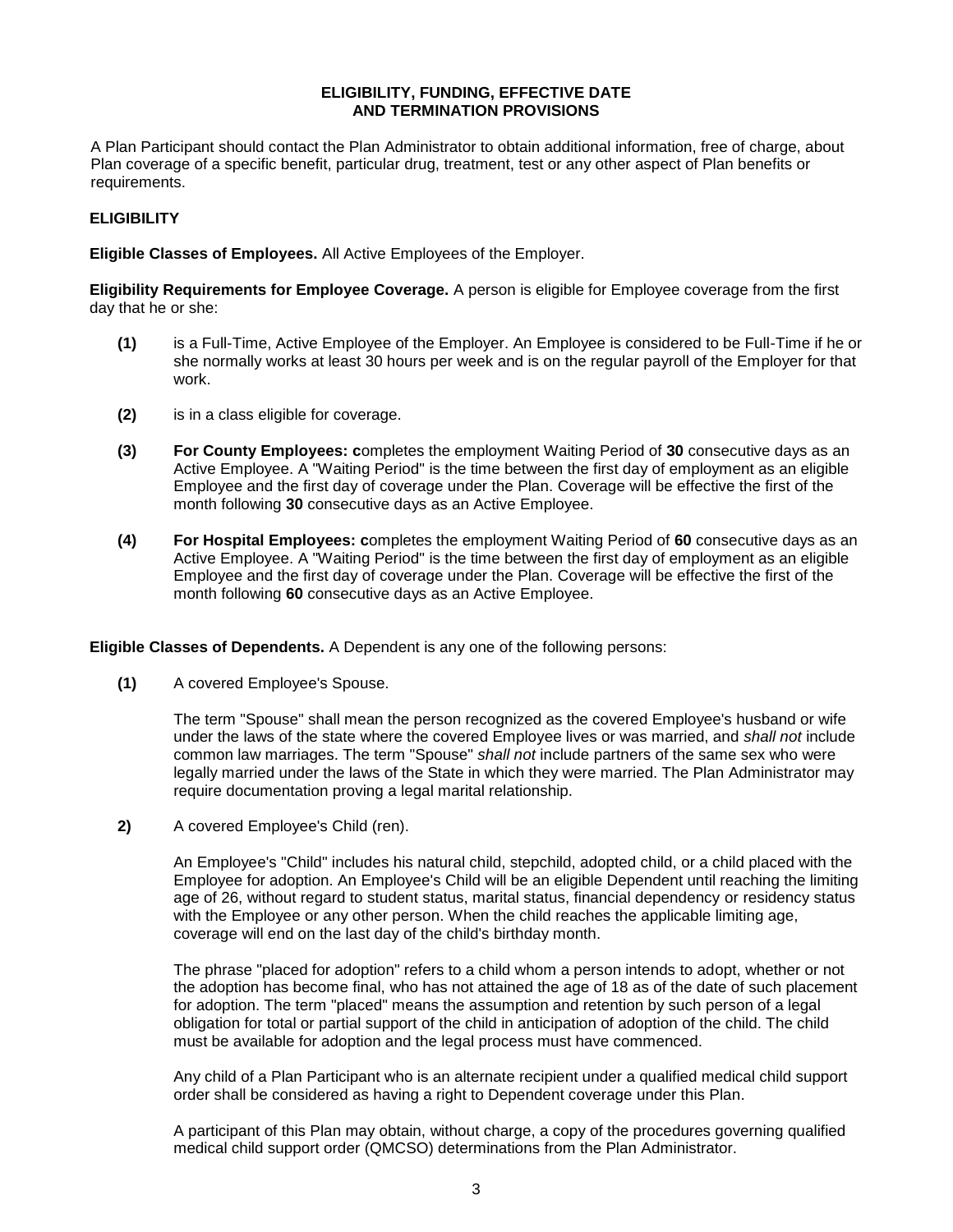## ELIGIBILITY, FUNDING, EFFECTIVE DATE AND TERMINATION PROVISIONS

A Plan Participant should contact the Plan Administrator to obtain additional information, free of charge, about Plan coverage of a specific benefit, particular drug, treatment, test or any other aspect of Plan benefits or requirements.

### ELIGIBILITY

**Eligible Classes of Employees.** All Active Employees of the Employer.

**Eligibility Requirements for Employee Coverage.** A person is eligible for Employee coverage from the first day that he or she:

**(1)** is a Full-Time, Active Employee of the Employer. An Employee is considered to be Full-Time if he or she normally works at least 30 hours per week and is on the regular payroll of the Employer for that work.

**(2)** is in a class eligible for coverage.

**(3)** **For County Employees: c**ompletes the employment Waiting Period of **30** consecutive days as an Active Employee. A "Waiting Period" is the time between the first day of employment as an eligible Employee and the first day of coverage under the Plan. Coverage will be effective the first of the month following **30** consecutive days as an Active Employee.

**(4)** **For Hospital Employees: c**ompletes the employment Waiting Period of **60** consecutive days as an Active Employee. A "Waiting Period" is the time between the first day of employment as an eligible Employee and the first day of coverage under the Plan. Coverage will be effective the first of the month following **60** consecutive days as an Active Employee.

**Eligible Classes of Dependents.** A Dependent is any one of the following persons:

**(1)** A covered Employee's Spouse.

The term "Spouse" shall mean the person recognized as the covered Employee's husband or wife under the laws of the state where the covered Employee lives or was married, and *shall not* include common law marriages. The term "Spouse" *shall not* include partners of the same sex who were legally married under the laws of the State in which they were married. The Plan Administrator may require documentation proving a legal marital relationship.

**2)** A covered Employee's Child (ren).

An Employee's "Child" includes his natural child, stepchild, adopted child, or a child placed with the Employee for adoption. An Employee's Child will be an eligible Dependent until reaching the limiting age of 26, without regard to student status, marital status, financial dependency or residency status with the Employee or any other person. When the child reaches the applicable limiting age, coverage will end on the last day of the child's birthday month.

The phrase "placed for adoption" refers to a child whom a person intends to adopt, whether or not the adoption has become final, who has not attained the age of 18 as of the date of such placement for adoption. The term "placed" means the assumption and retention by such person of a legal obligation for total or partial support of the child in anticipation of adoption of the child. The child must be available for adoption and the legal process must have commenced.

Any child of a Plan Participant who is an alternate recipient under a qualified medical child support order shall be considered as having a right to Dependent coverage under this Plan.

A participant of this Plan may obtain, without charge, a copy of the procedures governing qualified medical child support order (QMCSO) determinations from the Plan Administrator.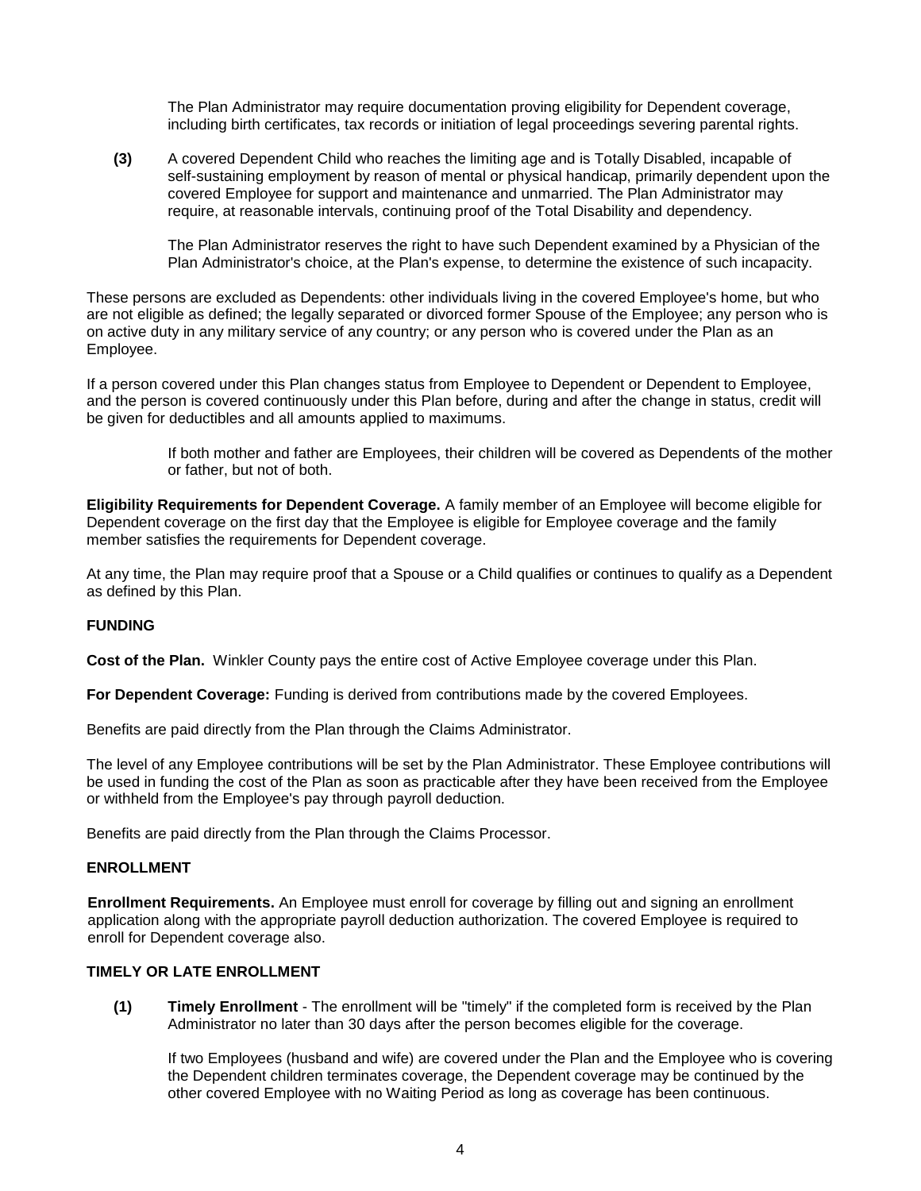The Plan Administrator may require documentation proving eligibility for Dependent coverage, including birth certificates, tax records or initiation of legal proceedings severing parental rights.

**(3)** A covered Dependent Child who reaches the limiting age and is Totally Disabled, incapable of self-sustaining employment by reason of mental or physical handicap, primarily dependent upon the covered Employee for support and maintenance and unmarried. The Plan Administrator may require, at reasonable intervals, continuing proof of the Total Disability and dependency.

The Plan Administrator reserves the right to have such Dependent examined by a Physician of the Plan Administrator's choice, at the Plan's expense, to determine the existence of such incapacity.

These persons are excluded as Dependents: other individuals living in the covered Employee's home, but who are not eligible as defined; the legally separated or divorced former Spouse of the Employee; any person who is on active duty in any military service of any country; or any person who is covered under the Plan as an Employee.

If a person covered under this Plan changes status from Employee to Dependent or Dependent to Employee, and the person is covered continuously under this Plan before, during and after the change in status, credit will be given for deductibles and all amounts applied to maximums.

If both mother and father are Employees, their children will be covered as Dependents of the mother or father, but not of both.

**Eligibility Requirements for Dependent Coverage.** A family member of an Employee will become eligible for Dependent coverage on the first day that the Employee is eligible for Employee coverage and the family member satisfies the requirements for Dependent coverage.

At any time, the Plan may require proof that a Spouse or a Child qualifies or continues to qualify as a Dependent as defined by this Plan.

**FUNDING**

**Cost of the Plan.** Winkler County pays the entire cost of Active Employee coverage under this Plan.

**For Dependent Coverage:** Funding is derived from contributions made by the covered Employees.

Benefits are paid directly from the Plan through the Claims Administrator.

The level of any Employee contributions will be set by the Plan Administrator. These Employee contributions will be used in funding the cost of the Plan as soon as practicable after they have been received from the Employee or withheld from the Employee's pay through payroll deduction.

Benefits are paid directly from the Plan through the Claims Processor.

**ENROLLMENT**

**Enrollment Requirements.** An Employee must enroll for coverage by filling out and signing an enrollment application along with the appropriate payroll deduction authorization. The covered Employee is required to enroll for Dependent coverage also.

**TIMELY OR LATE ENROLLMENT**

**(1)** **Timely Enrollment** - The enrollment will be "timely" if the completed form is received by the Plan Administrator no later than 30 days after the person becomes eligible for the coverage.

If two Employees (husband and wife) are covered under the Plan and the Employee who is covering the Dependent children terminates coverage, the Dependent coverage may be continued by the other covered Employee with no Waiting Period as long as coverage has been continuous.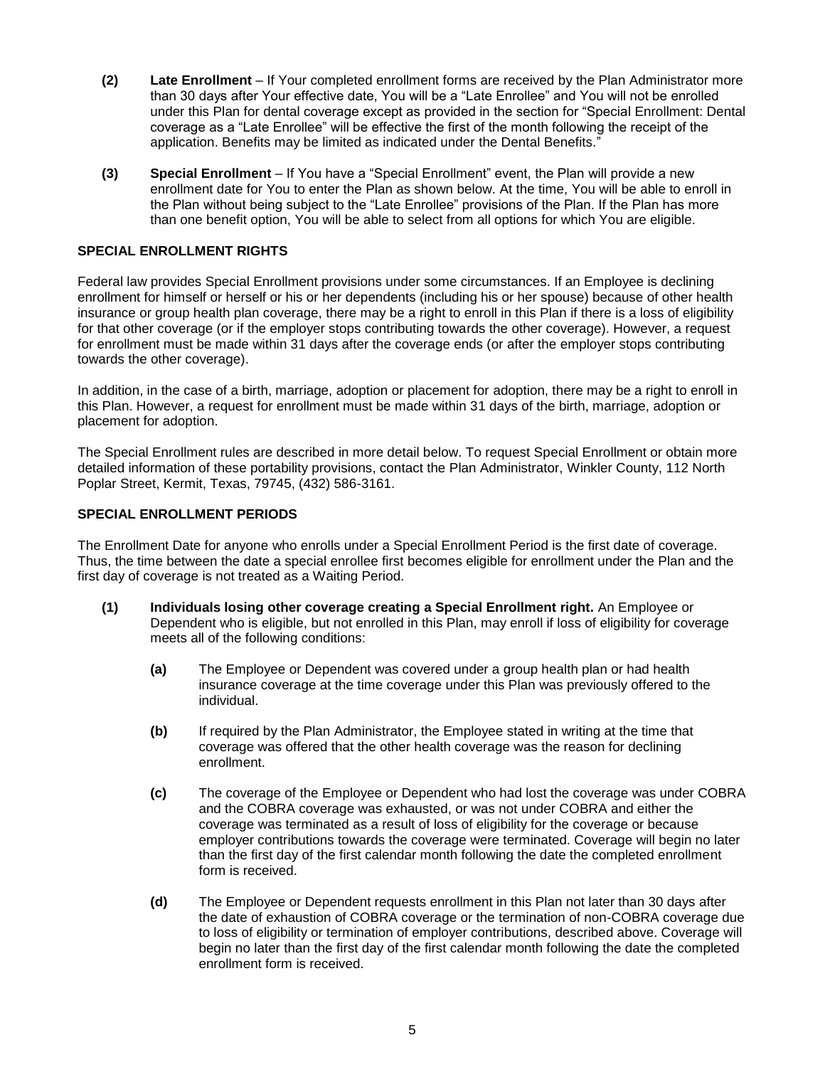**(2) Late Enrollment** – If Your completed enrollment forms are received by the Plan Administrator more than 30 days after Your effective date, You will be a "Late Enrollee" and You will not be enrolled under this Plan for dental coverage except as provided in the section for "Special Enrollment: Dental coverage as a "Late Enrollee" will be effective the first of the month following the receipt of the application. Benefits may be limited as indicated under the Dental Benefits."

**(3) Special Enrollment** – If You have a "Special Enrollment" event, the Plan will provide a new enrollment date for You to enter the Plan as shown below. At the time, You will be able to enroll in the Plan without being subject to the "Late Enrollee" provisions of the Plan. If the Plan has more than one benefit option, You will be able to select from all options for which You are eligible.

## SPECIAL ENROLLMENT RIGHTS

Federal law provides Special Enrollment provisions under some circumstances. If an Employee is declining enrollment for himself or herself or his or her dependents (including his or her spouse) because of other health insurance or group health plan coverage, there may be a right to enroll in this Plan if there is a loss of eligibility for that other coverage (or if the employer stops contributing towards the other coverage). However, a request for enrollment must be made within 31 days after the coverage ends (or after the employer stops contributing towards the other coverage).

In addition, in the case of a birth, marriage, adoption or placement for adoption, there may be a right to enroll in this Plan. However, a request for enrollment must be made within 31 days of the birth, marriage, adoption or placement for adoption.

The Special Enrollment rules are described in more detail below. To request Special Enrollment or obtain more detailed information of these portability provisions, contact the Plan Administrator, Winkler County, 112 North Poplar Street, Kermit, Texas, 79745, (432) 586-3161.

## SPECIAL ENROLLMENT PERIODS

The Enrollment Date for anyone who enrolls under a Special Enrollment Period is the first date of coverage. Thus, the time between the date a special enrollee first becomes eligible for enrollment under the Plan and the first day of coverage is not treated as a Waiting Period.

**(1) Individuals losing other coverage creating a Special Enrollment right.** An Employee or Dependent who is eligible, but not enrolled in this Plan, may enroll if loss of eligibility for coverage meets all of the following conditions:

- **(a)** The Employee or Dependent was covered under a group health plan or had health insurance coverage at the time coverage under this Plan was previously offered to the individual.

- **(b)** If required by the Plan Administrator, the Employee stated in writing at the time that coverage was offered that the other health coverage was the reason for declining enrollment.

- **(c)** The coverage of the Employee or Dependent who had lost the coverage was under COBRA and the COBRA coverage was exhausted, or was not under COBRA and either the coverage was terminated as a result of loss of eligibility for the coverage or because employer contributions towards the coverage were terminated. Coverage will begin no later than the first day of the first calendar month following the date the completed enrollment form is received.

- **(d)** The Employee or Dependent requests enrollment in this Plan not later than 30 days after the date of exhaustion of COBRA coverage or the termination of non-COBRA coverage due to loss of eligibility or termination of employer contributions, described above. Coverage will begin no later than the first day of the first calendar month following the date the completed enrollment form is received.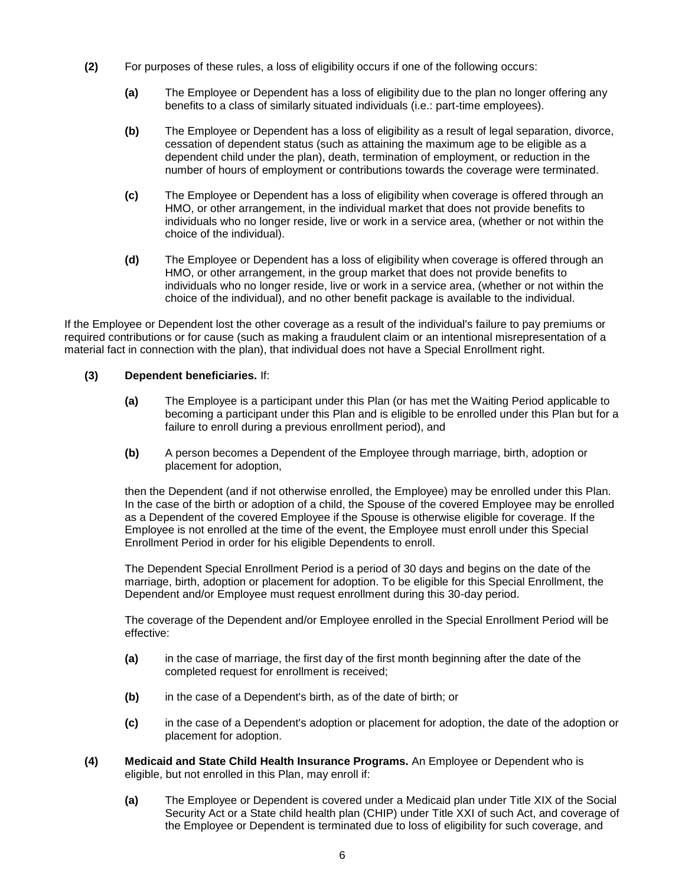**(2)** For purposes of these rules, a loss of eligibility occurs if one of the following occurs:

> **(a)** The Employee or Dependent has a loss of eligibility due to the plan no longer offering any benefits to a class of similarly situated individuals (i.e.: part-time employees).
>
> **(b)** The Employee or Dependent has a loss of eligibility as a result of legal separation, divorce, cessation of dependent status (such as attaining the maximum age to be eligible as a dependent child under the plan), death, termination of employment, or reduction in the number of hours of employment or contributions towards the coverage were terminated.
>
> **(c)** The Employee or Dependent has a loss of eligibility when coverage is offered through an HMO, or other arrangement, in the individual market that does not provide benefits to individuals who no longer reside, live or work in a service area, (whether or not within the choice of the individual).
>
> **(d)** The Employee or Dependent has a loss of eligibility when coverage is offered through an HMO, or other arrangement, in the group market that does not provide benefits to individuals who no longer reside, live or work in a service area, (whether or not within the choice of the individual), and no other benefit package is available to the individual.

If the Employee or Dependent lost the other coverage as a result of the individual's failure to pay premiums or required contributions or for cause (such as making a fraudulent claim or an intentional misrepresentation of a material fact in connection with the plan), that individual does not have a Special Enrollment right.

**(3)** **Dependent beneficiaries.** If:

> **(a)** The Employee is a participant under this Plan (or has met the Waiting Period applicable to becoming a participant under this Plan and is eligible to be enrolled under this Plan but for a failure to enroll during a previous enrollment period), and
>
> **(b)** A person becomes a Dependent of the Employee through marriage, birth, adoption or placement for adoption,

then the Dependent (and if not otherwise enrolled, the Employee) may be enrolled under this Plan. In the case of the birth or adoption of a child, the Spouse of the covered Employee may be enrolled as a Dependent of the covered Employee if the Spouse is otherwise eligible for coverage. If the Employee is not enrolled at the time of the event, the Employee must enroll under this Special Enrollment Period in order for his eligible Dependents to enroll.

The Dependent Special Enrollment Period is a period of 30 days and begins on the date of the marriage, birth, adoption or placement for adoption. To be eligible for this Special Enrollment, the Dependent and/or Employee must request enrollment during this 30-day period.

The coverage of the Dependent and/or Employee enrolled in the Special Enrollment Period will be effective:

> **(a)** in the case of marriage, the first day of the first month beginning after the date of the completed request for enrollment is received;
>
> **(b)** in the case of a Dependent's birth, as of the date of birth; or
>
> **(c)** in the case of a Dependent's adoption or placement for adoption, the date of the adoption or placement for adoption.

**(4)** **Medicaid and State Child Health Insurance Programs.** An Employee or Dependent who is eligible, but not enrolled in this Plan, may enroll if:

> **(a)** The Employee or Dependent is covered under a Medicaid plan under Title XIX of the Social Security Act or a State child health plan (CHIP) under Title XXI of such Act, and coverage of the Employee or Dependent is terminated due to loss of eligibility for such coverage, and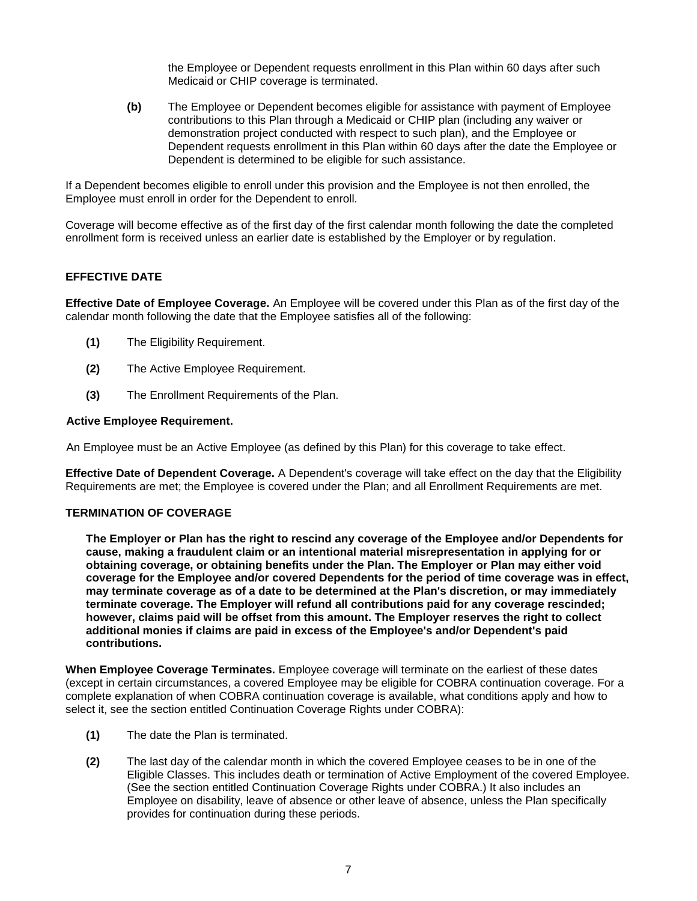the Employee or Dependent requests enrollment in this Plan within 60 days after such Medicaid or CHIP coverage is terminated.

**(b)** The Employee or Dependent becomes eligible for assistance with payment of Employee contributions to this Plan through a Medicaid or CHIP plan (including any waiver or demonstration project conducted with respect to such plan), and the Employee or Dependent requests enrollment in this Plan within 60 days after the date the Employee or Dependent is determined to be eligible for such assistance.

If a Dependent becomes eligible to enroll under this provision and the Employee is not then enrolled, the Employee must enroll in order for the Dependent to enroll.

Coverage will become effective as of the first day of the first calendar month following the date the completed enrollment form is received unless an earlier date is established by the Employer or by regulation.

## EFFECTIVE DATE

**Effective Date of Employee Coverage.** An Employee will be covered under this Plan as of the first day of the calendar month following the date that the Employee satisfies all of the following:

**(1)** The Eligibility Requirement.

**(2)** The Active Employee Requirement.

**(3)** The Enrollment Requirements of the Plan.

**Active Employee Requirement.**

An Employee must be an Active Employee (as defined by this Plan) for this coverage to take effect.

**Effective Date of Dependent Coverage.** A Dependent's coverage will take effect on the day that the Eligibility Requirements are met; the Employee is covered under the Plan; and all Enrollment Requirements are met.

## TERMINATION OF COVERAGE

**The Employer or Plan has the right to rescind any coverage of the Employee and/or Dependents for cause, making a fraudulent claim or an intentional material misrepresentation in applying for or obtaining coverage, or obtaining benefits under the Plan. The Employer or Plan may either void coverage for the Employee and/or covered Dependents for the period of time coverage was in effect, may terminate coverage as of a date to be determined at the Plan's discretion, or may immediately terminate coverage. The Employer will refund all contributions paid for any coverage rescinded; however, claims paid will be offset from this amount. The Employer reserves the right to collect additional monies if claims are paid in excess of the Employee's and/or Dependent's paid contributions.**

**When Employee Coverage Terminates.** Employee coverage will terminate on the earliest of these dates (except in certain circumstances, a covered Employee may be eligible for COBRA continuation coverage. For a complete explanation of when COBRA continuation coverage is available, what conditions apply and how to select it, see the section entitled Continuation Coverage Rights under COBRA):

**(1)** The date the Plan is terminated.

**(2)** The last day of the calendar month in which the covered Employee ceases to be in one of the Eligible Classes. This includes death or termination of Active Employment of the covered Employee. (See the section entitled Continuation Coverage Rights under COBRA.) It also includes an Employee on disability, leave of absence or other leave of absence, unless the Plan specifically provides for continuation during these periods.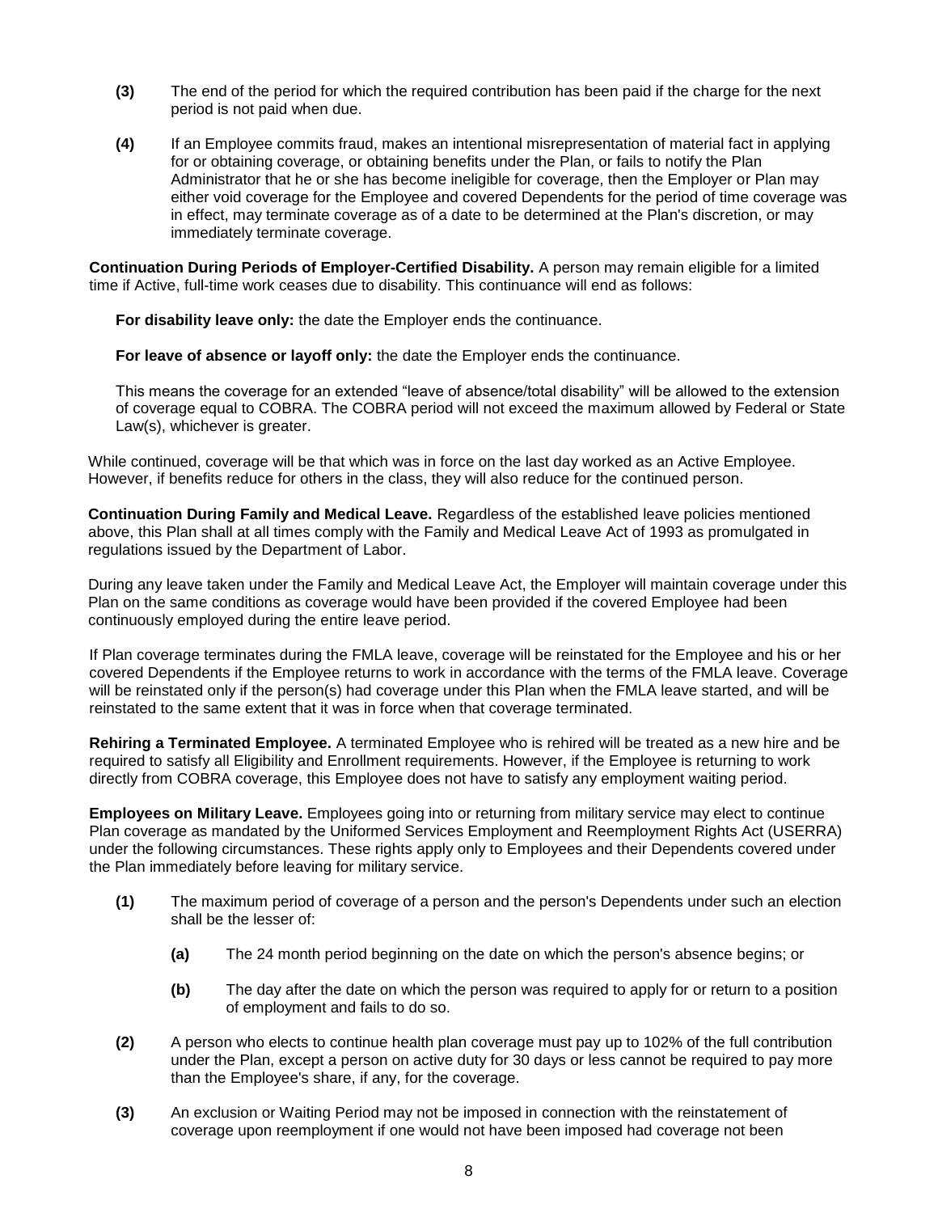**(3)** The end of the period for which the required contribution has been paid if the charge for the next period is not paid when due.

**(4)** If an Employee commits fraud, makes an intentional misrepresentation of material fact in applying for or obtaining coverage, or obtaining benefits under the Plan, or fails to notify the Plan Administrator that he or she has become ineligible for coverage, then the Employer or Plan may either void coverage for the Employee and covered Dependents for the period of time coverage was in effect, may terminate coverage as of a date to be determined at the Plan's discretion, or may immediately terminate coverage.

**Continuation During Periods of Employer-Certified Disability.** A person may remain eligible for a limited time if Active, full-time work ceases due to disability. This continuance will end as follows:

**For disability leave only:** the date the Employer ends the continuance.

**For leave of absence or layoff only:** the date the Employer ends the continuance.

This means the coverage for an extended "leave of absence/total disability" will be allowed to the extension of coverage equal to COBRA. The COBRA period will not exceed the maximum allowed by Federal or State Law(s), whichever is greater.

While continued, coverage will be that which was in force on the last day worked as an Active Employee. However, if benefits reduce for others in the class, they will also reduce for the continued person.

**Continuation During Family and Medical Leave.** Regardless of the established leave policies mentioned above, this Plan shall at all times comply with the Family and Medical Leave Act of 1993 as promulgated in regulations issued by the Department of Labor.

During any leave taken under the Family and Medical Leave Act, the Employer will maintain coverage under this Plan on the same conditions as coverage would have been provided if the covered Employee had been continuously employed during the entire leave period.

If Plan coverage terminates during the FMLA leave, coverage will be reinstated for the Employee and his or her covered Dependents if the Employee returns to work in accordance with the terms of the FMLA leave. Coverage will be reinstated only if the person(s) had coverage under this Plan when the FMLA leave started, and will be reinstated to the same extent that it was in force when that coverage terminated.

**Rehiring a Terminated Employee.** A terminated Employee who is rehired will be treated as a new hire and be required to satisfy all Eligibility and Enrollment requirements. However, if the Employee is returning to work directly from COBRA coverage, this Employee does not have to satisfy any employment waiting period.

**Employees on Military Leave.** Employees going into or returning from military service may elect to continue Plan coverage as mandated by the Uniformed Services Employment and Reemployment Rights Act (USERRA) under the following circumstances. These rights apply only to Employees and their Dependents covered under the Plan immediately before leaving for military service.

**(1)** The maximum period of coverage of a person and the person's Dependents under such an election shall be the lesser of:

- **(a)** The 24 month period beginning on the date on which the person's absence begins; or
- **(b)** The day after the date on which the person was required to apply for or return to a position of employment and fails to do so.

**(2)** A person who elects to continue health plan coverage must pay up to 102% of the full contribution under the Plan, except a person on active duty for 30 days or less cannot be required to pay more than the Employee's share, if any, for the coverage.

**(3)** An exclusion or Waiting Period may not be imposed in connection with the reinstatement of coverage upon reemployment if one would not have been imposed had coverage not been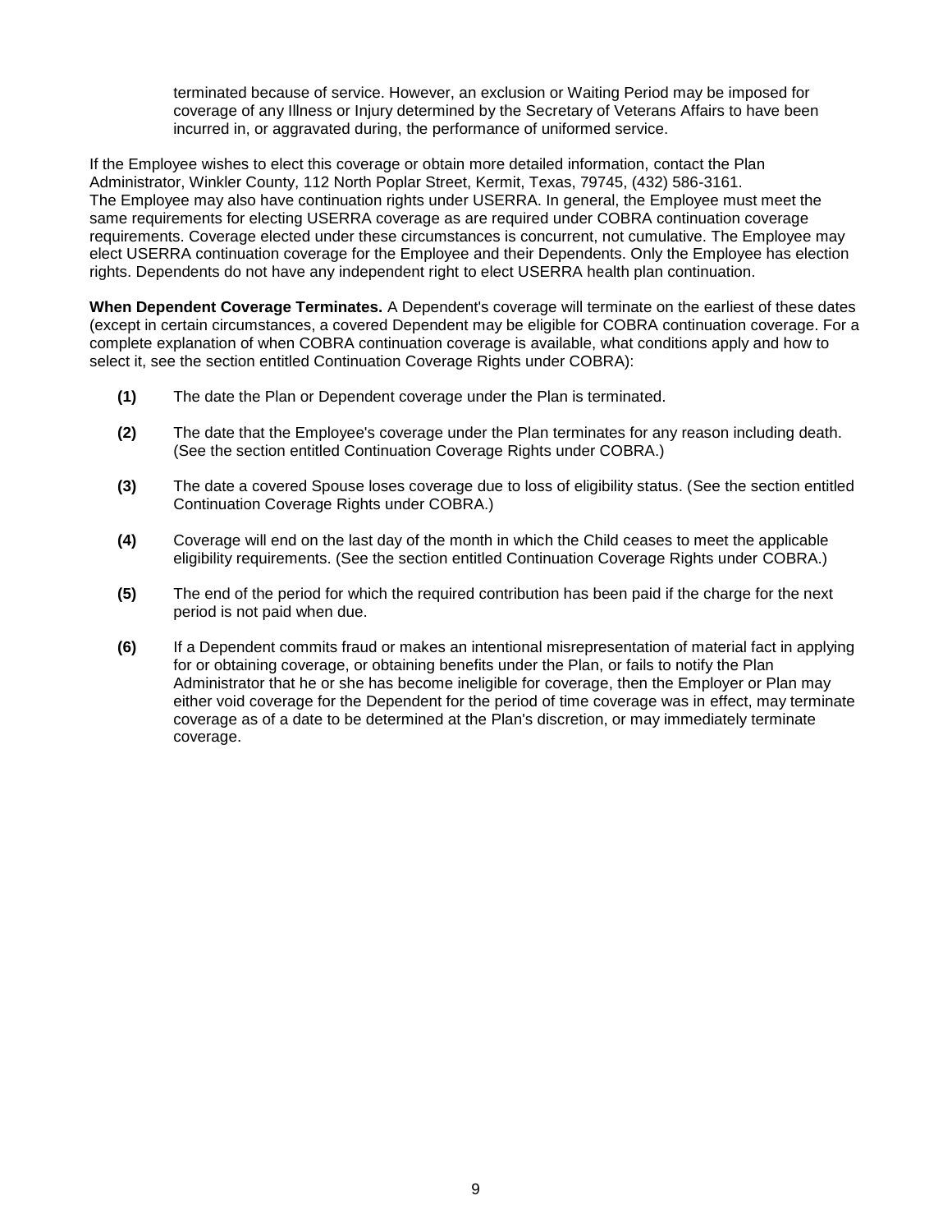terminated because of service. However, an exclusion or Waiting Period may be imposed for coverage of any Illness or Injury determined by the Secretary of Veterans Affairs to have been incurred in, or aggravated during, the performance of uniformed service.

If the Employee wishes to elect this coverage or obtain more detailed information, contact the Plan Administrator, Winkler County, 112 North Poplar Street, Kermit, Texas, 79745, (432) 586-3161.
The Employee may also have continuation rights under USERRA. In general, the Employee must meet the same requirements for electing USERRA coverage as are required under COBRA continuation coverage requirements. Coverage elected under these circumstances is concurrent, not cumulative. The Employee may elect USERRA continuation coverage for the Employee and their Dependents. Only the Employee has election rights. Dependents do not have any independent right to elect USERRA health plan continuation.

**When Dependent Coverage Terminates.** A Dependent's coverage will terminate on the earliest of these dates (except in certain circumstances, a covered Dependent may be eligible for COBRA continuation coverage. For a complete explanation of when COBRA continuation coverage is available, what conditions apply and how to select it, see the section entitled Continuation Coverage Rights under COBRA):

**(1)** The date the Plan or Dependent coverage under the Plan is terminated.

**(2)** The date that the Employee's coverage under the Plan terminates for any reason including death. (See the section entitled Continuation Coverage Rights under COBRA.)

**(3)** The date a covered Spouse loses coverage due to loss of eligibility status. (See the section entitled Continuation Coverage Rights under COBRA.)

**(4)** Coverage will end on the last day of the month in which the Child ceases to meet the applicable eligibility requirements. (See the section entitled Continuation Coverage Rights under COBRA.)

**(5)** The end of the period for which the required contribution has been paid if the charge for the next period is not paid when due.

**(6)** If a Dependent commits fraud or makes an intentional misrepresentation of material fact in applying for or obtaining coverage, or obtaining benefits under the Plan, or fails to notify the Plan Administrator that he or she has become ineligible for coverage, then the Employer or Plan may either void coverage for the Dependent for the period of time coverage was in effect, may terminate coverage as of a date to be determined at the Plan's discretion, or may immediately terminate coverage.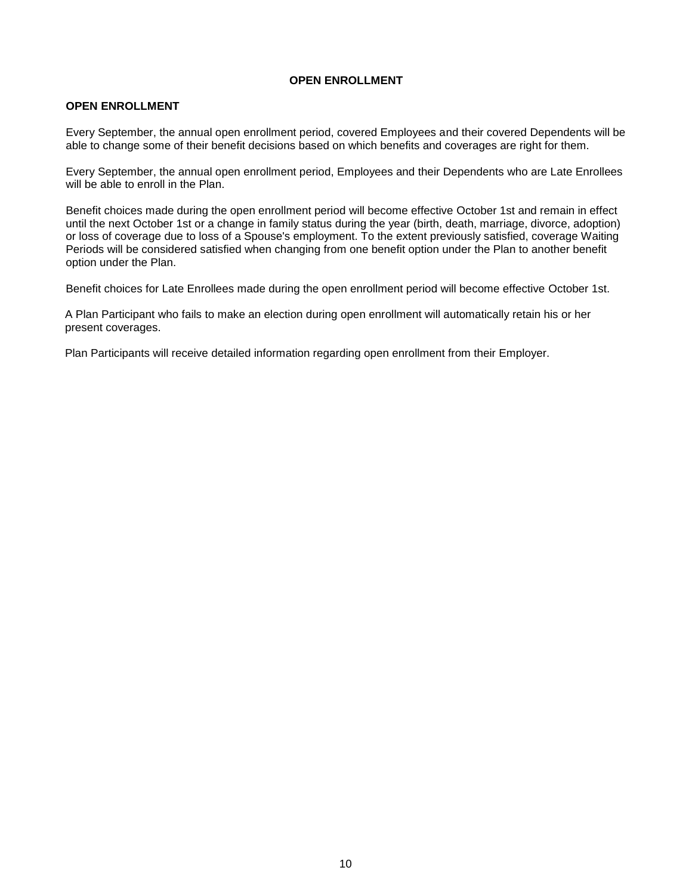# OPEN ENROLLMENT

## OPEN ENROLLMENT

Every September, the annual open enrollment period, covered Employees and their covered Dependents will be able to change some of their benefit decisions based on which benefits and coverages are right for them.

Every September, the annual open enrollment period, Employees and their Dependents who are Late Enrollees will be able to enroll in the Plan.

Benefit choices made during the open enrollment period will become effective October 1st and remain in effect until the next October 1st or a change in family status during the year (birth, death, marriage, divorce, adoption) or loss of coverage due to loss of a Spouse's employment. To the extent previously satisfied, coverage Waiting Periods will be considered satisfied when changing from one benefit option under the Plan to another benefit option under the Plan.

Benefit choices for Late Enrollees made during the open enrollment period will become effective October 1st.

A Plan Participant who fails to make an election during open enrollment will automatically retain his or her present coverages.

Plan Participants will receive detailed information regarding open enrollment from their Employer.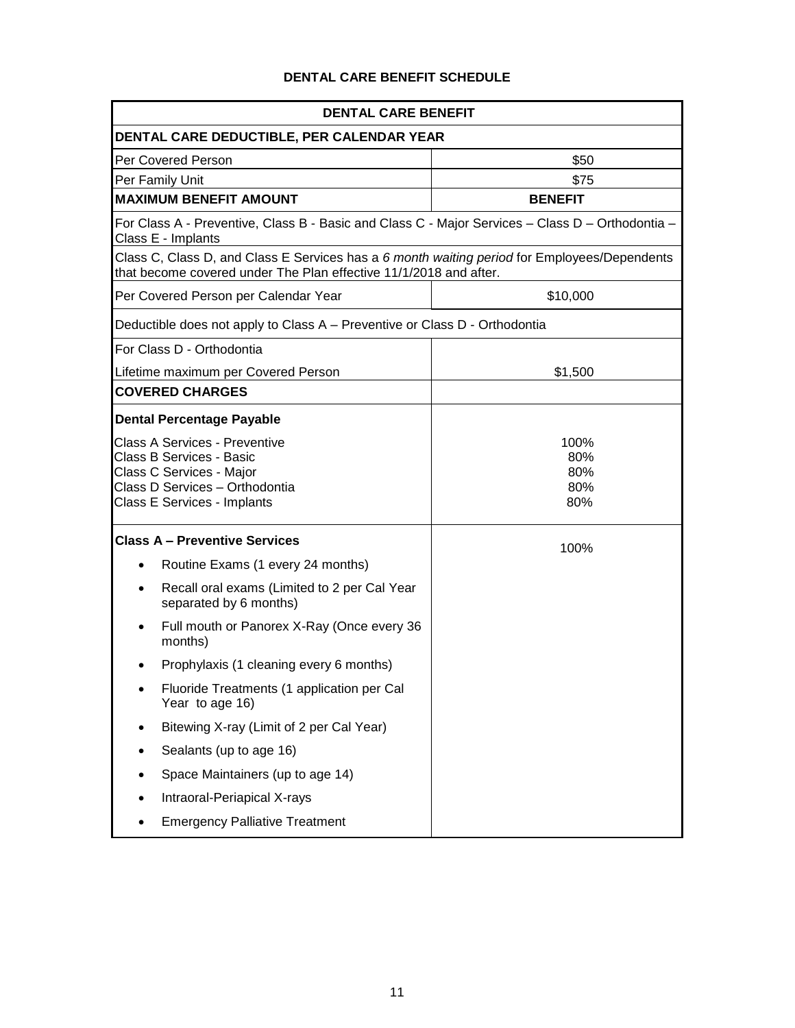## DENTAL CARE BENEFIT SCHEDULE

| **DENTAL CARE BENEFIT** | |
|---|---|
| **DENTAL CARE DEDUCTIBLE, PER CALENDAR YEAR** | |
| Per Covered Person | $50 |
| Per Family Unit | $75 |
| **MAXIMUM BENEFIT AMOUNT** | **BENEFIT** |
| For Class A - Preventive, Class B - Basic and Class C - Major Services – Class D – Orthodontia – Class E - Implants | |
| Class C, Class D, and Class E Services has a *6 month waiting period* for Employees/Dependents that become covered under The Plan effective 11/1/2018 and after. | |
| Per Covered Person per Calendar Year | $10,000 |
| Deductible does not apply to Class A – Preventive or Class D - Orthodontia | |
| For Class D - Orthodontia<br>Lifetime maximum per Covered Person | $1,500 |
| **COVERED CHARGES** | |
| **Dental Percentage Payable**<br>Class A Services - Preventive<br>Class B Services - Basic<br>Class C Services - Major<br>Class D Services – Orthodontia<br>Class E Services - Implants | <br>100%<br>80%<br>80%<br>80%<br>80% |
| **Class A – Preventive Services**<br>• Routine Exams (1 every 24 months)<br>• Recall oral exams (Limited to 2 per Cal Year separated by 6 months)<br>• Full mouth or Panorex X-Ray (Once every 36 months)<br>• Prophylaxis (1 cleaning every 6 months)<br>• Fluoride Treatments (1 application per Cal Year to age 16)<br>• Bitewing X-ray (Limit of 2 per Cal Year)<br>• Sealants (up to age 16)<br>• Space Maintainers (up to age 14)<br>• Intraoral-Periapical X-rays<br>• Emergency Palliative Treatment | 100% |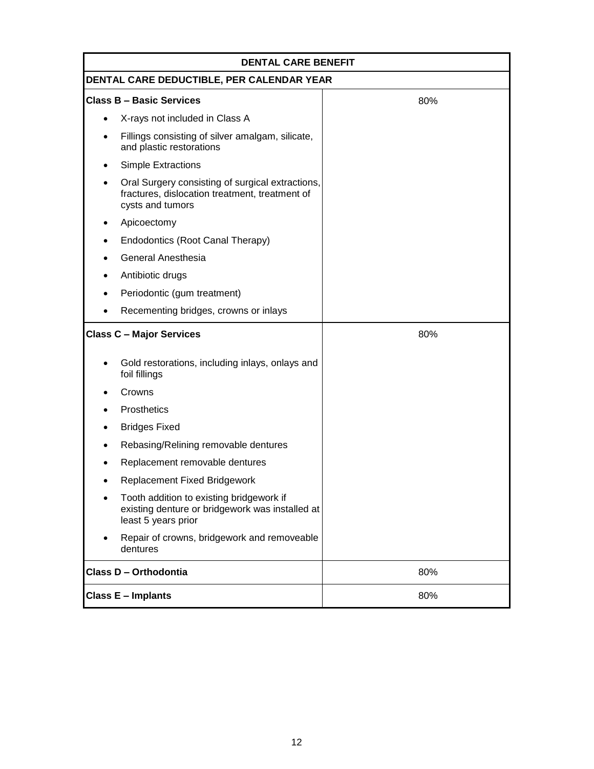| DENTAL CARE BENEFIT | |
|---|---|
| **DENTAL CARE DEDUCTIBLE, PER CALENDAR YEAR** | |
| **Class B – Basic Services**<br>• X-rays not included in Class A<br>• Fillings consisting of silver amalgam, silicate, and plastic restorations<br>• Simple Extractions<br>• Oral Surgery consisting of surgical extractions, fractures, dislocation treatment, treatment of cysts and tumors<br>• Apicoectomy<br>• Endodontics (Root Canal Therapy)<br>• General Anesthesia<br>• Antibiotic drugs<br>• Periodontic (gum treatment)<br>• Recementing bridges, crowns or inlays | 80% |
| **Class C – Major Services**<br>• Gold restorations, including inlays, onlays and foil fillings<br>• Crowns<br>• Prosthetics<br>• Bridges Fixed<br>• Rebasing/Relining removable dentures<br>• Replacement removable dentures<br>• Replacement Fixed Bridgework<br>• Tooth addition to existing bridgework if existing denture or bridgework was installed at least 5 years prior<br>• Repair of crowns, bridgework and removeable dentures | 80% |
| **Class D – Orthodontia** | 80% |
| **Class E – Implants** | 80% |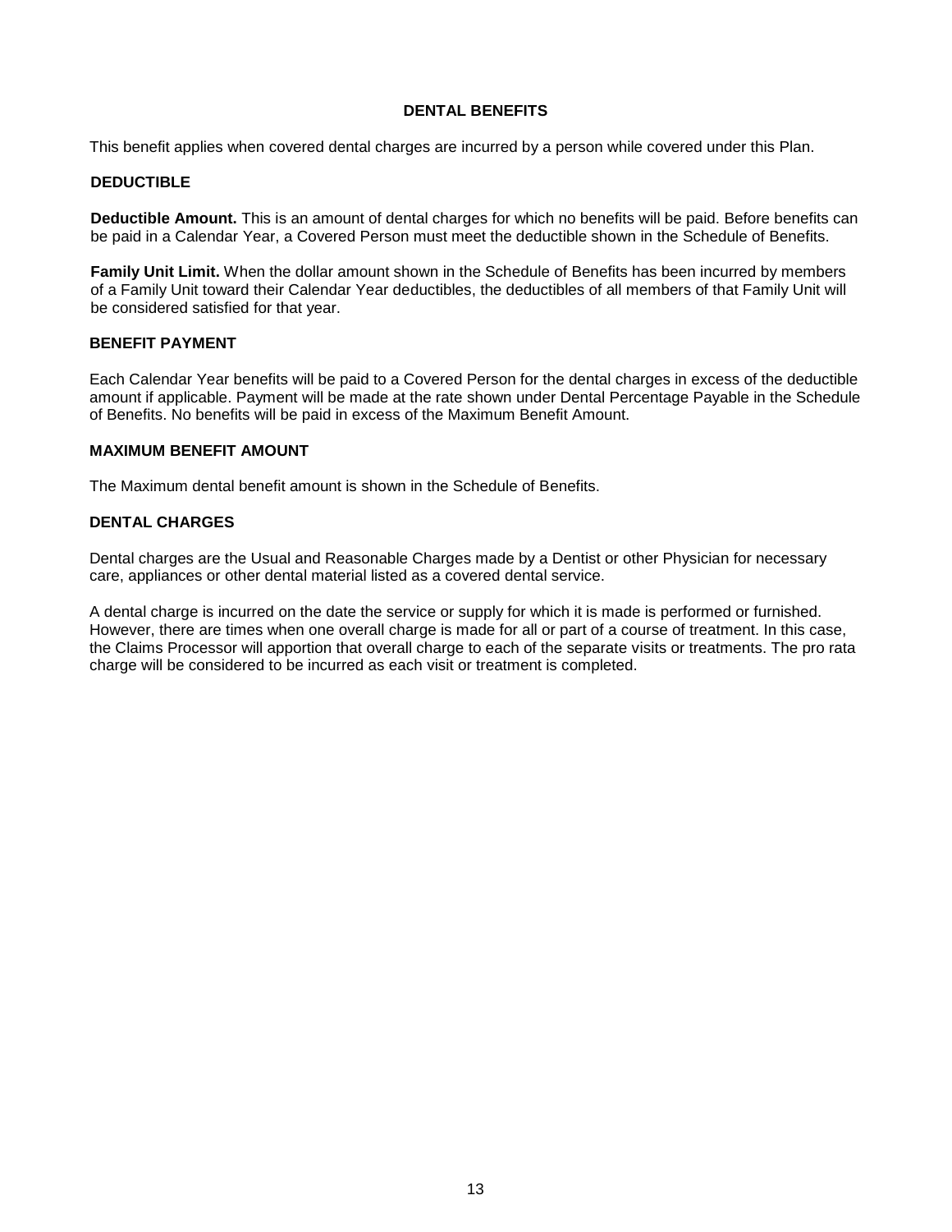# DENTAL BENEFITS

This benefit applies when covered dental charges are incurred by a person while covered under this Plan.

## DEDUCTIBLE

**Deductible Amount.** This is an amount of dental charges for which no benefits will be paid. Before benefits can be paid in a Calendar Year, a Covered Person must meet the deductible shown in the Schedule of Benefits.

**Family Unit Limit.** When the dollar amount shown in the Schedule of Benefits has been incurred by members of a Family Unit toward their Calendar Year deductibles, the deductibles of all members of that Family Unit will be considered satisfied for that year.

## BENEFIT PAYMENT

Each Calendar Year benefits will be paid to a Covered Person for the dental charges in excess of the deductible amount if applicable. Payment will be made at the rate shown under Dental Percentage Payable in the Schedule of Benefits. No benefits will be paid in excess of the Maximum Benefit Amount.

## MAXIMUM BENEFIT AMOUNT

The Maximum dental benefit amount is shown in the Schedule of Benefits.

## DENTAL CHARGES

Dental charges are the Usual and Reasonable Charges made by a Dentist or other Physician for necessary care, appliances or other dental material listed as a covered dental service.

A dental charge is incurred on the date the service or supply for which it is made is performed or furnished. However, there are times when one overall charge is made for all or part of a course of treatment. In this case, the Claims Processor will apportion that overall charge to each of the separate visits or treatments. The pro rata charge will be considered to be incurred as each visit or treatment is completed.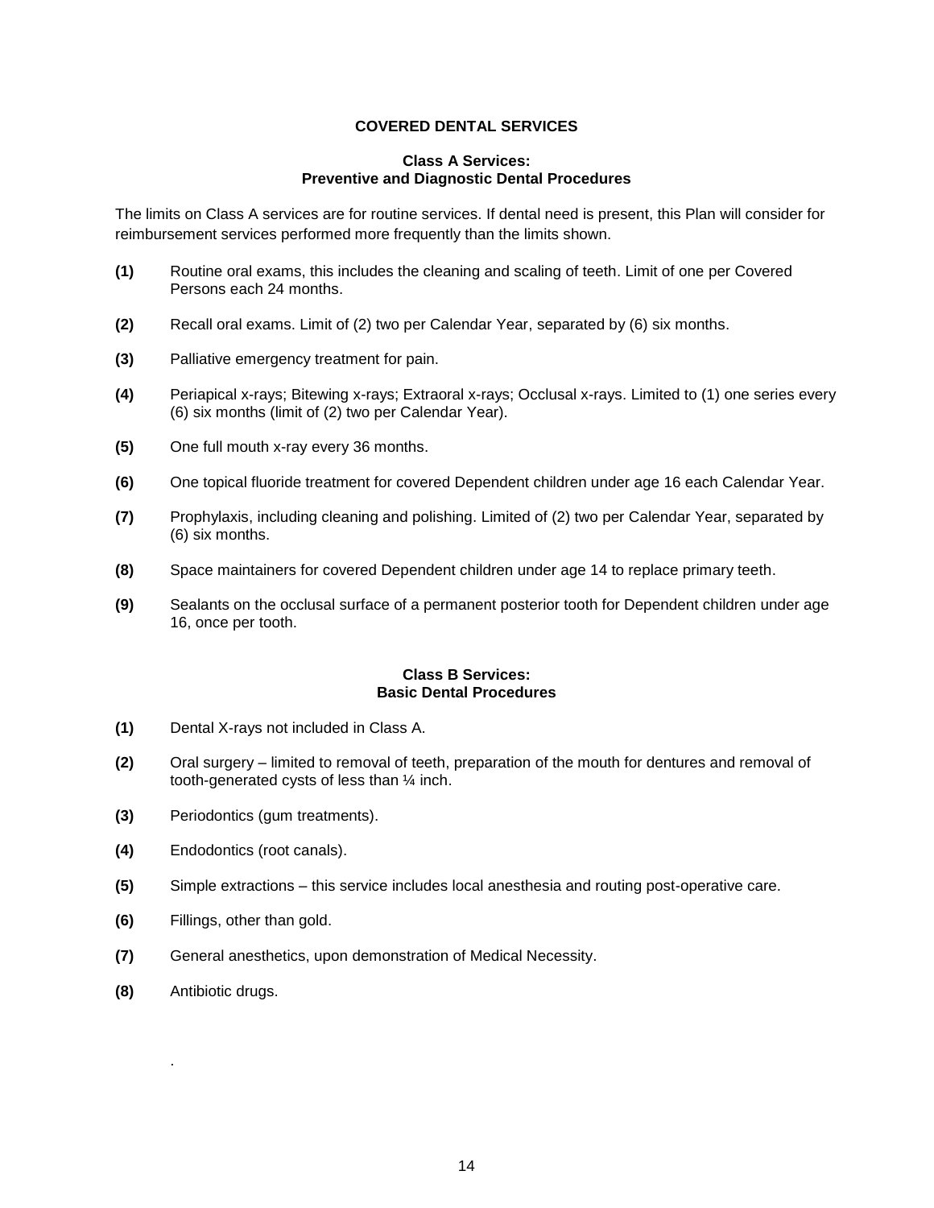## COVERED DENTAL SERVICES

### Class A Services: Preventive and Diagnostic Dental Procedures

The limits on Class A services are for routine services. If dental need is present, this Plan will consider for reimbursement services performed more frequently than the limits shown.

**(1)** Routine oral exams, this includes the cleaning and scaling of teeth. Limit of one per Covered Persons each 24 months.

**(2)** Recall oral exams. Limit of (2) two per Calendar Year, separated by (6) six months.

**(3)** Palliative emergency treatment for pain.

**(4)** Periapical x-rays; Bitewing x-rays; Extraoral x-rays; Occlusal x-rays. Limited to (1) one series every (6) six months (limit of (2) two per Calendar Year).

**(5)** One full mouth x-ray every 36 months.

**(6)** One topical fluoride treatment for covered Dependent children under age 16 each Calendar Year.

**(7)** Prophylaxis, including cleaning and polishing. Limited of (2) two per Calendar Year, separated by (6) six months.

**(8)** Space maintainers for covered Dependent children under age 14 to replace primary teeth.

**(9)** Sealants on the occlusal surface of a permanent posterior tooth for Dependent children under age 16, once per tooth.

### Class B Services: Basic Dental Procedures

**(1)** Dental X-rays not included in Class A.

**(2)** Oral surgery – limited to removal of teeth, preparation of the mouth for dentures and removal of tooth-generated cysts of less than ¼ inch.

**(3)** Periodontics (gum treatments).

**(4)** Endodontics (root canals).

**(5)** Simple extractions – this service includes local anesthesia and routing post-operative care.

**(6)** Fillings, other than gold.

**(7)** General anesthetics, upon demonstration of Medical Necessity.

**(8)** Antibiotic drugs.

.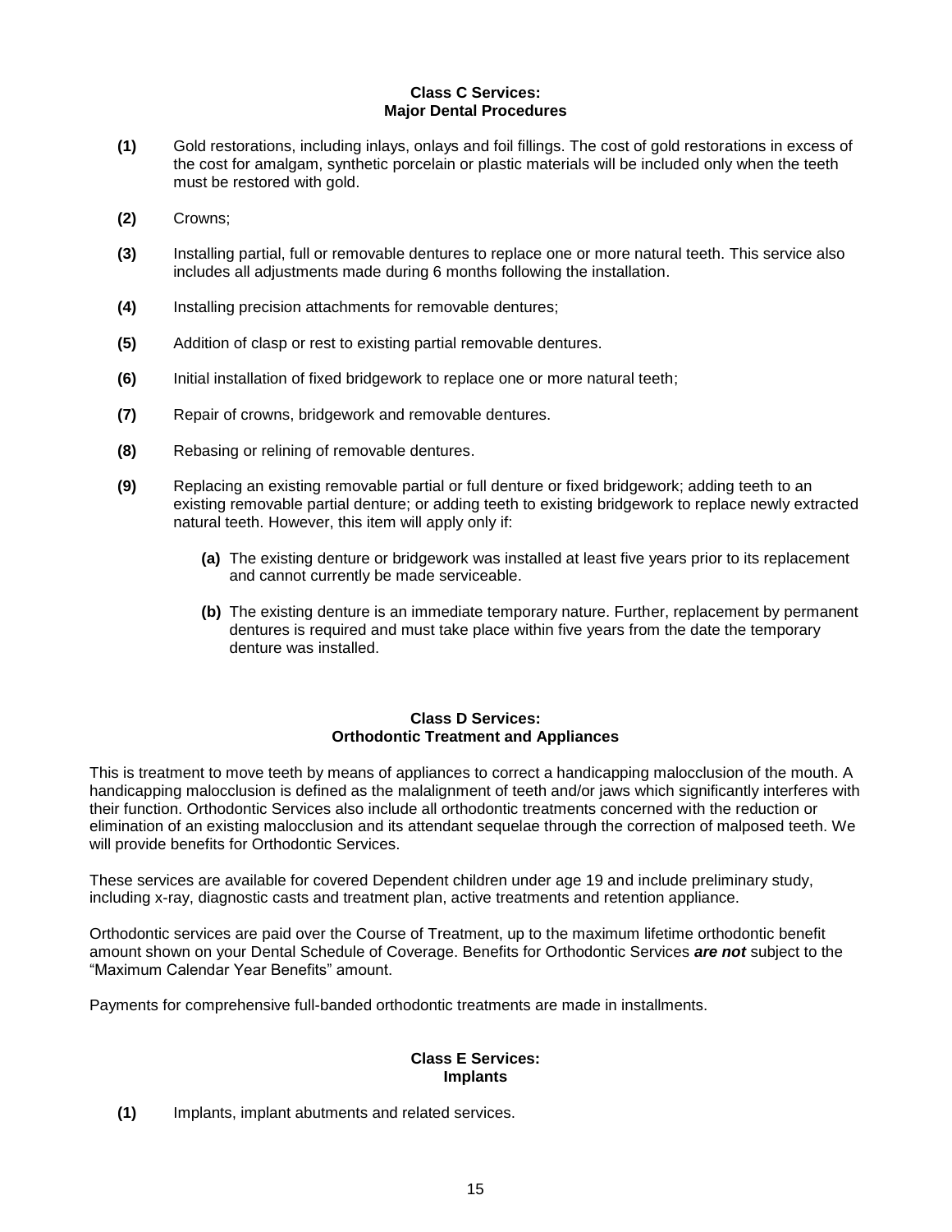### Class C Services:
### Major Dental Procedures

**(1)** Gold restorations, including inlays, onlays and foil fillings. The cost of gold restorations in excess of the cost for amalgam, synthetic porcelain or plastic materials will be included only when the teeth must be restored with gold.

**(2)** Crowns;

**(3)** Installing partial, full or removable dentures to replace one or more natural teeth. This service also includes all adjustments made during 6 months following the installation.

**(4)** Installing precision attachments for removable dentures;

**(5)** Addition of clasp or rest to existing partial removable dentures.

**(6)** Initial installation of fixed bridgework to replace one or more natural teeth;

**(7)** Repair of crowns, bridgework and removable dentures.

**(8)** Rebasing or relining of removable dentures.

**(9)** Replacing an existing removable partial or full denture or fixed bridgework; adding teeth to an existing removable partial denture; or adding teeth to existing bridgework to replace newly extracted natural teeth. However, this item will apply only if:

- **(a)** The existing denture or bridgework was installed at least five years prior to its replacement and cannot currently be made serviceable.
- **(b)** The existing denture is an immediate temporary nature. Further, replacement by permanent dentures is required and must take place within five years from the date the temporary denture was installed.

### Class D Services:
### Orthodontic Treatment and Appliances

This is treatment to move teeth by means of appliances to correct a handicapping malocclusion of the mouth. A handicapping malocclusion is defined as the malalignment of teeth and/or jaws which significantly interferes with their function. Orthodontic Services also include all orthodontic treatments concerned with the reduction or elimination of an existing malocclusion and its attendant sequelae through the correction of malposed teeth. We will provide benefits for Orthodontic Services.

These services are available for covered Dependent children under age 19 and include preliminary study, including x-ray, diagnostic casts and treatment plan, active treatments and retention appliance.

Orthodontic services are paid over the Course of Treatment, up to the maximum lifetime orthodontic benefit amount shown on your Dental Schedule of Coverage. Benefits for Orthodontic Services ***are not*** subject to the "Maximum Calendar Year Benefits" amount.

Payments for comprehensive full-banded orthodontic treatments are made in installments.

### Class E Services:
### Implants

**(1)** Implants, implant abutments and related services.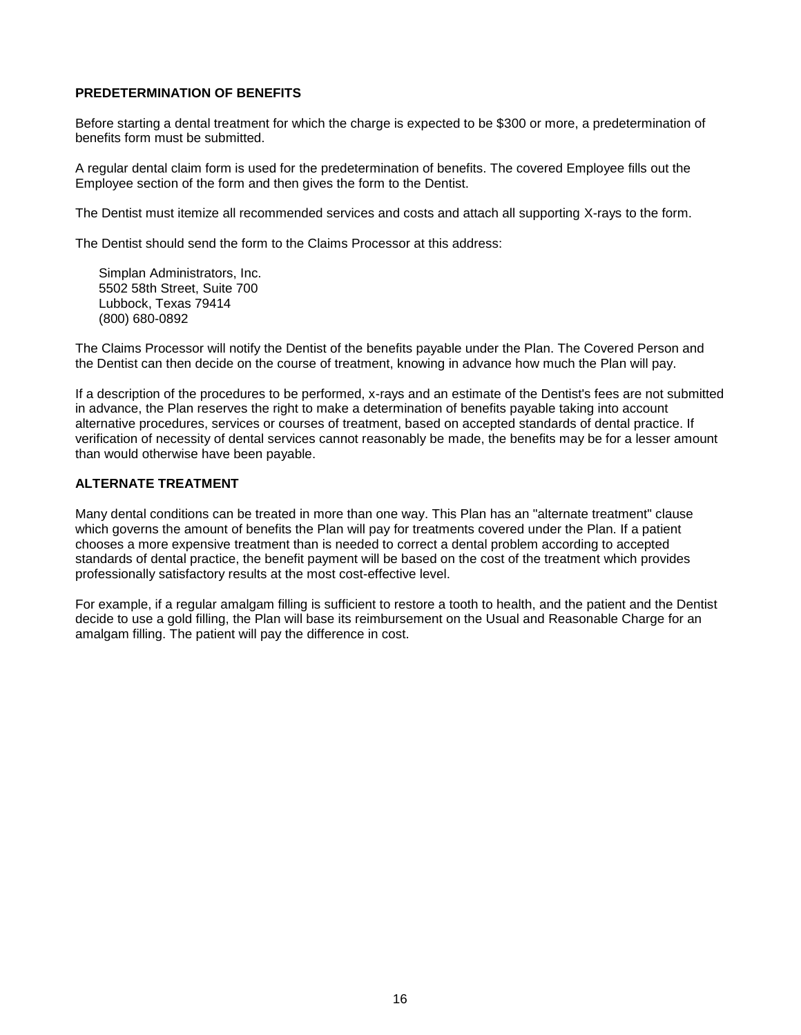## PREDETERMINATION OF BENEFITS

Before starting a dental treatment for which the charge is expected to be $300 or more, a predetermination of benefits form must be submitted.

A regular dental claim form is used for the predetermination of benefits. The covered Employee fills out the Employee section of the form and then gives the form to the Dentist.

The Dentist must itemize all recommended services and costs and attach all supporting X-rays to the form.

The Dentist should send the form to the Claims Processor at this address:

Simplan Administrators, Inc.
5502 58th Street, Suite 700
Lubbock, Texas 79414
(800) 680-0892

The Claims Processor will notify the Dentist of the benefits payable under the Plan. The Covered Person and the Dentist can then decide on the course of treatment, knowing in advance how much the Plan will pay.

If a description of the procedures to be performed, x-rays and an estimate of the Dentist's fees are not submitted in advance, the Plan reserves the right to make a determination of benefits payable taking into account alternative procedures, services or courses of treatment, based on accepted standards of dental practice. If verification of necessity of dental services cannot reasonably be made, the benefits may be for a lesser amount than would otherwise have been payable.

## ALTERNATE TREATMENT

Many dental conditions can be treated in more than one way. This Plan has an "alternate treatment" clause which governs the amount of benefits the Plan will pay for treatments covered under the Plan. If a patient chooses a more expensive treatment than is needed to correct a dental problem according to accepted standards of dental practice, the benefit payment will be based on the cost of the treatment which provides professionally satisfactory results at the most cost-effective level.

For example, if a regular amalgam filling is sufficient to restore a tooth to health, and the patient and the Dentist decide to use a gold filling, the Plan will base its reimbursement on the Usual and Reasonable Charge for an amalgam filling. The patient will pay the difference in cost.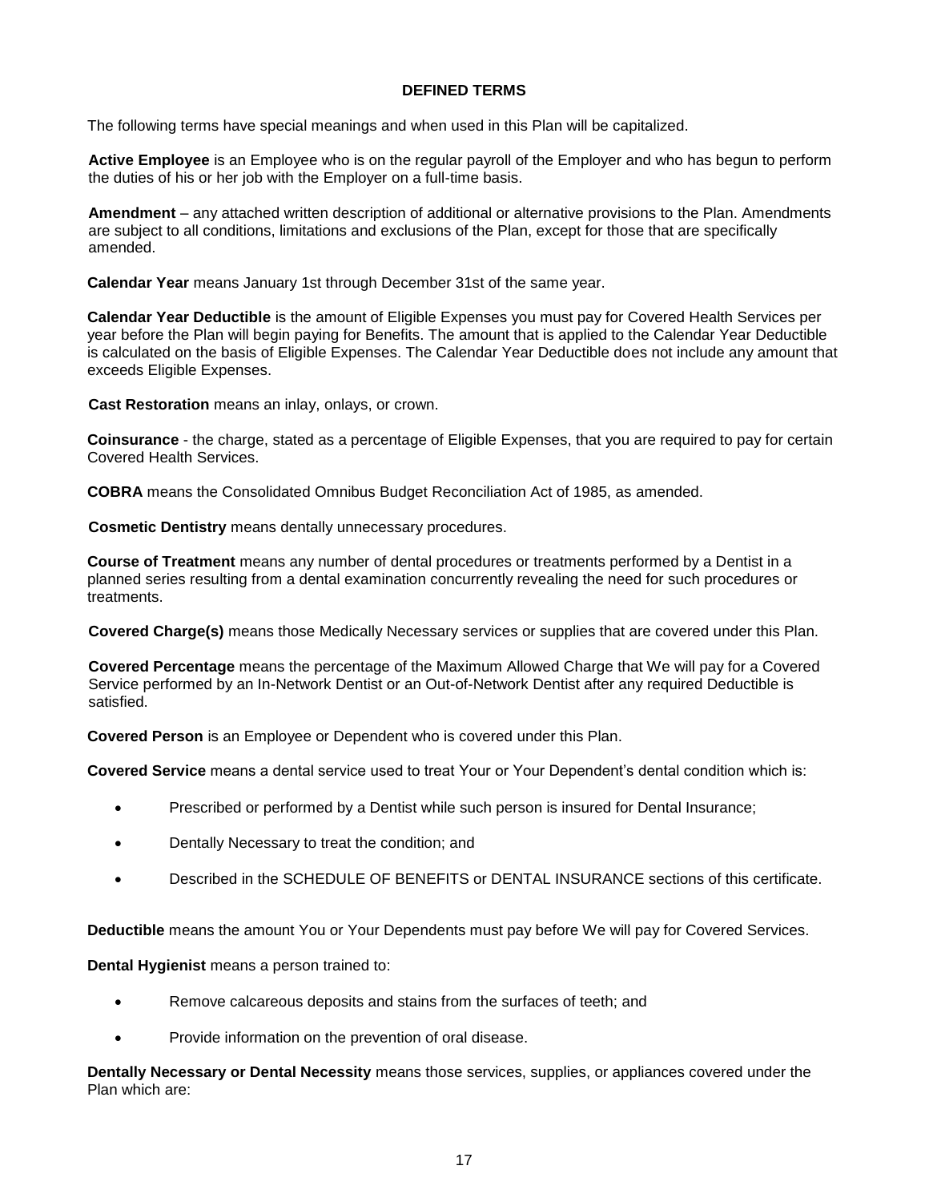## DEFINED TERMS

The following terms have special meanings and when used in this Plan will be capitalized.

**Active Employee** is an Employee who is on the regular payroll of the Employer and who has begun to perform the duties of his or her job with the Employer on a full-time basis.

**Amendment** – any attached written description of additional or alternative provisions to the Plan. Amendments are subject to all conditions, limitations and exclusions of the Plan, except for those that are specifically amended.

**Calendar Year** means January 1st through December 31st of the same year.

**Calendar Year Deductible** is the amount of Eligible Expenses you must pay for Covered Health Services per year before the Plan will begin paying for Benefits. The amount that is applied to the Calendar Year Deductible is calculated on the basis of Eligible Expenses. The Calendar Year Deductible does not include any amount that exceeds Eligible Expenses.

**Cast Restoration** means an inlay, onlays, or crown.

**Coinsurance** - the charge, stated as a percentage of Eligible Expenses, that you are required to pay for certain Covered Health Services.

**COBRA** means the Consolidated Omnibus Budget Reconciliation Act of 1985, as amended.

**Cosmetic Dentistry** means dentally unnecessary procedures.

**Course of Treatment** means any number of dental procedures or treatments performed by a Dentist in a planned series resulting from a dental examination concurrently revealing the need for such procedures or treatments.

**Covered Charge(s)** means those Medically Necessary services or supplies that are covered under this Plan.

**Covered Percentage** means the percentage of the Maximum Allowed Charge that We will pay for a Covered Service performed by an In-Network Dentist or an Out-of-Network Dentist after any required Deductible is satisfied.

**Covered Person** is an Employee or Dependent who is covered under this Plan.

**Covered Service** means a dental service used to treat Your or Your Dependent's dental condition which is:

- Prescribed or performed by a Dentist while such person is insured for Dental Insurance;
- Dentally Necessary to treat the condition; and
- Described in the SCHEDULE OF BENEFITS or DENTAL INSURANCE sections of this certificate.

**Deductible** means the amount You or Your Dependents must pay before We will pay for Covered Services.

**Dental Hygienist** means a person trained to:

- Remove calcareous deposits and stains from the surfaces of teeth; and
- Provide information on the prevention of oral disease.

**Dentally Necessary or Dental Necessity** means those services, supplies, or appliances covered under the Plan which are: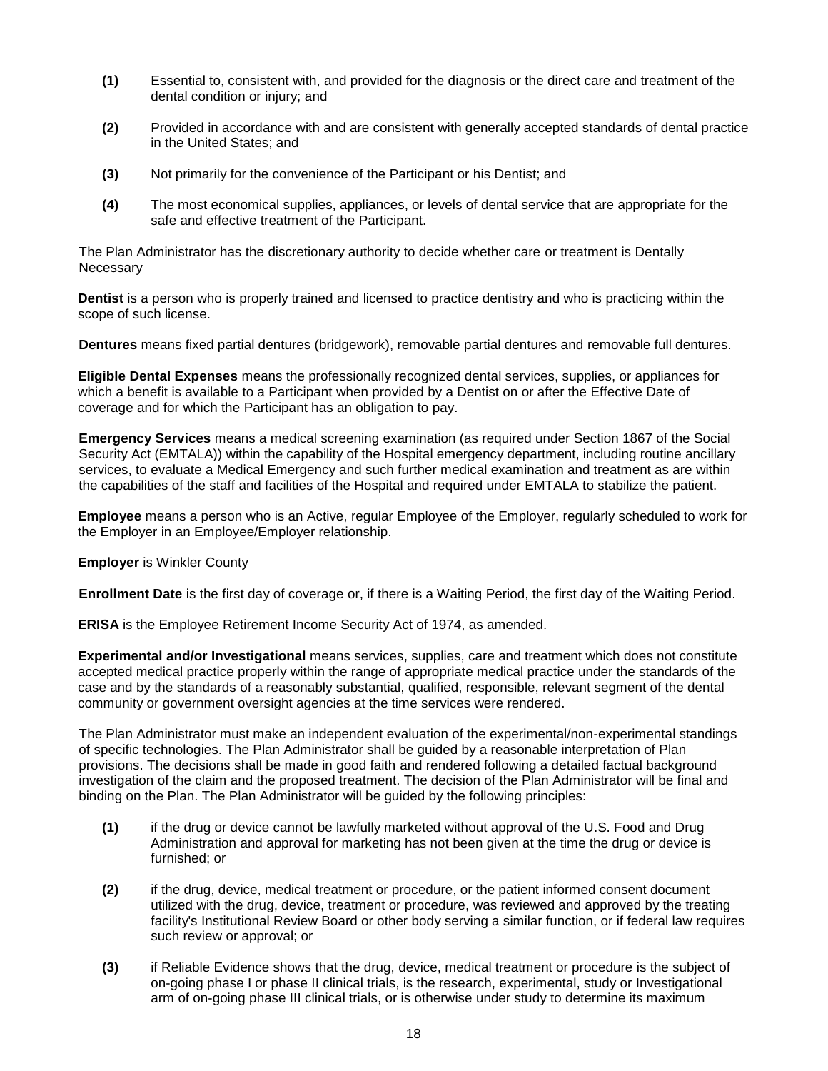**(1)** Essential to, consistent with, and provided for the diagnosis or the direct care and treatment of the dental condition or injury; and

**(2)** Provided in accordance with and are consistent with generally accepted standards of dental practice in the United States; and

**(3)** Not primarily for the convenience of the Participant or his Dentist; and

**(4)** The most economical supplies, appliances, or levels of dental service that are appropriate for the safe and effective treatment of the Participant.

The Plan Administrator has the discretionary authority to decide whether care or treatment is Dentally Necessary

**Dentist** is a person who is properly trained and licensed to practice dentistry and who is practicing within the scope of such license.

**Dentures** means fixed partial dentures (bridgework), removable partial dentures and removable full dentures.

**Eligible Dental Expenses** means the professionally recognized dental services, supplies, or appliances for which a benefit is available to a Participant when provided by a Dentist on or after the Effective Date of coverage and for which the Participant has an obligation to pay.

**Emergency Services** means a medical screening examination (as required under Section 1867 of the Social Security Act (EMTALA)) within the capability of the Hospital emergency department, including routine ancillary services, to evaluate a Medical Emergency and such further medical examination and treatment as are within the capabilities of the staff and facilities of the Hospital and required under EMTALA to stabilize the patient.

**Employee** means a person who is an Active, regular Employee of the Employer, regularly scheduled to work for the Employer in an Employee/Employer relationship.

**Employer** is Winkler County

**Enrollment Date** is the first day of coverage or, if there is a Waiting Period, the first day of the Waiting Period.

**ERISA** is the Employee Retirement Income Security Act of 1974, as amended.

**Experimental and/or Investigational** means services, supplies, care and treatment which does not constitute accepted medical practice properly within the range of appropriate medical practice under the standards of the case and by the standards of a reasonably substantial, qualified, responsible, relevant segment of the dental community or government oversight agencies at the time services were rendered.

The Plan Administrator must make an independent evaluation of the experimental/non-experimental standings of specific technologies. The Plan Administrator shall be guided by a reasonable interpretation of Plan provisions. The decisions shall be made in good faith and rendered following a detailed factual background investigation of the claim and the proposed treatment. The decision of the Plan Administrator will be final and binding on the Plan. The Plan Administrator will be guided by the following principles:

**(1)** if the drug or device cannot be lawfully marketed without approval of the U.S. Food and Drug Administration and approval for marketing has not been given at the time the drug or device is furnished; or

**(2)** if the drug, device, medical treatment or procedure, or the patient informed consent document utilized with the drug, device, treatment or procedure, was reviewed and approved by the treating facility's Institutional Review Board or other body serving a similar function, or if federal law requires such review or approval; or

**(3)** if Reliable Evidence shows that the drug, device, medical treatment or procedure is the subject of on-going phase I or phase II clinical trials, is the research, experimental, study or Investigational arm of on-going phase III clinical trials, or is otherwise under study to determine its maximum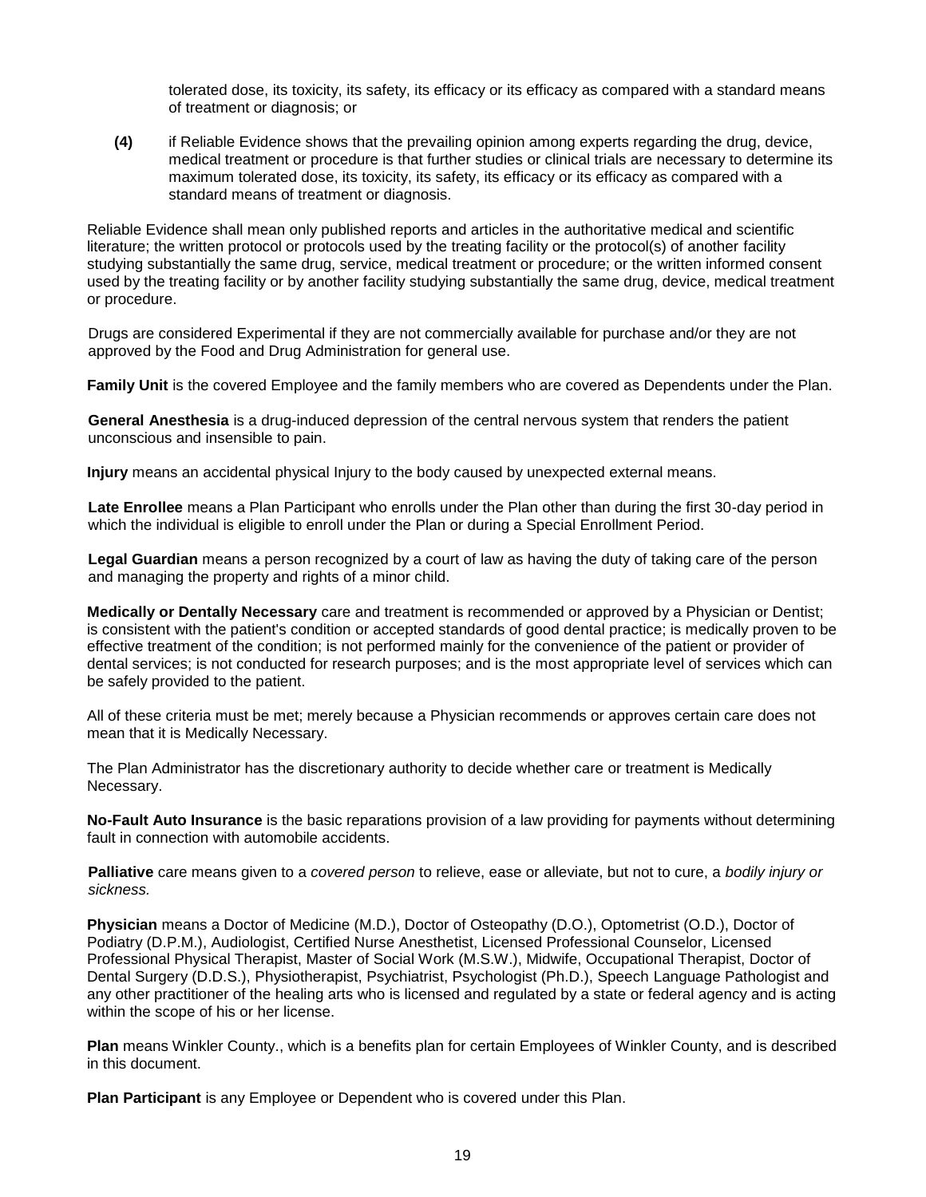tolerated dose, its toxicity, its safety, its efficacy or its efficacy as compared with a standard means of treatment or diagnosis; or

**(4)** if Reliable Evidence shows that the prevailing opinion among experts regarding the drug, device, medical treatment or procedure is that further studies or clinical trials are necessary to determine its maximum tolerated dose, its toxicity, its safety, its efficacy or its efficacy as compared with a standard means of treatment or diagnosis.

Reliable Evidence shall mean only published reports and articles in the authoritative medical and scientific literature; the written protocol or protocols used by the treating facility or the protocol(s) of another facility studying substantially the same drug, service, medical treatment or procedure; or the written informed consent used by the treating facility or by another facility studying substantially the same drug, device, medical treatment or procedure.

Drugs are considered Experimental if they are not commercially available for purchase and/or they are not approved by the Food and Drug Administration for general use.

**Family Unit** is the covered Employee and the family members who are covered as Dependents under the Plan.

**General Anesthesia** is a drug-induced depression of the central nervous system that renders the patient unconscious and insensible to pain.

**Injury** means an accidental physical Injury to the body caused by unexpected external means.

**Late Enrollee** means a Plan Participant who enrolls under the Plan other than during the first 30-day period in which the individual is eligible to enroll under the Plan or during a Special Enrollment Period.

**Legal Guardian** means a person recognized by a court of law as having the duty of taking care of the person and managing the property and rights of a minor child.

**Medically or Dentally Necessary** care and treatment is recommended or approved by a Physician or Dentist; is consistent with the patient's condition or accepted standards of good dental practice; is medically proven to be effective treatment of the condition; is not performed mainly for the convenience of the patient or provider of dental services; is not conducted for research purposes; and is the most appropriate level of services which can be safely provided to the patient.

All of these criteria must be met; merely because a Physician recommends or approves certain care does not mean that it is Medically Necessary.

The Plan Administrator has the discretionary authority to decide whether care or treatment is Medically Necessary.

**No-Fault Auto Insurance** is the basic reparations provision of a law providing for payments without determining fault in connection with automobile accidents.

**Palliative** care means given to a *covered person* to relieve, ease or alleviate, but not to cure, a *bodily injury or sickness.*

**Physician** means a Doctor of Medicine (M.D.), Doctor of Osteopathy (D.O.), Optometrist (O.D.), Doctor of Podiatry (D.P.M.), Audiologist, Certified Nurse Anesthetist, Licensed Professional Counselor, Licensed Professional Physical Therapist, Master of Social Work (M.S.W.), Midwife, Occupational Therapist, Doctor of Dental Surgery (D.D.S.), Physiotherapist, Psychiatrist, Psychologist (Ph.D.), Speech Language Pathologist and any other practitioner of the healing arts who is licensed and regulated by a state or federal agency and is acting within the scope of his or her license.

**Plan** means Winkler County., which is a benefits plan for certain Employees of Winkler County, and is described in this document.

**Plan Participant** is any Employee or Dependent who is covered under this Plan.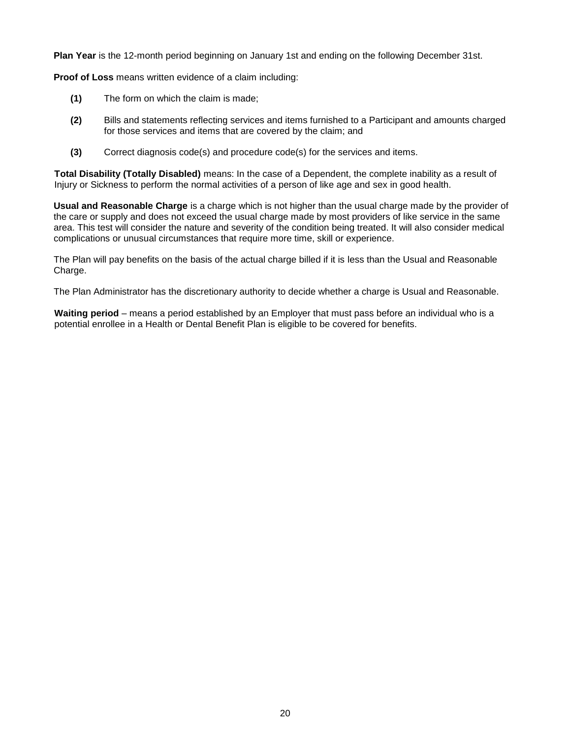**Plan Year** is the 12-month period beginning on January 1st and ending on the following December 31st.

**Proof of Loss** means written evidence of a claim including:

**(1)** The form on which the claim is made;

**(2)** Bills and statements reflecting services and items furnished to a Participant and amounts charged for those services and items that are covered by the claim; and

**(3)** Correct diagnosis code(s) and procedure code(s) for the services and items.

**Total Disability (Totally Disabled)** means: In the case of a Dependent, the complete inability as a result of Injury or Sickness to perform the normal activities of a person of like age and sex in good health.

**Usual and Reasonable Charge** is a charge which is not higher than the usual charge made by the provider of the care or supply and does not exceed the usual charge made by most providers of like service in the same area. This test will consider the nature and severity of the condition being treated. It will also consider medical complications or unusual circumstances that require more time, skill or experience.

The Plan will pay benefits on the basis of the actual charge billed if it is less than the Usual and Reasonable Charge.

The Plan Administrator has the discretionary authority to decide whether a charge is Usual and Reasonable.

**Waiting period** – means a period established by an Employer that must pass before an individual who is a potential enrollee in a Health or Dental Benefit Plan is eligible to be covered for benefits.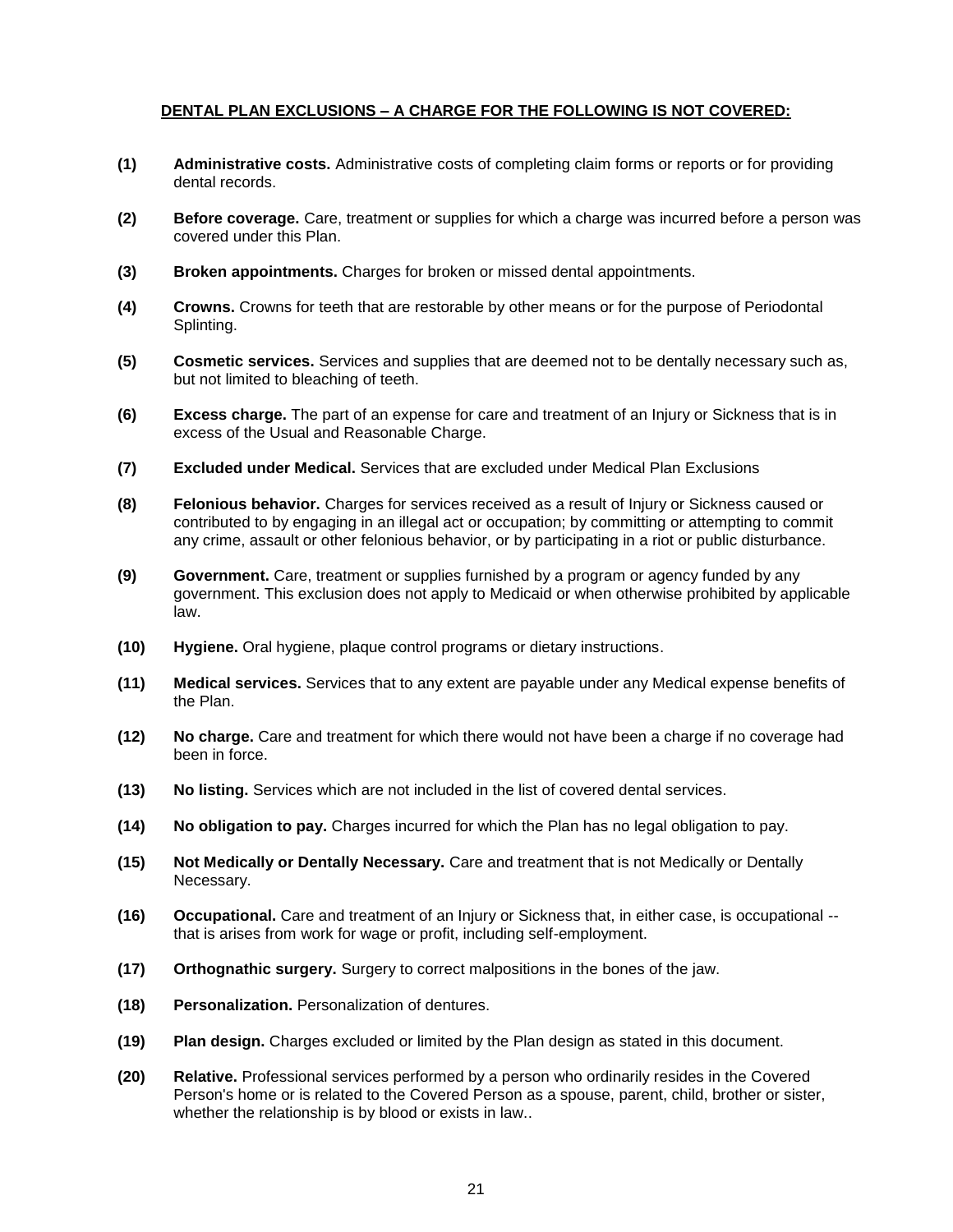## DENTAL PLAN EXCLUSIONS – A CHARGE FOR THE FOLLOWING IS NOT COVERED:

**(1)** **Administrative costs.** Administrative costs of completing claim forms or reports or for providing dental records.

**(2)** **Before coverage.** Care, treatment or supplies for which a charge was incurred before a person was covered under this Plan.

**(3)** **Broken appointments.** Charges for broken or missed dental appointments.

**(4)** **Crowns.** Crowns for teeth that are restorable by other means or for the purpose of Periodontal Splinting.

**(5)** **Cosmetic services.** Services and supplies that are deemed not to be dentally necessary such as, but not limited to bleaching of teeth.

**(6)** **Excess charge.** The part of an expense for care and treatment of an Injury or Sickness that is in excess of the Usual and Reasonable Charge.

**(7)** **Excluded under Medical.** Services that are excluded under Medical Plan Exclusions

**(8)** **Felonious behavior.** Charges for services received as a result of Injury or Sickness caused or contributed to by engaging in an illegal act or occupation; by committing or attempting to commit any crime, assault or other felonious behavior, or by participating in a riot or public disturbance.

**(9)** **Government.** Care, treatment or supplies furnished by a program or agency funded by any government. This exclusion does not apply to Medicaid or when otherwise prohibited by applicable law.

**(10)** **Hygiene.** Oral hygiene, plaque control programs or dietary instructions.

**(11)** **Medical services.** Services that to any extent are payable under any Medical expense benefits of the Plan.

**(12)** **No charge.** Care and treatment for which there would not have been a charge if no coverage had been in force.

**(13)** **No listing.** Services which are not included in the list of covered dental services.

**(14)** **No obligation to pay.** Charges incurred for which the Plan has no legal obligation to pay.

**(15)** **Not Medically or Dentally Necessary.** Care and treatment that is not Medically or Dentally Necessary.

**(16)** **Occupational.** Care and treatment of an Injury or Sickness that, in either case, is occupational -- that is arises from work for wage or profit, including self-employment.

**(17)** **Orthognathic surgery.** Surgery to correct malpositions in the bones of the jaw.

**(18)** **Personalization.** Personalization of dentures.

**(19)** **Plan design.** Charges excluded or limited by the Plan design as stated in this document.

**(20)** **Relative.** Professional services performed by a person who ordinarily resides in the Covered Person's home or is related to the Covered Person as a spouse, parent, child, brother or sister, whether the relationship is by blood or exists in law..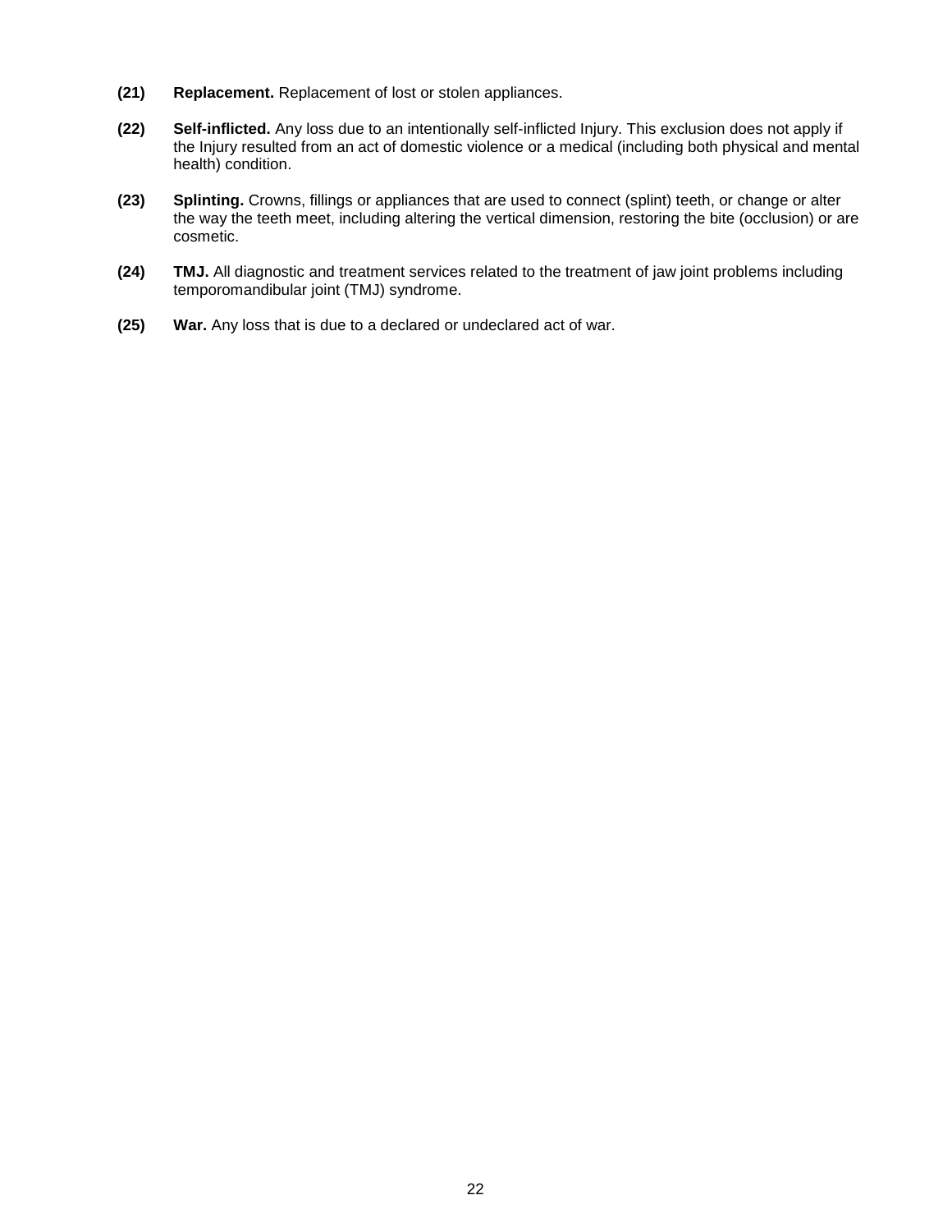**(21)** **Replacement.** Replacement of lost or stolen appliances.

**(22)** **Self-inflicted.** Any loss due to an intentionally self-inflicted Injury. This exclusion does not apply if the Injury resulted from an act of domestic violence or a medical (including both physical and mental health) condition.

**(23)** **Splinting.** Crowns, fillings or appliances that are used to connect (splint) teeth, or change or alter the way the teeth meet, including altering the vertical dimension, restoring the bite (occlusion) or are cosmetic.

**(24)** **TMJ.** All diagnostic and treatment services related to the treatment of jaw joint problems including temporomandibular joint (TMJ) syndrome.

**(25)** **War.** Any loss that is due to a declared or undeclared act of war.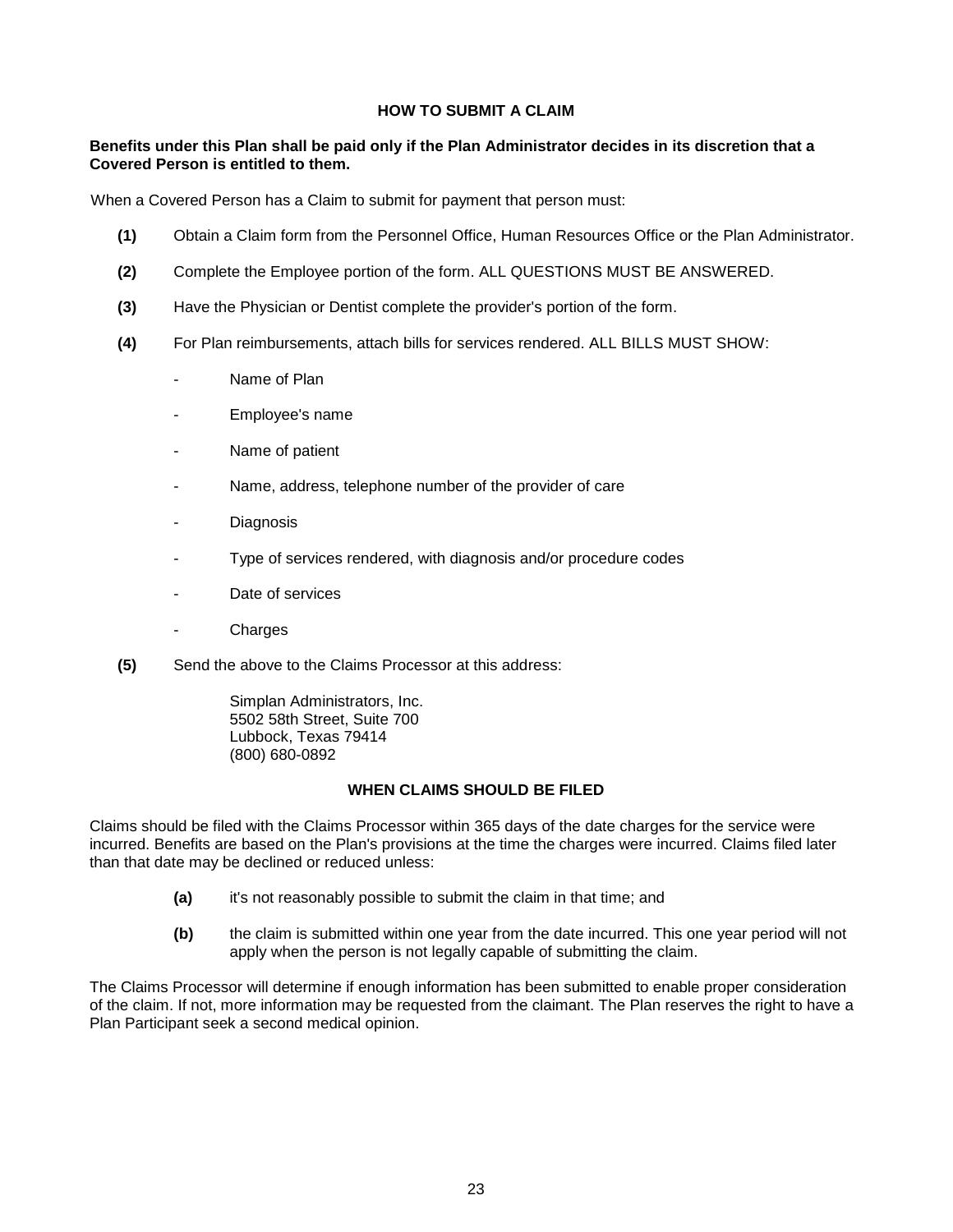## HOW TO SUBMIT A CLAIM

**Benefits under this Plan shall be paid only if the Plan Administrator decides in its discretion that a Covered Person is entitled to them.**

When a Covered Person has a Claim to submit for payment that person must:

**(1)** Obtain a Claim form from the Personnel Office, Human Resources Office or the Plan Administrator.

**(2)** Complete the Employee portion of the form. ALL QUESTIONS MUST BE ANSWERED.

**(3)** Have the Physician or Dentist complete the provider's portion of the form.

**(4)** For Plan reimbursements, attach bills for services rendered. ALL BILLS MUST SHOW:

- Name of Plan
- Employee's name
- Name of patient
- Name, address, telephone number of the provider of care
- Diagnosis
- Type of services rendered, with diagnosis and/or procedure codes
- Date of services
- Charges

**(5)** Send the above to the Claims Processor at this address:

Simplan Administrators, Inc.
5502 58th Street, Suite 700
Lubbock, Texas 79414
(800) 680-0892

## WHEN CLAIMS SHOULD BE FILED

Claims should be filed with the Claims Processor within 365 days of the date charges for the service were incurred. Benefits are based on the Plan's provisions at the time the charges were incurred. Claims filed later than that date may be declined or reduced unless:

**(a)** it's not reasonably possible to submit the claim in that time; and

**(b)** the claim is submitted within one year from the date incurred. This one year period will not apply when the person is not legally capable of submitting the claim.

The Claims Processor will determine if enough information has been submitted to enable proper consideration of the claim. If not, more information may be requested from the claimant. The Plan reserves the right to have a Plan Participant seek a second medical opinion.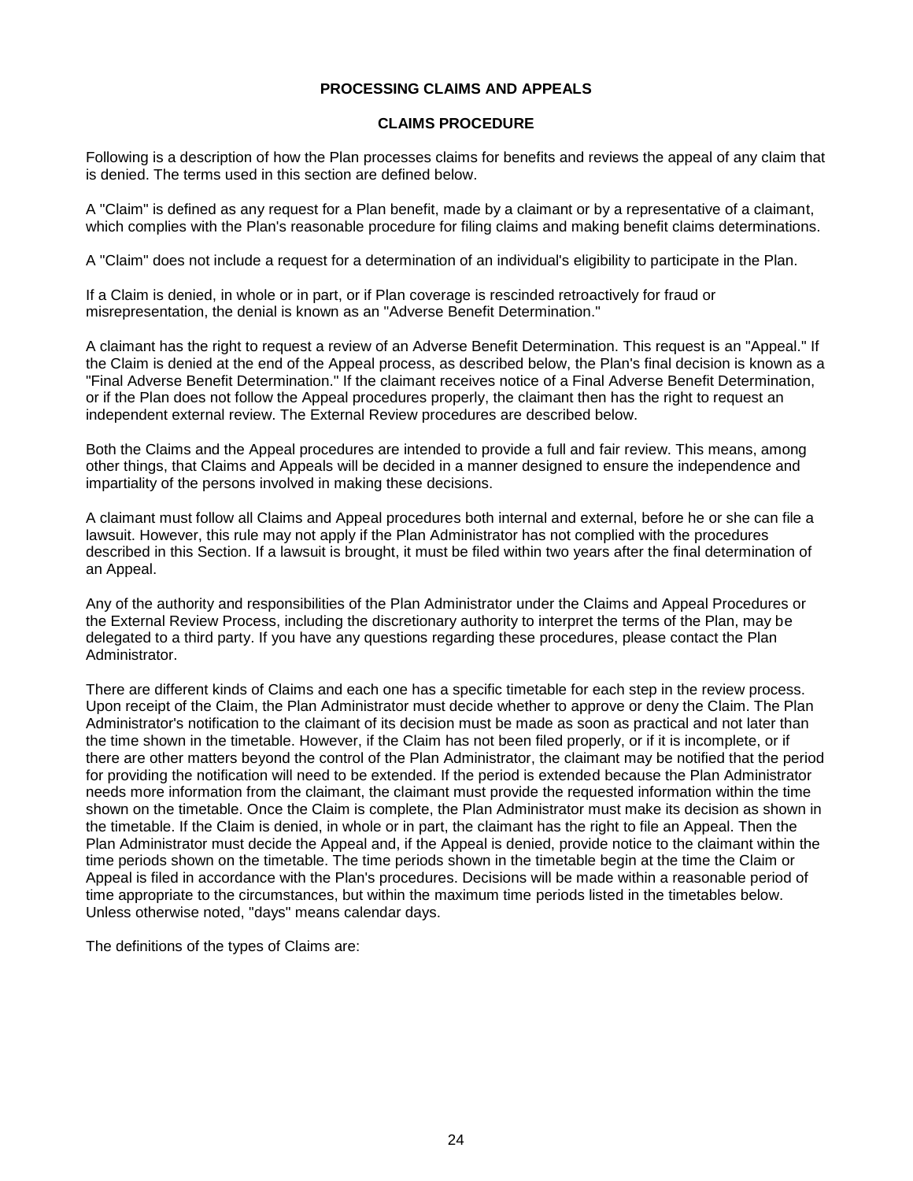## PROCESSING CLAIMS AND APPEALS

### CLAIMS PROCEDURE

Following is a description of how the Plan processes claims for benefits and reviews the appeal of any claim that is denied. The terms used in this section are defined below.

A "Claim" is defined as any request for a Plan benefit, made by a claimant or by a representative of a claimant, which complies with the Plan's reasonable procedure for filing claims and making benefit claims determinations.

A "Claim" does not include a request for a determination of an individual's eligibility to participate in the Plan.

If a Claim is denied, in whole or in part, or if Plan coverage is rescinded retroactively for fraud or misrepresentation, the denial is known as an "Adverse Benefit Determination."

A claimant has the right to request a review of an Adverse Benefit Determination. This request is an "Appeal." If the Claim is denied at the end of the Appeal process, as described below, the Plan's final decision is known as a "Final Adverse Benefit Determination." If the claimant receives notice of a Final Adverse Benefit Determination, or if the Plan does not follow the Appeal procedures properly, the claimant then has the right to request an independent external review. The External Review procedures are described below.

Both the Claims and the Appeal procedures are intended to provide a full and fair review. This means, among other things, that Claims and Appeals will be decided in a manner designed to ensure the independence and impartiality of the persons involved in making these decisions.

A claimant must follow all Claims and Appeal procedures both internal and external, before he or she can file a lawsuit. However, this rule may not apply if the Plan Administrator has not complied with the procedures described in this Section. If a lawsuit is brought, it must be filed within two years after the final determination of an Appeal.

Any of the authority and responsibilities of the Plan Administrator under the Claims and Appeal Procedures or the External Review Process, including the discretionary authority to interpret the terms of the Plan, may be delegated to a third party. If you have any questions regarding these procedures, please contact the Plan Administrator.

There are different kinds of Claims and each one has a specific timetable for each step in the review process. Upon receipt of the Claim, the Plan Administrator must decide whether to approve or deny the Claim. The Plan Administrator's notification to the claimant of its decision must be made as soon as practical and not later than the time shown in the timetable. However, if the Claim has not been filed properly, or if it is incomplete, or if there are other matters beyond the control of the Plan Administrator, the claimant may be notified that the period for providing the notification will need to be extended. If the period is extended because the Plan Administrator needs more information from the claimant, the claimant must provide the requested information within the time shown on the timetable. Once the Claim is complete, the Plan Administrator must make its decision as shown in the timetable. If the Claim is denied, in whole or in part, the claimant has the right to file an Appeal. Then the Plan Administrator must decide the Appeal and, if the Appeal is denied, provide notice to the claimant within the time periods shown on the timetable. The time periods shown in the timetable begin at the time the Claim or Appeal is filed in accordance with the Plan's procedures. Decisions will be made within a reasonable period of time appropriate to the circumstances, but within the maximum time periods listed in the timetables below. Unless otherwise noted, "days" means calendar days.

The definitions of the types of Claims are: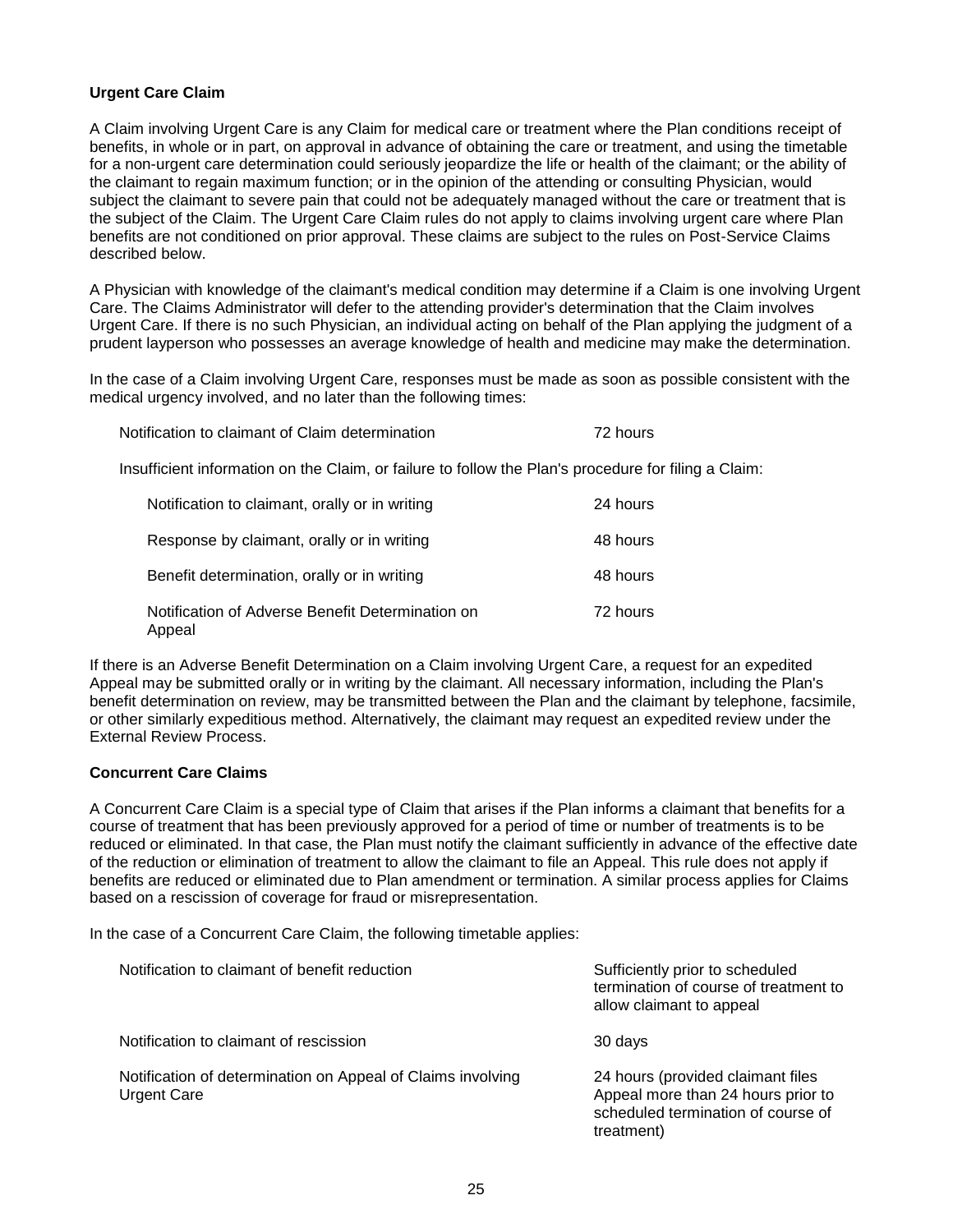**Urgent Care Claim**

A Claim involving Urgent Care is any Claim for medical care or treatment where the Plan conditions receipt of benefits, in whole or in part, on approval in advance of obtaining the care or treatment, and using the timetable for a non-urgent care determination could seriously jeopardize the life or health of the claimant; or the ability of the claimant to regain maximum function; or in the opinion of the attending or consulting Physician, would subject the claimant to severe pain that could not be adequately managed without the care or treatment that is the subject of the Claim. The Urgent Care Claim rules do not apply to claims involving urgent care where Plan benefits are not conditioned on prior approval. These claims are subject to the rules on Post-Service Claims described below.

A Physician with knowledge of the claimant's medical condition may determine if a Claim is one involving Urgent Care. The Claims Administrator will defer to the attending provider's determination that the Claim involves Urgent Care. If there is no such Physician, an individual acting on behalf of the Plan applying the judgment of a prudent layperson who possesses an average knowledge of health and medicine may make the determination.

In the case of a Claim involving Urgent Care, responses must be made as soon as possible consistent with the medical urgency involved, and no later than the following times:

| | |
|---|---|
| Notification to claimant of Claim determination | 72 hours |
| Insufficient information on the Claim, or failure to follow the Plan's procedure for filing a Claim: | |
| Notification to claimant, orally or in writing | 24 hours |
| Response by claimant, orally or in writing | 48 hours |
| Benefit determination, orally or in writing | 48 hours |
| Notification of Adverse Benefit Determination on Appeal | 72 hours |

If there is an Adverse Benefit Determination on a Claim involving Urgent Care, a request for an expedited Appeal may be submitted orally or in writing by the claimant. All necessary information, including the Plan's benefit determination on review, may be transmitted between the Plan and the claimant by telephone, facsimile, or other similarly expeditious method. Alternatively, the claimant may request an expedited review under the External Review Process.

**Concurrent Care Claims**

A Concurrent Care Claim is a special type of Claim that arises if the Plan informs a claimant that benefits for a course of treatment that has been previously approved for a period of time or number of treatments is to be reduced or eliminated. In that case, the Plan must notify the claimant sufficiently in advance of the effective date of the reduction or elimination of treatment to allow the claimant to file an Appeal. This rule does not apply if benefits are reduced or eliminated due to Plan amendment or termination. A similar process applies for Claims based on a rescission of coverage for fraud or misrepresentation.

In the case of a Concurrent Care Claim, the following timetable applies:

| | |
|---|---|
| Notification to claimant of benefit reduction | Sufficiently prior to scheduled termination of course of treatment to allow claimant to appeal |
| Notification to claimant of rescission | 30 days |
| Notification of determination on Appeal of Claims involving Urgent Care | 24 hours (provided claimant files Appeal more than 24 hours prior to scheduled termination of course of treatment) |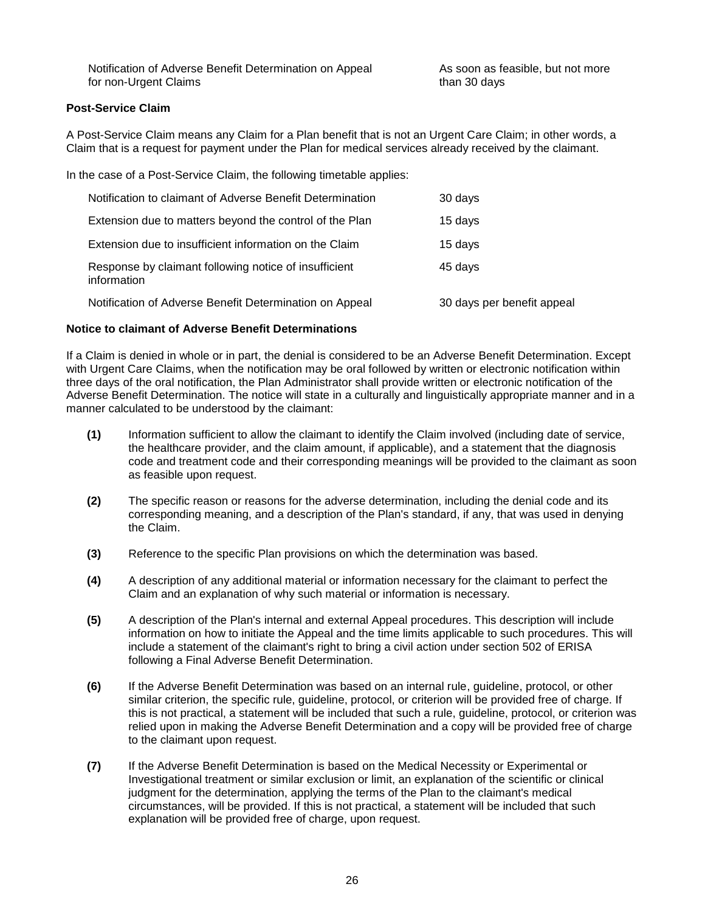| | |
|---|---|
| Notification of Adverse Benefit Determination on Appeal for non-Urgent Claims | As soon as feasible, but not more than 30 days |

**Post-Service Claim**

A Post-Service Claim means any Claim for a Plan benefit that is not an Urgent Care Claim; in other words, a Claim that is a request for payment under the Plan for medical services already received by the claimant.

In the case of a Post-Service Claim, the following timetable applies:

| | |
|---|---|
| Notification to claimant of Adverse Benefit Determination | 30 days |
| Extension due to matters beyond the control of the Plan | 15 days |
| Extension due to insufficient information on the Claim | 15 days |
| Response by claimant following notice of insufficient information | 45 days |
| Notification of Adverse Benefit Determination on Appeal | 30 days per benefit appeal |

**Notice to claimant of Adverse Benefit Determinations**

If a Claim is denied in whole or in part, the denial is considered to be an Adverse Benefit Determination. Except with Urgent Care Claims, when the notification may be oral followed by written or electronic notification within three days of the oral notification, the Plan Administrator shall provide written or electronic notification of the Adverse Benefit Determination. The notice will state in a culturally and linguistically appropriate manner and in a manner calculated to be understood by the claimant:

**(1)** Information sufficient to allow the claimant to identify the Claim involved (including date of service, the healthcare provider, and the claim amount, if applicable), and a statement that the diagnosis code and treatment code and their corresponding meanings will be provided to the claimant as soon as feasible upon request.

**(2)** The specific reason or reasons for the adverse determination, including the denial code and its corresponding meaning, and a description of the Plan's standard, if any, that was used in denying the Claim.

**(3)** Reference to the specific Plan provisions on which the determination was based.

**(4)** A description of any additional material or information necessary for the claimant to perfect the Claim and an explanation of why such material or information is necessary.

**(5)** A description of the Plan's internal and external Appeal procedures. This description will include information on how to initiate the Appeal and the time limits applicable to such procedures. This will include a statement of the claimant's right to bring a civil action under section 502 of ERISA following a Final Adverse Benefit Determination.

**(6)** If the Adverse Benefit Determination was based on an internal rule, guideline, protocol, or other similar criterion, the specific rule, guideline, protocol, or criterion will be provided free of charge. If this is not practical, a statement will be included that such a rule, guideline, protocol, or criterion was relied upon in making the Adverse Benefit Determination and a copy will be provided free of charge to the claimant upon request.

**(7)** If the Adverse Benefit Determination is based on the Medical Necessity or Experimental or Investigational treatment or similar exclusion or limit, an explanation of the scientific or clinical judgment for the determination, applying the terms of the Plan to the claimant's medical circumstances, will be provided. If this is not practical, a statement will be included that such explanation will be provided free of charge, upon request.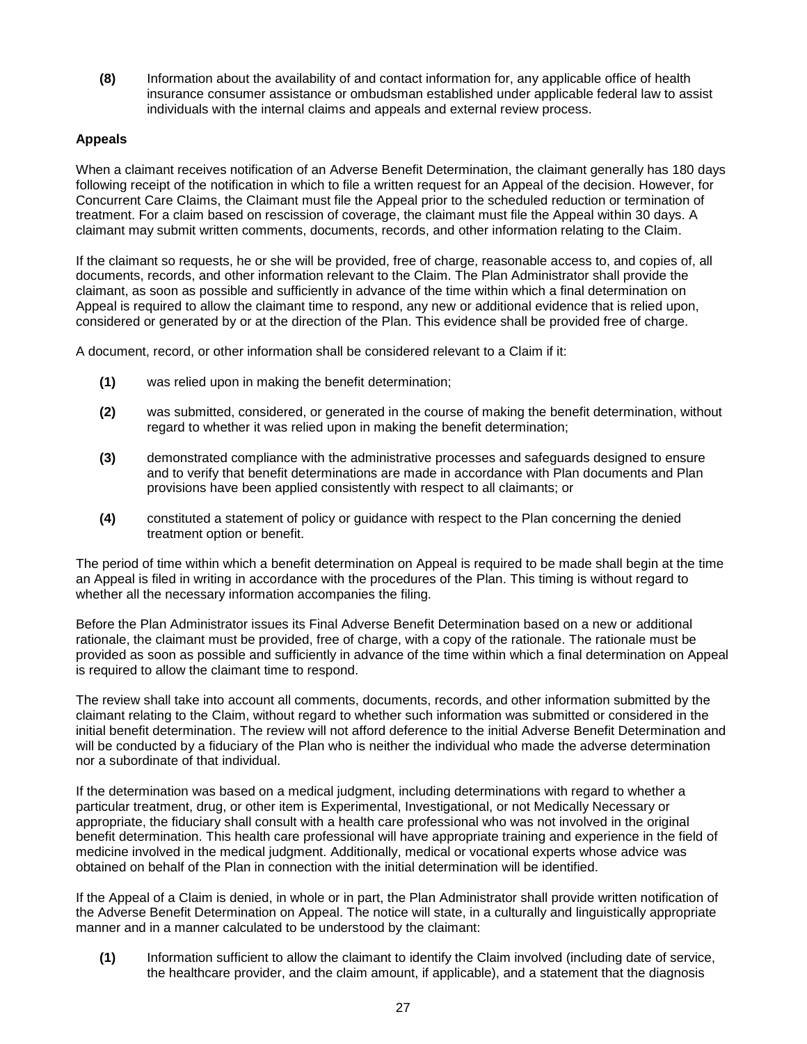**(8)** Information about the availability of and contact information for, any applicable office of health insurance consumer assistance or ombudsman established under applicable federal law to assist individuals with the internal claims and appeals and external review process.

**Appeals**

When a claimant receives notification of an Adverse Benefit Determination, the claimant generally has 180 days following receipt of the notification in which to file a written request for an Appeal of the decision. However, for Concurrent Care Claims, the Claimant must file the Appeal prior to the scheduled reduction or termination of treatment. For a claim based on rescission of coverage, the claimant must file the Appeal within 30 days. A claimant may submit written comments, documents, records, and other information relating to the Claim.

If the claimant so requests, he or she will be provided, free of charge, reasonable access to, and copies of, all documents, records, and other information relevant to the Claim. The Plan Administrator shall provide the claimant, as soon as possible and sufficiently in advance of the time within which a final determination on Appeal is required to allow the claimant time to respond, any new or additional evidence that is relied upon, considered or generated by or at the direction of the Plan. This evidence shall be provided free of charge.

A document, record, or other information shall be considered relevant to a Claim if it:

**(1)** was relied upon in making the benefit determination;

**(2)** was submitted, considered, or generated in the course of making the benefit determination, without regard to whether it was relied upon in making the benefit determination;

**(3)** demonstrated compliance with the administrative processes and safeguards designed to ensure and to verify that benefit determinations are made in accordance with Plan documents and Plan provisions have been applied consistently with respect to all claimants; or

**(4)** constituted a statement of policy or guidance with respect to the Plan concerning the denied treatment option or benefit.

The period of time within which a benefit determination on Appeal is required to be made shall begin at the time an Appeal is filed in writing in accordance with the procedures of the Plan. This timing is without regard to whether all the necessary information accompanies the filing.

Before the Plan Administrator issues its Final Adverse Benefit Determination based on a new or additional rationale, the claimant must be provided, free of charge, with a copy of the rationale. The rationale must be provided as soon as possible and sufficiently in advance of the time within which a final determination on Appeal is required to allow the claimant time to respond.

The review shall take into account all comments, documents, records, and other information submitted by the claimant relating to the Claim, without regard to whether such information was submitted or considered in the initial benefit determination. The review will not afford deference to the initial Adverse Benefit Determination and will be conducted by a fiduciary of the Plan who is neither the individual who made the adverse determination nor a subordinate of that individual.

If the determination was based on a medical judgment, including determinations with regard to whether a particular treatment, drug, or other item is Experimental, Investigational, or not Medically Necessary or appropriate, the fiduciary shall consult with a health care professional who was not involved in the original benefit determination. This health care professional will have appropriate training and experience in the field of medicine involved in the medical judgment. Additionally, medical or vocational experts whose advice was obtained on behalf of the Plan in connection with the initial determination will be identified.

If the Appeal of a Claim is denied, in whole or in part, the Plan Administrator shall provide written notification of the Adverse Benefit Determination on Appeal. The notice will state, in a culturally and linguistically appropriate manner and in a manner calculated to be understood by the claimant:

**(1)** Information sufficient to allow the claimant to identify the Claim involved (including date of service, the healthcare provider, and the claim amount, if applicable), and a statement that the diagnosis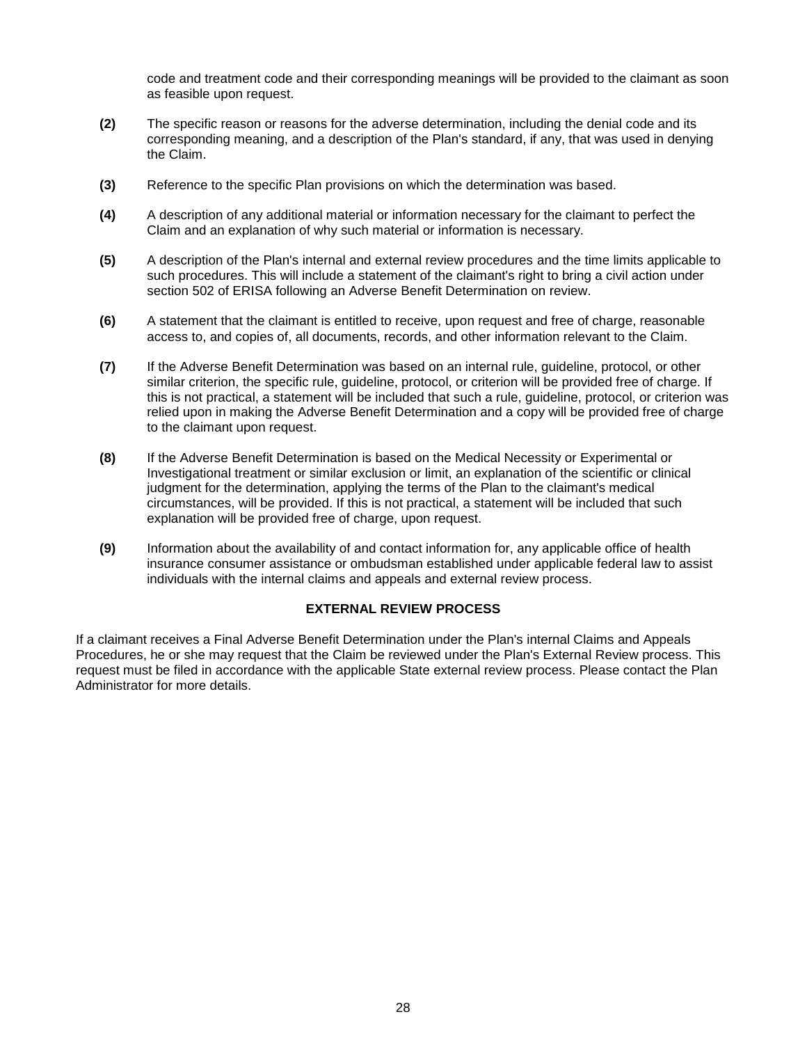code and treatment code and their corresponding meanings will be provided to the claimant as soon as feasible upon request.

**(2)** The specific reason or reasons for the adverse determination, including the denial code and its corresponding meaning, and a description of the Plan's standard, if any, that was used in denying the Claim.

**(3)** Reference to the specific Plan provisions on which the determination was based.

**(4)** A description of any additional material or information necessary for the claimant to perfect the Claim and an explanation of why such material or information is necessary.

**(5)** A description of the Plan's internal and external review procedures and the time limits applicable to such procedures. This will include a statement of the claimant's right to bring a civil action under section 502 of ERISA following an Adverse Benefit Determination on review.

**(6)** A statement that the claimant is entitled to receive, upon request and free of charge, reasonable access to, and copies of, all documents, records, and other information relevant to the Claim.

**(7)** If the Adverse Benefit Determination was based on an internal rule, guideline, protocol, or other similar criterion, the specific rule, guideline, protocol, or criterion will be provided free of charge. If this is not practical, a statement will be included that such a rule, guideline, protocol, or criterion was relied upon in making the Adverse Benefit Determination and a copy will be provided free of charge to the claimant upon request.

**(8)** If the Adverse Benefit Determination is based on the Medical Necessity or Experimental or Investigational treatment or similar exclusion or limit, an explanation of the scientific or clinical judgment for the determination, applying the terms of the Plan to the claimant's medical circumstances, will be provided. If this is not practical, a statement will be included that such explanation will be provided free of charge, upon request.

**(9)** Information about the availability of and contact information for, any applicable office of health insurance consumer assistance or ombudsman established under applicable federal law to assist individuals with the internal claims and appeals and external review process.

## EXTERNAL REVIEW PROCESS

If a claimant receives a Final Adverse Benefit Determination under the Plan's internal Claims and Appeals Procedures, he or she may request that the Claim be reviewed under the Plan's External Review process. This request must be filed in accordance with the applicable State external review process. Please contact the Plan Administrator for more details.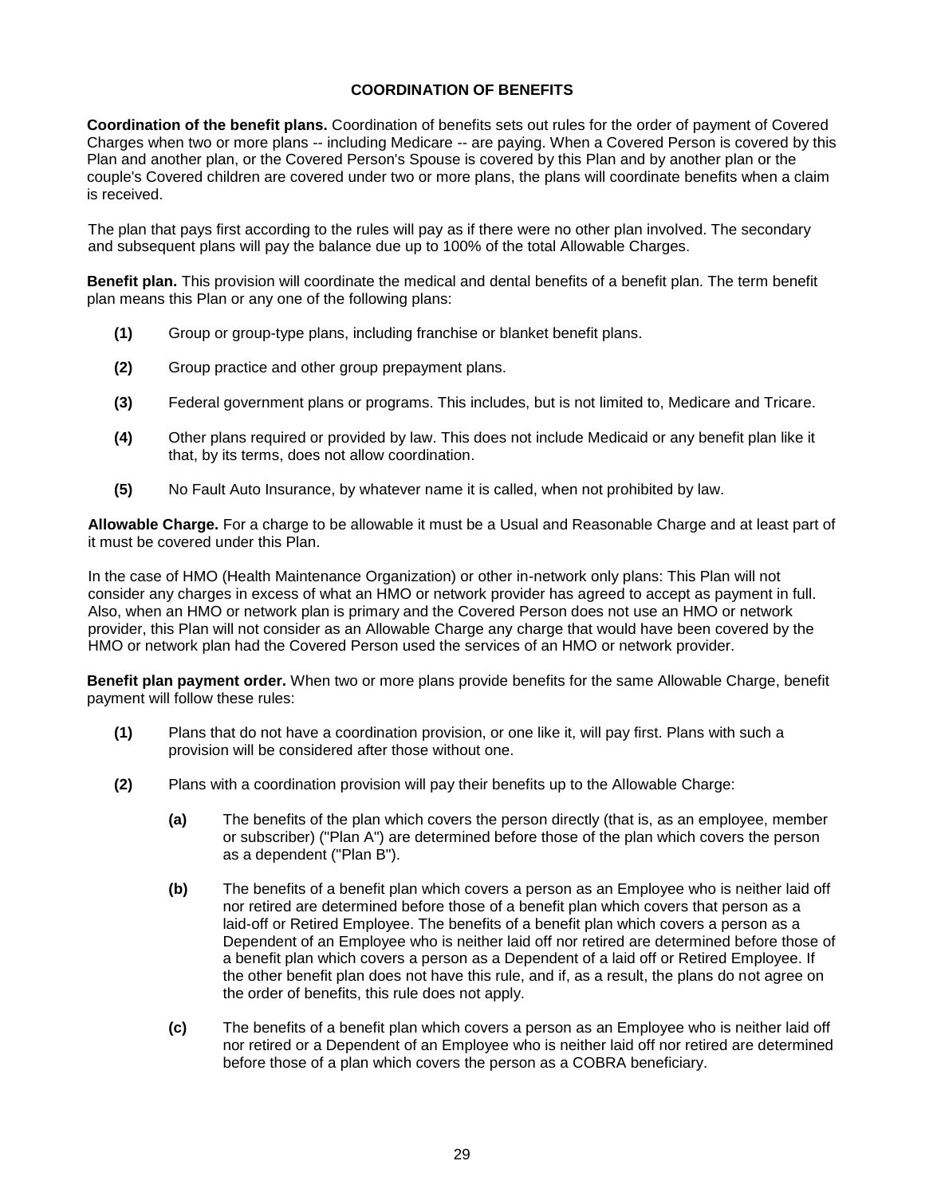## COORDINATION OF BENEFITS

**Coordination of the benefit plans.** Coordination of benefits sets out rules for the order of payment of Covered Charges when two or more plans -- including Medicare -- are paying. When a Covered Person is covered by this Plan and another plan, or the Covered Person's Spouse is covered by this Plan and by another plan or the couple's Covered children are covered under two or more plans, the plans will coordinate benefits when a claim is received.

The plan that pays first according to the rules will pay as if there were no other plan involved. The secondary and subsequent plans will pay the balance due up to 100% of the total Allowable Charges.

**Benefit plan.** This provision will coordinate the medical and dental benefits of a benefit plan. The term benefit plan means this Plan or any one of the following plans:

- **(1)** Group or group-type plans, including franchise or blanket benefit plans.
- **(2)** Group practice and other group prepayment plans.
- **(3)** Federal government plans or programs. This includes, but is not limited to, Medicare and Tricare.
- **(4)** Other plans required or provided by law. This does not include Medicaid or any benefit plan like it that, by its terms, does not allow coordination.
- **(5)** No Fault Auto Insurance, by whatever name it is called, when not prohibited by law.

**Allowable Charge.** For a charge to be allowable it must be a Usual and Reasonable Charge and at least part of it must be covered under this Plan.

In the case of HMO (Health Maintenance Organization) or other in-network only plans: This Plan will not consider any charges in excess of what an HMO or network provider has agreed to accept as payment in full. Also, when an HMO or network plan is primary and the Covered Person does not use an HMO or network provider, this Plan will not consider as an Allowable Charge any charge that would have been covered by the HMO or network plan had the Covered Person used the services of an HMO or network provider.

**Benefit plan payment order.** When two or more plans provide benefits for the same Allowable Charge, benefit payment will follow these rules:

- **(1)** Plans that do not have a coordination provision, or one like it, will pay first. Plans with such a provision will be considered after those without one.
- **(2)** Plans with a coordination provision will pay their benefits up to the Allowable Charge:
  - **(a)** The benefits of the plan which covers the person directly (that is, as an employee, member or subscriber) ("Plan A") are determined before those of the plan which covers the person as a dependent ("Plan B").
  - **(b)** The benefits of a benefit plan which covers a person as an Employee who is neither laid off nor retired are determined before those of a benefit plan which covers that person as a laid-off or Retired Employee. The benefits of a benefit plan which covers a person as a Dependent of an Employee who is neither laid off nor retired are determined before those of a benefit plan which covers a person as a Dependent of a laid off or Retired Employee. If the other benefit plan does not have this rule, and if, as a result, the plans do not agree on the order of benefits, this rule does not apply.
  - **(c)** The benefits of a benefit plan which covers a person as an Employee who is neither laid off nor retired or a Dependent of an Employee who is neither laid off nor retired are determined before those of a plan which covers the person as a COBRA beneficiary.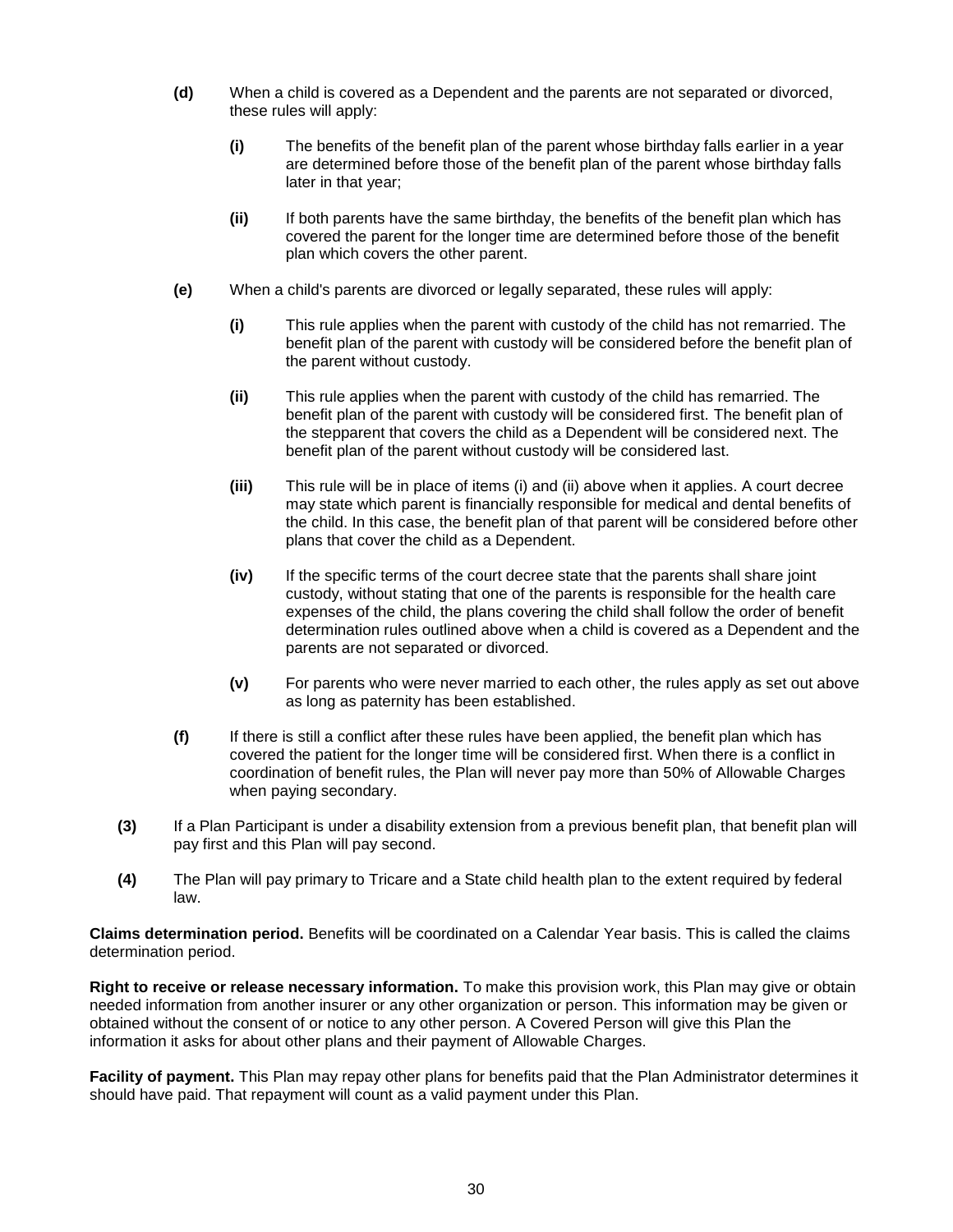**(d)** When a child is covered as a Dependent and the parents are not separated or divorced, these rules will apply:

**(i)** The benefits of the benefit plan of the parent whose birthday falls earlier in a year are determined before those of the benefit plan of the parent whose birthday falls later in that year;

**(ii)** If both parents have the same birthday, the benefits of the benefit plan which has covered the parent for the longer time are determined before those of the benefit plan which covers the other parent.

**(e)** When a child's parents are divorced or legally separated, these rules will apply:

**(i)** This rule applies when the parent with custody of the child has not remarried. The benefit plan of the parent with custody will be considered before the benefit plan of the parent without custody.

**(ii)** This rule applies when the parent with custody of the child has remarried. The benefit plan of the parent with custody will be considered first. The benefit plan of the stepparent that covers the child as a Dependent will be considered next. The benefit plan of the parent without custody will be considered last.

**(iii)** This rule will be in place of items (i) and (ii) above when it applies. A court decree may state which parent is financially responsible for medical and dental benefits of the child. In this case, the benefit plan of that parent will be considered before other plans that cover the child as a Dependent.

**(iv)** If the specific terms of the court decree state that the parents shall share joint custody, without stating that one of the parents is responsible for the health care expenses of the child, the plans covering the child shall follow the order of benefit determination rules outlined above when a child is covered as a Dependent and the parents are not separated or divorced.

**(v)** For parents who were never married to each other, the rules apply as set out above as long as paternity has been established.

**(f)** If there is still a conflict after these rules have been applied, the benefit plan which has covered the patient for the longer time will be considered first. When there is a conflict in coordination of benefit rules, the Plan will never pay more than 50% of Allowable Charges when paying secondary.

**(3)** If a Plan Participant is under a disability extension from a previous benefit plan, that benefit plan will pay first and this Plan will pay second.

**(4)** The Plan will pay primary to Tricare and a State child health plan to the extent required by federal law.

**Claims determination period.** Benefits will be coordinated on a Calendar Year basis. This is called the claims determination period.

**Right to receive or release necessary information.** To make this provision work, this Plan may give or obtain needed information from another insurer or any other organization or person. This information may be given or obtained without the consent of or notice to any other person. A Covered Person will give this Plan the information it asks for about other plans and their payment of Allowable Charges.

**Facility of payment.** This Plan may repay other plans for benefits paid that the Plan Administrator determines it should have paid. That repayment will count as a valid payment under this Plan.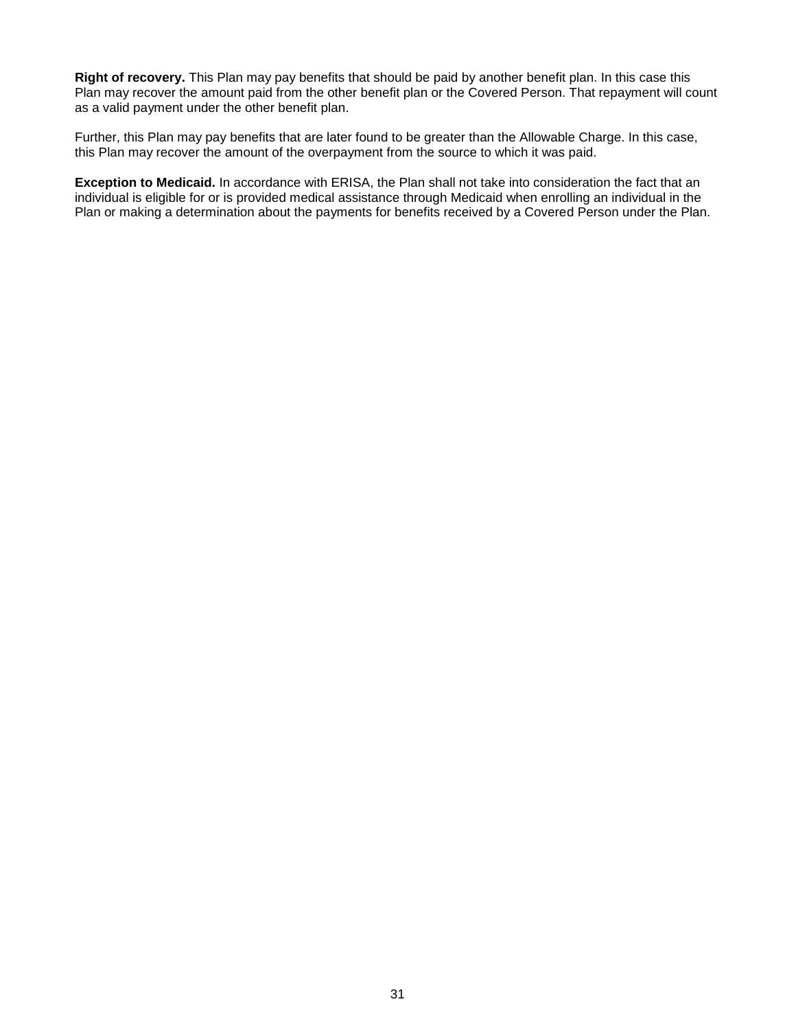**Right of recovery.** This Plan may pay benefits that should be paid by another benefit plan. In this case this Plan may recover the amount paid from the other benefit plan or the Covered Person. That repayment will count as a valid payment under the other benefit plan.

Further, this Plan may pay benefits that are later found to be greater than the Allowable Charge. In this case, this Plan may recover the amount of the overpayment from the source to which it was paid.

**Exception to Medicaid.** In accordance with ERISA, the Plan shall not take into consideration the fact that an individual is eligible for or is provided medical assistance through Medicaid when enrolling an individual in the Plan or making a determination about the payments for benefits received by a Covered Person under the Plan.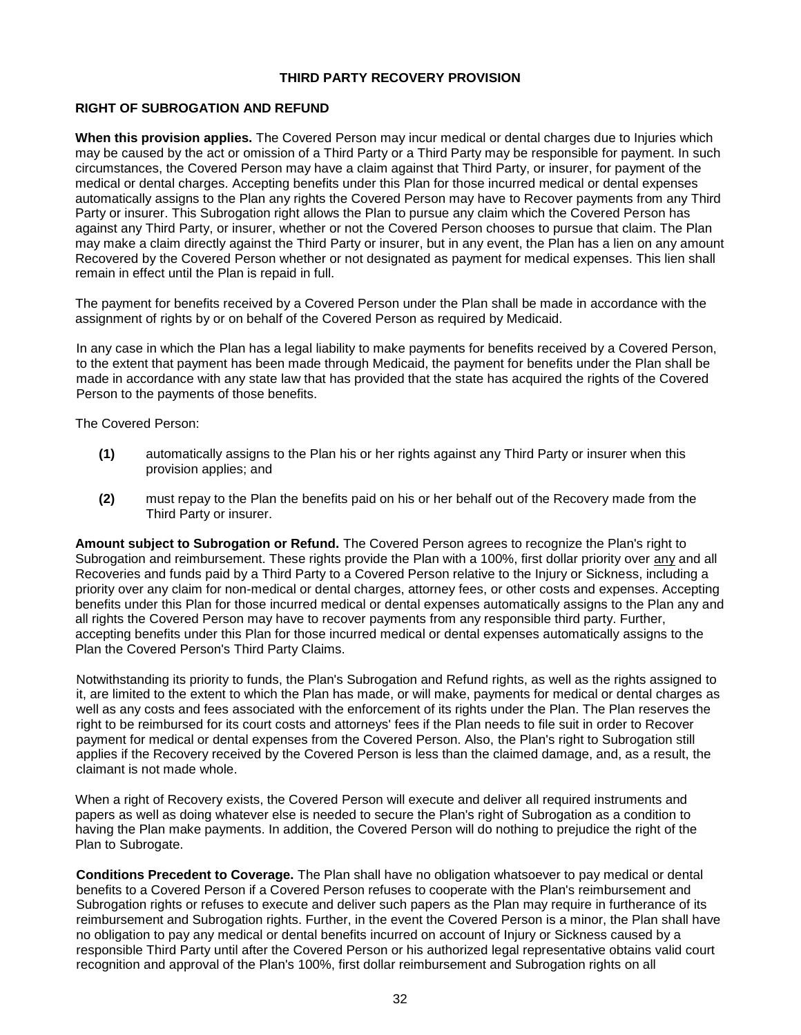# THIRD PARTY RECOVERY PROVISION

## RIGHT OF SUBROGATION AND REFUND

**When this provision applies.** The Covered Person may incur medical or dental charges due to Injuries which may be caused by the act or omission of a Third Party or a Third Party may be responsible for payment. In such circumstances, the Covered Person may have a claim against that Third Party, or insurer, for payment of the medical or dental charges. Accepting benefits under this Plan for those incurred medical or dental expenses automatically assigns to the Plan any rights the Covered Person may have to Recover payments from any Third Party or insurer. This Subrogation right allows the Plan to pursue any claim which the Covered Person has against any Third Party, or insurer, whether or not the Covered Person chooses to pursue that claim. The Plan may make a claim directly against the Third Party or insurer, but in any event, the Plan has a lien on any amount Recovered by the Covered Person whether or not designated as payment for medical expenses. This lien shall remain in effect until the Plan is repaid in full.

The payment for benefits received by a Covered Person under the Plan shall be made in accordance with the assignment of rights by or on behalf of the Covered Person as required by Medicaid.

In any case in which the Plan has a legal liability to make payments for benefits received by a Covered Person, to the extent that payment has been made through Medicaid, the payment for benefits under the Plan shall be made in accordance with any state law that has provided that the state has acquired the rights of the Covered Person to the payments of those benefits.

The Covered Person:

- **(1)** automatically assigns to the Plan his or her rights against any Third Party or insurer when this provision applies; and
- **(2)** must repay to the Plan the benefits paid on his or her behalf out of the Recovery made from the Third Party or insurer.

**Amount subject to Subrogation or Refund.** The Covered Person agrees to recognize the Plan's right to Subrogation and reimbursement. These rights provide the Plan with a 100%, first dollar priority over any and all Recoveries and funds paid by a Third Party to a Covered Person relative to the Injury or Sickness, including a priority over any claim for non-medical or dental charges, attorney fees, or other costs and expenses. Accepting benefits under this Plan for those incurred medical or dental expenses automatically assigns to the Plan any and all rights the Covered Person may have to recover payments from any responsible third party. Further, accepting benefits under this Plan for those incurred medical or dental expenses automatically assigns to the Plan the Covered Person's Third Party Claims.

Notwithstanding its priority to funds, the Plan's Subrogation and Refund rights, as well as the rights assigned to it, are limited to the extent to which the Plan has made, or will make, payments for medical or dental charges as well as any costs and fees associated with the enforcement of its rights under the Plan. The Plan reserves the right to be reimbursed for its court costs and attorneys' fees if the Plan needs to file suit in order to Recover payment for medical or dental expenses from the Covered Person. Also, the Plan's right to Subrogation still applies if the Recovery received by the Covered Person is less than the claimed damage, and, as a result, the claimant is not made whole.

When a right of Recovery exists, the Covered Person will execute and deliver all required instruments and papers as well as doing whatever else is needed to secure the Plan's right of Subrogation as a condition to having the Plan make payments. In addition, the Covered Person will do nothing to prejudice the right of the Plan to Subrogate.

**Conditions Precedent to Coverage.** The Plan shall have no obligation whatsoever to pay medical or dental benefits to a Covered Person if a Covered Person refuses to cooperate with the Plan's reimbursement and Subrogation rights or refuses to execute and deliver such papers as the Plan may require in furtherance of its reimbursement and Subrogation rights. Further, in the event the Covered Person is a minor, the Plan shall have no obligation to pay any medical or dental benefits incurred on account of Injury or Sickness caused by a responsible Third Party until after the Covered Person or his authorized legal representative obtains valid court recognition and approval of the Plan's 100%, first dollar reimbursement and Subrogation rights on all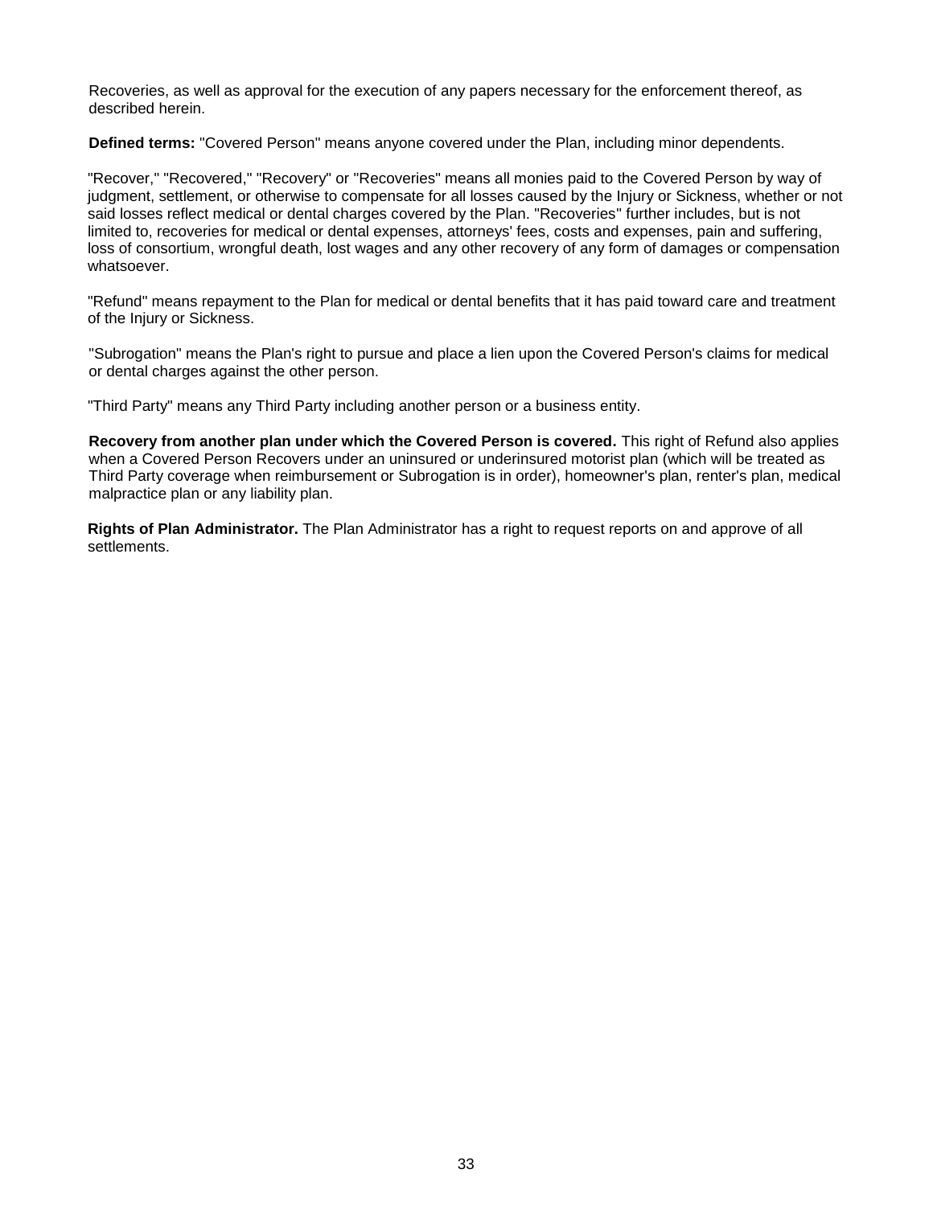Recoveries, as well as approval for the execution of any papers necessary for the enforcement thereof, as described herein.

**Defined terms:** "Covered Person" means anyone covered under the Plan, including minor dependents.

"Recover," "Recovered," "Recovery" or "Recoveries" means all monies paid to the Covered Person by way of judgment, settlement, or otherwise to compensate for all losses caused by the Injury or Sickness, whether or not said losses reflect medical or dental charges covered by the Plan. "Recoveries" further includes, but is not limited to, recoveries for medical or dental expenses, attorneys' fees, costs and expenses, pain and suffering, loss of consortium, wrongful death, lost wages and any other recovery of any form of damages or compensation whatsoever.

"Refund" means repayment to the Plan for medical or dental benefits that it has paid toward care and treatment of the Injury or Sickness.

"Subrogation" means the Plan's right to pursue and place a lien upon the Covered Person's claims for medical or dental charges against the other person.

"Third Party" means any Third Party including another person or a business entity.

**Recovery from another plan under which the Covered Person is covered.** This right of Refund also applies when a Covered Person Recovers under an uninsured or underinsured motorist plan (which will be treated as Third Party coverage when reimbursement or Subrogation is in order), homeowner's plan, renter's plan, medical malpractice plan or any liability plan.

**Rights of Plan Administrator.** The Plan Administrator has a right to request reports on and approve of all settlements.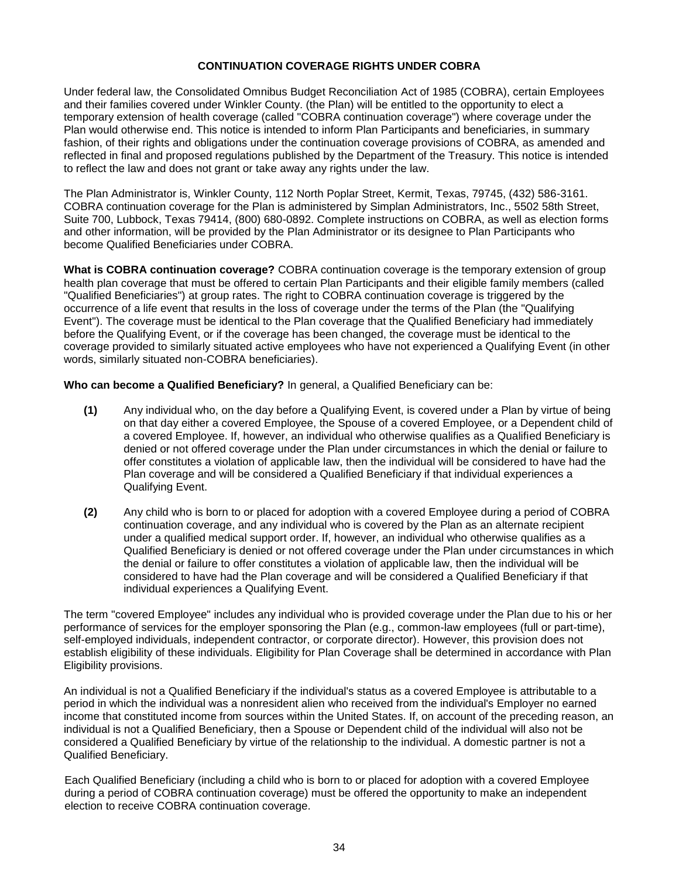## CONTINUATION COVERAGE RIGHTS UNDER COBRA

Under federal law, the Consolidated Omnibus Budget Reconciliation Act of 1985 (COBRA), certain Employees and their families covered under Winkler County. (the Plan) will be entitled to the opportunity to elect a temporary extension of health coverage (called "COBRA continuation coverage") where coverage under the Plan would otherwise end. This notice is intended to inform Plan Participants and beneficiaries, in summary fashion, of their rights and obligations under the continuation coverage provisions of COBRA, as amended and reflected in final and proposed regulations published by the Department of the Treasury. This notice is intended to reflect the law and does not grant or take away any rights under the law.

The Plan Administrator is, Winkler County, 112 North Poplar Street, Kermit, Texas, 79745, (432) 586-3161. COBRA continuation coverage for the Plan is administered by Simplan Administrators, Inc., 5502 58th Street, Suite 700, Lubbock, Texas 79414, (800) 680-0892. Complete instructions on COBRA, as well as election forms and other information, will be provided by the Plan Administrator or its designee to Plan Participants who become Qualified Beneficiaries under COBRA.

**What is COBRA continuation coverage?** COBRA continuation coverage is the temporary extension of group health plan coverage that must be offered to certain Plan Participants and their eligible family members (called "Qualified Beneficiaries") at group rates. The right to COBRA continuation coverage is triggered by the occurrence of a life event that results in the loss of coverage under the terms of the Plan (the "Qualifying Event"). The coverage must be identical to the Plan coverage that the Qualified Beneficiary had immediately before the Qualifying Event, or if the coverage has been changed, the coverage must be identical to the coverage provided to similarly situated active employees who have not experienced a Qualifying Event (in other words, similarly situated non-COBRA beneficiaries).

**Who can become a Qualified Beneficiary?** In general, a Qualified Beneficiary can be:

**(1)** Any individual who, on the day before a Qualifying Event, is covered under a Plan by virtue of being on that day either a covered Employee, the Spouse of a covered Employee, or a Dependent child of a covered Employee. If, however, an individual who otherwise qualifies as a Qualified Beneficiary is denied or not offered coverage under the Plan under circumstances in which the denial or failure to offer constitutes a violation of applicable law, then the individual will be considered to have had the Plan coverage and will be considered a Qualified Beneficiary if that individual experiences a Qualifying Event.

**(2)** Any child who is born to or placed for adoption with a covered Employee during a period of COBRA continuation coverage, and any individual who is covered by the Plan as an alternate recipient under a qualified medical support order. If, however, an individual who otherwise qualifies as a Qualified Beneficiary is denied or not offered coverage under the Plan under circumstances in which the denial or failure to offer constitutes a violation of applicable law, then the individual will be considered to have had the Plan coverage and will be considered a Qualified Beneficiary if that individual experiences a Qualifying Event.

The term "covered Employee" includes any individual who is provided coverage under the Plan due to his or her performance of services for the employer sponsoring the Plan (e.g., common-law employees (full or part-time), self-employed individuals, independent contractor, or corporate director). However, this provision does not establish eligibility of these individuals. Eligibility for Plan Coverage shall be determined in accordance with Plan Eligibility provisions.

An individual is not a Qualified Beneficiary if the individual's status as a covered Employee is attributable to a period in which the individual was a nonresident alien who received from the individual's Employer no earned income that constituted income from sources within the United States. If, on account of the preceding reason, an individual is not a Qualified Beneficiary, then a Spouse or Dependent child of the individual will also not be considered a Qualified Beneficiary by virtue of the relationship to the individual. A domestic partner is not a Qualified Beneficiary.

Each Qualified Beneficiary (including a child who is born to or placed for adoption with a covered Employee during a period of COBRA continuation coverage) must be offered the opportunity to make an independent election to receive COBRA continuation coverage.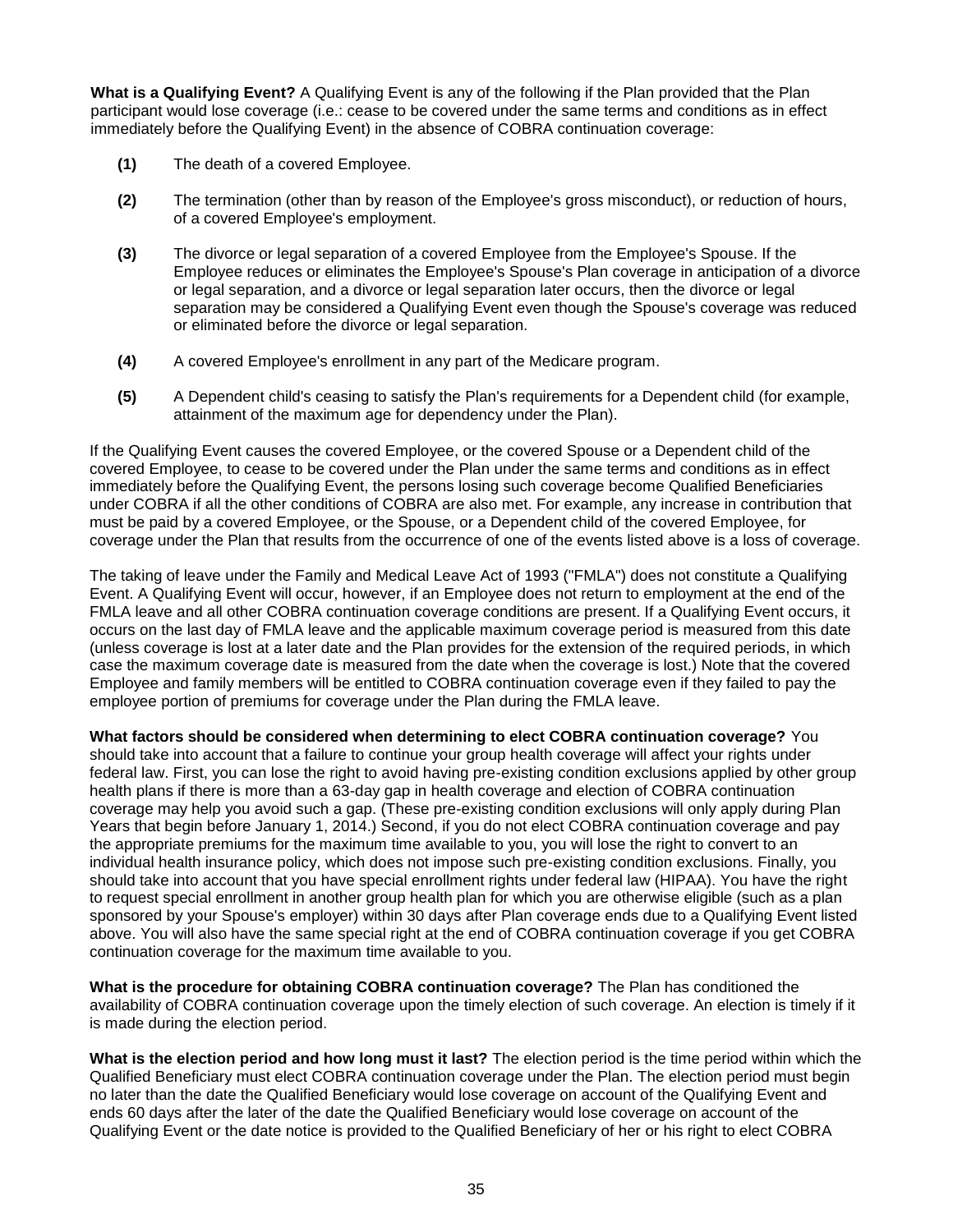**What is a Qualifying Event?** A Qualifying Event is any of the following if the Plan provided that the Plan participant would lose coverage (i.e.: cease to be covered under the same terms and conditions as in effect immediately before the Qualifying Event) in the absence of COBRA continuation coverage:

**(1)** The death of a covered Employee.

**(2)** The termination (other than by reason of the Employee's gross misconduct), or reduction of hours, of a covered Employee's employment.

**(3)** The divorce or legal separation of a covered Employee from the Employee's Spouse. If the Employee reduces or eliminates the Employee's Spouse's Plan coverage in anticipation of a divorce or legal separation, and a divorce or legal separation later occurs, then the divorce or legal separation may be considered a Qualifying Event even though the Spouse's coverage was reduced or eliminated before the divorce or legal separation.

**(4)** A covered Employee's enrollment in any part of the Medicare program.

**(5)** A Dependent child's ceasing to satisfy the Plan's requirements for a Dependent child (for example, attainment of the maximum age for dependency under the Plan).

If the Qualifying Event causes the covered Employee, or the covered Spouse or a Dependent child of the covered Employee, to cease to be covered under the Plan under the same terms and conditions as in effect immediately before the Qualifying Event, the persons losing such coverage become Qualified Beneficiaries under COBRA if all the other conditions of COBRA are also met. For example, any increase in contribution that must be paid by a covered Employee, or the Spouse, or a Dependent child of the covered Employee, for coverage under the Plan that results from the occurrence of one of the events listed above is a loss of coverage.

The taking of leave under the Family and Medical Leave Act of 1993 ("FMLA") does not constitute a Qualifying Event. A Qualifying Event will occur, however, if an Employee does not return to employment at the end of the FMLA leave and all other COBRA continuation coverage conditions are present. If a Qualifying Event occurs, it occurs on the last day of FMLA leave and the applicable maximum coverage period is measured from this date (unless coverage is lost at a later date and the Plan provides for the extension of the required periods, in which case the maximum coverage date is measured from the date when the coverage is lost.) Note that the covered Employee and family members will be entitled to COBRA continuation coverage even if they failed to pay the employee portion of premiums for coverage under the Plan during the FMLA leave.

**What factors should be considered when determining to elect COBRA continuation coverage?** You should take into account that a failure to continue your group health coverage will affect your rights under federal law. First, you can lose the right to avoid having pre-existing condition exclusions applied by other group health plans if there is more than a 63-day gap in health coverage and election of COBRA continuation coverage may help you avoid such a gap. (These pre-existing condition exclusions will only apply during Plan Years that begin before January 1, 2014.) Second, if you do not elect COBRA continuation coverage and pay the appropriate premiums for the maximum time available to you, you will lose the right to convert to an individual health insurance policy, which does not impose such pre-existing condition exclusions. Finally, you should take into account that you have special enrollment rights under federal law (HIPAA). You have the right to request special enrollment in another group health plan for which you are otherwise eligible (such as a plan sponsored by your Spouse's employer) within 30 days after Plan coverage ends due to a Qualifying Event listed above. You will also have the same special right at the end of COBRA continuation coverage if you get COBRA continuation coverage for the maximum time available to you.

**What is the procedure for obtaining COBRA continuation coverage?** The Plan has conditioned the availability of COBRA continuation coverage upon the timely election of such coverage. An election is timely if it is made during the election period.

**What is the election period and how long must it last?** The election period is the time period within which the Qualified Beneficiary must elect COBRA continuation coverage under the Plan. The election period must begin no later than the date the Qualified Beneficiary would lose coverage on account of the Qualifying Event and ends 60 days after the later of the date the Qualified Beneficiary would lose coverage on account of the Qualifying Event or the date notice is provided to the Qualified Beneficiary of her or his right to elect COBRA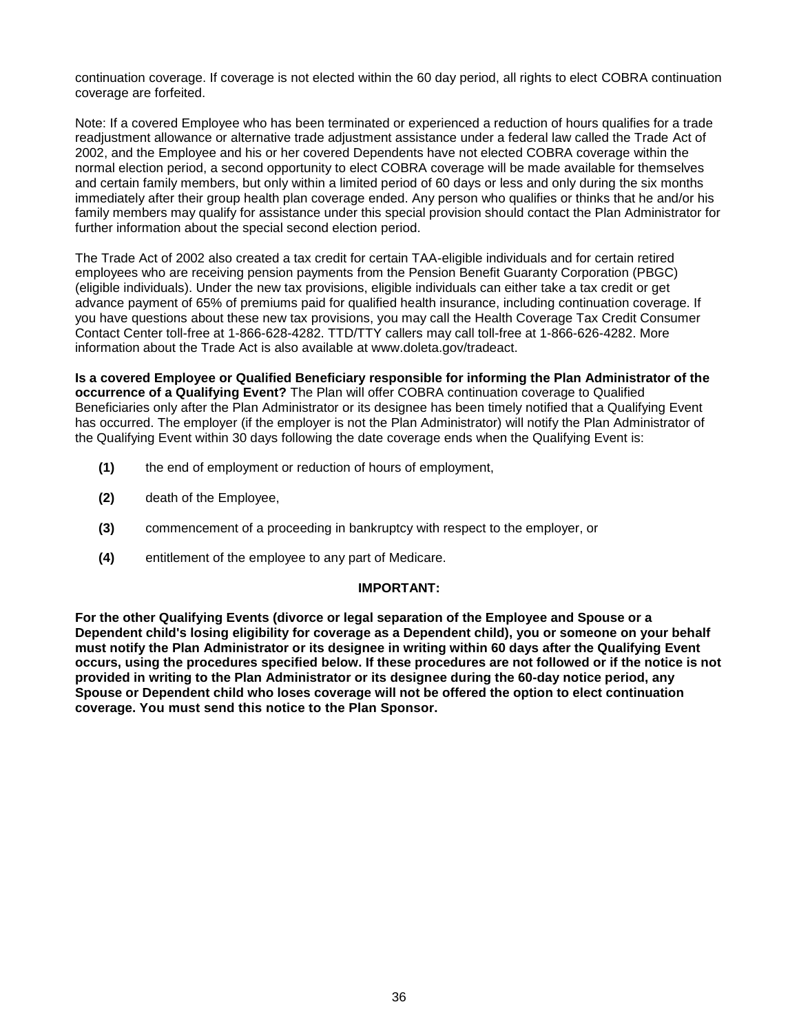continuation coverage. If coverage is not elected within the 60 day period, all rights to elect COBRA continuation coverage are forfeited.

Note: If a covered Employee who has been terminated or experienced a reduction of hours qualifies for a trade readjustment allowance or alternative trade adjustment assistance under a federal law called the Trade Act of 2002, and the Employee and his or her covered Dependents have not elected COBRA coverage within the normal election period, a second opportunity to elect COBRA coverage will be made available for themselves and certain family members, but only within a limited period of 60 days or less and only during the six months immediately after their group health plan coverage ended. Any person who qualifies or thinks that he and/or his family members may qualify for assistance under this special provision should contact the Plan Administrator for further information about the special second election period.

The Trade Act of 2002 also created a tax credit for certain TAA-eligible individuals and for certain retired employees who are receiving pension payments from the Pension Benefit Guaranty Corporation (PBGC) (eligible individuals). Under the new tax provisions, eligible individuals can either take a tax credit or get advance payment of 65% of premiums paid for qualified health insurance, including continuation coverage. If you have questions about these new tax provisions, you may call the Health Coverage Tax Credit Consumer Contact Center toll-free at 1-866-628-4282. TTD/TTY callers may call toll-free at 1-866-626-4282. More information about the Trade Act is also available at www.doleta.gov/tradeact.

**Is a covered Employee or Qualified Beneficiary responsible for informing the Plan Administrator of the occurrence of a Qualifying Event?** The Plan will offer COBRA continuation coverage to Qualified Beneficiaries only after the Plan Administrator or its designee has been timely notified that a Qualifying Event has occurred. The employer (if the employer is not the Plan Administrator) will notify the Plan Administrator of the Qualifying Event within 30 days following the date coverage ends when the Qualifying Event is:

**(1)** the end of employment or reduction of hours of employment,

**(2)** death of the Employee,

**(3)** commencement of a proceeding in bankruptcy with respect to the employer, or

**(4)** entitlement of the employee to any part of Medicare.

**IMPORTANT:**

**For the other Qualifying Events (divorce or legal separation of the Employee and Spouse or a Dependent child's losing eligibility for coverage as a Dependent child), you or someone on your behalf must notify the Plan Administrator or its designee in writing within 60 days after the Qualifying Event occurs, using the procedures specified below. If these procedures are not followed or if the notice is not provided in writing to the Plan Administrator or its designee during the 60-day notice period, any Spouse or Dependent child who loses coverage will not be offered the option to elect continuation coverage. You must send this notice to the Plan Sponsor.**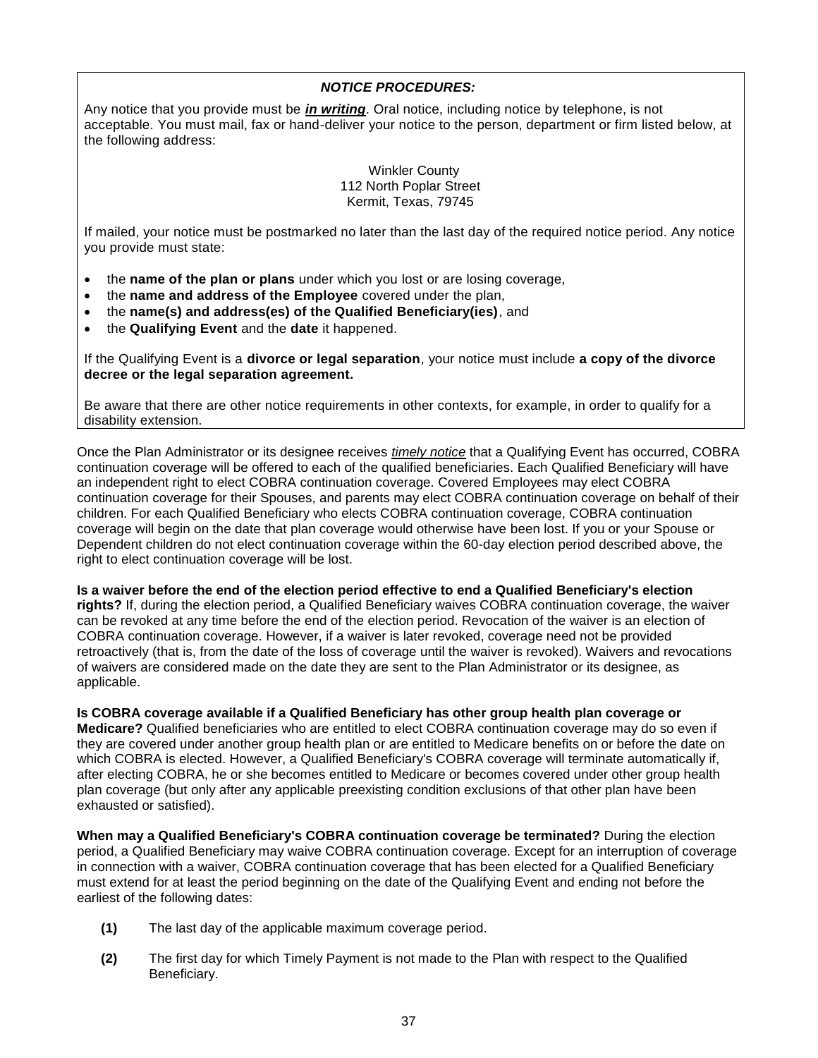***NOTICE PROCEDURES:***

Any notice that you provide must be ***in writing***. Oral notice, including notice by telephone, is not acceptable. You must mail, fax or hand-deliver your notice to the person, department or firm listed below, at the following address:

Winkler County
112 North Poplar Street
Kermit, Texas, 79745

If mailed, your notice must be postmarked no later than the last day of the required notice period. Any notice you provide must state:

- the **name of the plan or plans** under which you lost or are losing coverage,
- the **name and address of the Employee** covered under the plan,
- the **name(s) and address(es) of the Qualified Beneficiary(ies)**, and
- the **Qualifying Event** and the **date** it happened.

If the Qualifying Event is a **divorce or legal separation**, your notice must include **a copy of the divorce decree or the legal separation agreement.**

Be aware that there are other notice requirements in other contexts, for example, in order to qualify for a disability extension.

Once the Plan Administrator or its designee receives *timely notice* that a Qualifying Event has occurred, COBRA continuation coverage will be offered to each of the qualified beneficiaries. Each Qualified Beneficiary will have an independent right to elect COBRA continuation coverage. Covered Employees may elect COBRA continuation coverage for their Spouses, and parents may elect COBRA continuation coverage on behalf of their children. For each Qualified Beneficiary who elects COBRA continuation coverage, COBRA continuation coverage will begin on the date that plan coverage would otherwise have been lost. If you or your Spouse or Dependent children do not elect continuation coverage within the 60-day election period described above, the right to elect continuation coverage will be lost.

**Is a waiver before the end of the election period effective to end a Qualified Beneficiary's election rights?** If, during the election period, a Qualified Beneficiary waives COBRA continuation coverage, the waiver can be revoked at any time before the end of the election period. Revocation of the waiver is an election of COBRA continuation coverage. However, if a waiver is later revoked, coverage need not be provided retroactively (that is, from the date of the loss of coverage until the waiver is revoked). Waivers and revocations of waivers are considered made on the date they are sent to the Plan Administrator or its designee, as applicable.

**Is COBRA coverage available if a Qualified Beneficiary has other group health plan coverage or Medicare?** Qualified beneficiaries who are entitled to elect COBRA continuation coverage may do so even if they are covered under another group health plan or are entitled to Medicare benefits on or before the date on which COBRA is elected. However, a Qualified Beneficiary's COBRA coverage will terminate automatically if, after electing COBRA, he or she becomes entitled to Medicare or becomes covered under other group health plan coverage (but only after any applicable preexisting condition exclusions of that other plan have been exhausted or satisfied).

**When may a Qualified Beneficiary's COBRA continuation coverage be terminated?** During the election period, a Qualified Beneficiary may waive COBRA continuation coverage. Except for an interruption of coverage in connection with a waiver, COBRA continuation coverage that has been elected for a Qualified Beneficiary must extend for at least the period beginning on the date of the Qualifying Event and ending not before the earliest of the following dates:

**(1)** The last day of the applicable maximum coverage period.

**(2)** The first day for which Timely Payment is not made to the Plan with respect to the Qualified Beneficiary.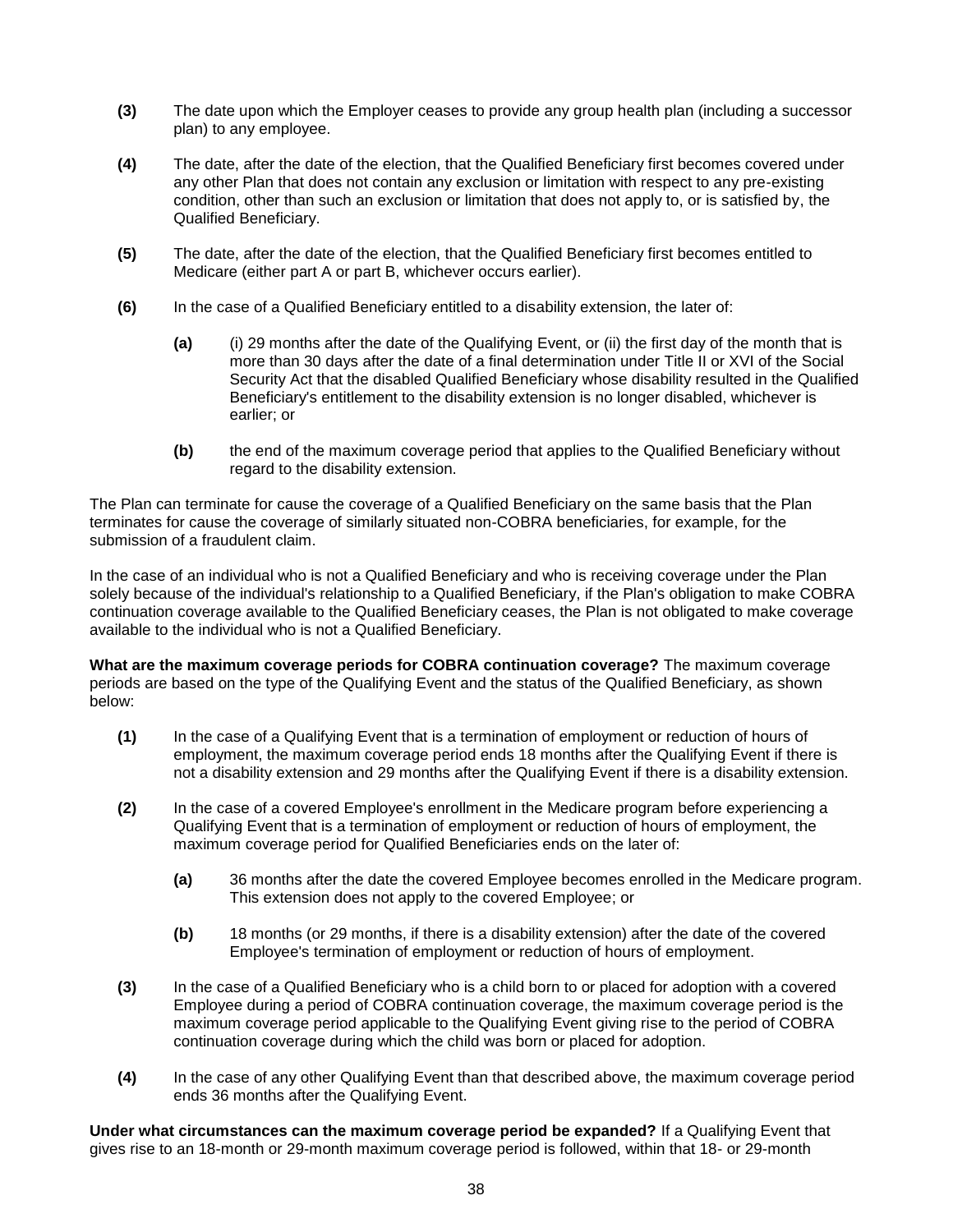**(3)** The date upon which the Employer ceases to provide any group health plan (including a successor plan) to any employee.

**(4)** The date, after the date of the election, that the Qualified Beneficiary first becomes covered under any other Plan that does not contain any exclusion or limitation with respect to any pre-existing condition, other than such an exclusion or limitation that does not apply to, or is satisfied by, the Qualified Beneficiary.

**(5)** The date, after the date of the election, that the Qualified Beneficiary first becomes entitled to Medicare (either part A or part B, whichever occurs earlier).

**(6)** In the case of a Qualified Beneficiary entitled to a disability extension, the later of:

> **(a)** (i) 29 months after the date of the Qualifying Event, or (ii) the first day of the month that is more than 30 days after the date of a final determination under Title II or XVI of the Social Security Act that the disabled Qualified Beneficiary whose disability resulted in the Qualified Beneficiary's entitlement to the disability extension is no longer disabled, whichever is earlier; or
>
> **(b)** the end of the maximum coverage period that applies to the Qualified Beneficiary without regard to the disability extension.

The Plan can terminate for cause the coverage of a Qualified Beneficiary on the same basis that the Plan terminates for cause the coverage of similarly situated non-COBRA beneficiaries, for example, for the submission of a fraudulent claim.

In the case of an individual who is not a Qualified Beneficiary and who is receiving coverage under the Plan solely because of the individual's relationship to a Qualified Beneficiary, if the Plan's obligation to make COBRA continuation coverage available to the Qualified Beneficiary ceases, the Plan is not obligated to make coverage available to the individual who is not a Qualified Beneficiary.

**What are the maximum coverage periods for COBRA continuation coverage?** The maximum coverage periods are based on the type of the Qualifying Event and the status of the Qualified Beneficiary, as shown below:

**(1)** In the case of a Qualifying Event that is a termination of employment or reduction of hours of employment, the maximum coverage period ends 18 months after the Qualifying Event if there is not a disability extension and 29 months after the Qualifying Event if there is a disability extension.

**(2)** In the case of a covered Employee's enrollment in the Medicare program before experiencing a Qualifying Event that is a termination of employment or reduction of hours of employment, the maximum coverage period for Qualified Beneficiaries ends on the later of:

> **(a)** 36 months after the date the covered Employee becomes enrolled in the Medicare program. This extension does not apply to the covered Employee; or
>
> **(b)** 18 months (or 29 months, if there is a disability extension) after the date of the covered Employee's termination of employment or reduction of hours of employment.

**(3)** In the case of a Qualified Beneficiary who is a child born to or placed for adoption with a covered Employee during a period of COBRA continuation coverage, the maximum coverage period is the maximum coverage period applicable to the Qualifying Event giving rise to the period of COBRA continuation coverage during which the child was born or placed for adoption.

**(4)** In the case of any other Qualifying Event than that described above, the maximum coverage period ends 36 months after the Qualifying Event.

**Under what circumstances can the maximum coverage period be expanded?** If a Qualifying Event that gives rise to an 18-month or 29-month maximum coverage period is followed, within that 18- or 29-month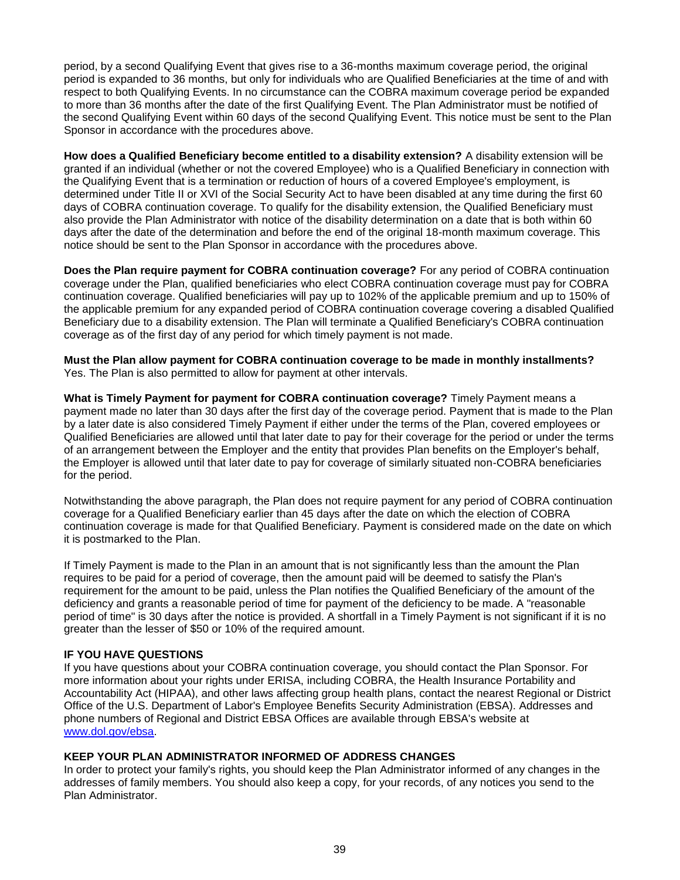period, by a second Qualifying Event that gives rise to a 36-months maximum coverage period, the original period is expanded to 36 months, but only for individuals who are Qualified Beneficiaries at the time of and with respect to both Qualifying Events. In no circumstance can the COBRA maximum coverage period be expanded to more than 36 months after the date of the first Qualifying Event. The Plan Administrator must be notified of the second Qualifying Event within 60 days of the second Qualifying Event. This notice must be sent to the Plan Sponsor in accordance with the procedures above.

**How does a Qualified Beneficiary become entitled to a disability extension?** A disability extension will be granted if an individual (whether or not the covered Employee) who is a Qualified Beneficiary in connection with the Qualifying Event that is a termination or reduction of hours of a covered Employee's employment, is determined under Title II or XVI of the Social Security Act to have been disabled at any time during the first 60 days of COBRA continuation coverage. To qualify for the disability extension, the Qualified Beneficiary must also provide the Plan Administrator with notice of the disability determination on a date that is both within 60 days after the date of the determination and before the end of the original 18-month maximum coverage. This notice should be sent to the Plan Sponsor in accordance with the procedures above.

**Does the Plan require payment for COBRA continuation coverage?** For any period of COBRA continuation coverage under the Plan, qualified beneficiaries who elect COBRA continuation coverage must pay for COBRA continuation coverage. Qualified beneficiaries will pay up to 102% of the applicable premium and up to 150% of the applicable premium for any expanded period of COBRA continuation coverage covering a disabled Qualified Beneficiary due to a disability extension. The Plan will terminate a Qualified Beneficiary's COBRA continuation coverage as of the first day of any period for which timely payment is not made.

**Must the Plan allow payment for COBRA continuation coverage to be made in monthly installments?** Yes. The Plan is also permitted to allow for payment at other intervals.

**What is Timely Payment for payment for COBRA continuation coverage?** Timely Payment means a payment made no later than 30 days after the first day of the coverage period. Payment that is made to the Plan by a later date is also considered Timely Payment if either under the terms of the Plan, covered employees or Qualified Beneficiaries are allowed until that later date to pay for their coverage for the period or under the terms of an arrangement between the Employer and the entity that provides Plan benefits on the Employer's behalf, the Employer is allowed until that later date to pay for coverage of similarly situated non-COBRA beneficiaries for the period.

Notwithstanding the above paragraph, the Plan does not require payment for any period of COBRA continuation coverage for a Qualified Beneficiary earlier than 45 days after the date on which the election of COBRA continuation coverage is made for that Qualified Beneficiary. Payment is considered made on the date on which it is postmarked to the Plan.

If Timely Payment is made to the Plan in an amount that is not significantly less than the amount the Plan requires to be paid for a period of coverage, then the amount paid will be deemed to satisfy the Plan's requirement for the amount to be paid, unless the Plan notifies the Qualified Beneficiary of the amount of the deficiency and grants a reasonable period of time for payment of the deficiency to be made. A "reasonable period of time" is 30 days after the notice is provided. A shortfall in a Timely Payment is not significant if it is no greater than the lesser of $50 or 10% of the required amount.

**IF YOU HAVE QUESTIONS**

If you have questions about your COBRA continuation coverage, you should contact the Plan Sponsor. For more information about your rights under ERISA, including COBRA, the Health Insurance Portability and Accountability Act (HIPAA), and other laws affecting group health plans, contact the nearest Regional or District Office of the U.S. Department of Labor's Employee Benefits Security Administration (EBSA). Addresses and phone numbers of Regional and District EBSA Offices are available through EBSA's website at [www.dol.gov/ebsa](http://www.dol.gov/ebsa).

**KEEP YOUR PLAN ADMINISTRATOR INFORMED OF ADDRESS CHANGES**

In order to protect your family's rights, you should keep the Plan Administrator informed of any changes in the addresses of family members. You should also keep a copy, for your records, of any notices you send to the Plan Administrator.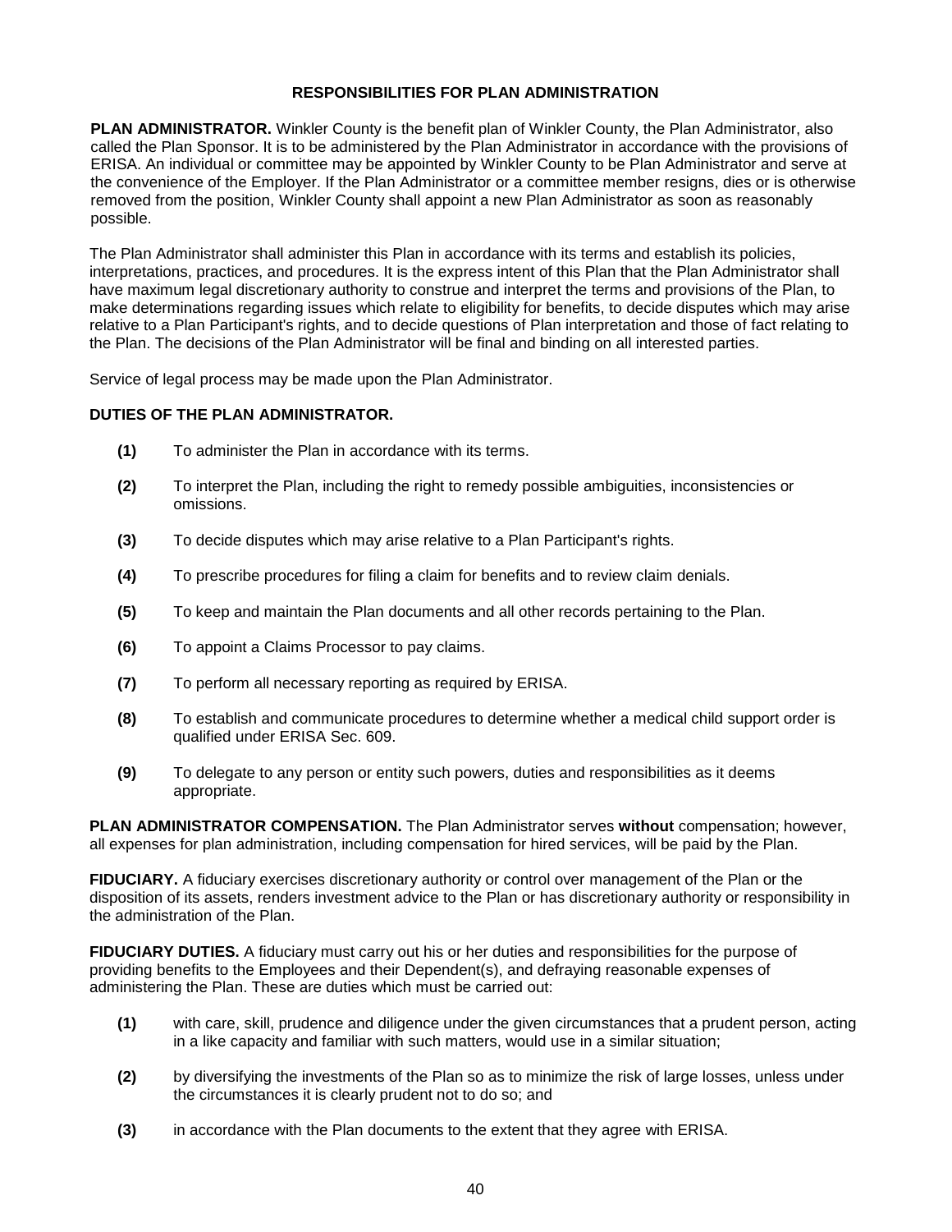## RESPONSIBILITIES FOR PLAN ADMINISTRATION

**PLAN ADMINISTRATOR.** Winkler County is the benefit plan of Winkler County, the Plan Administrator, also called the Plan Sponsor. It is to be administered by the Plan Administrator in accordance with the provisions of ERISA. An individual or committee may be appointed by Winkler County to be Plan Administrator and serve at the convenience of the Employer. If the Plan Administrator or a committee member resigns, dies or is otherwise removed from the position, Winkler County shall appoint a new Plan Administrator as soon as reasonably possible.

The Plan Administrator shall administer this Plan in accordance with its terms and establish its policies, interpretations, practices, and procedures. It is the express intent of this Plan that the Plan Administrator shall have maximum legal discretionary authority to construe and interpret the terms and provisions of the Plan, to make determinations regarding issues which relate to eligibility for benefits, to decide disputes which may arise relative to a Plan Participant's rights, and to decide questions of Plan interpretation and those of fact relating to the Plan. The decisions of the Plan Administrator will be final and binding on all interested parties.

Service of legal process may be made upon the Plan Administrator.

**DUTIES OF THE PLAN ADMINISTRATOR.**

- **(1)** To administer the Plan in accordance with its terms.
- **(2)** To interpret the Plan, including the right to remedy possible ambiguities, inconsistencies or omissions.
- **(3)** To decide disputes which may arise relative to a Plan Participant's rights.
- **(4)** To prescribe procedures for filing a claim for benefits and to review claim denials.
- **(5)** To keep and maintain the Plan documents and all other records pertaining to the Plan.
- **(6)** To appoint a Claims Processor to pay claims.
- **(7)** To perform all necessary reporting as required by ERISA.
- **(8)** To establish and communicate procedures to determine whether a medical child support order is qualified under ERISA Sec. 609.
- **(9)** To delegate to any person or entity such powers, duties and responsibilities as it deems appropriate.

**PLAN ADMINISTRATOR COMPENSATION.** The Plan Administrator serves **without** compensation; however, all expenses for plan administration, including compensation for hired services, will be paid by the Plan.

**FIDUCIARY.** A fiduciary exercises discretionary authority or control over management of the Plan or the disposition of its assets, renders investment advice to the Plan or has discretionary authority or responsibility in the administration of the Plan.

**FIDUCIARY DUTIES.** A fiduciary must carry out his or her duties and responsibilities for the purpose of providing benefits to the Employees and their Dependent(s), and defraying reasonable expenses of administering the Plan. These are duties which must be carried out:

- **(1)** with care, skill, prudence and diligence under the given circumstances that a prudent person, acting in a like capacity and familiar with such matters, would use in a similar situation;
- **(2)** by diversifying the investments of the Plan so as to minimize the risk of large losses, unless under the circumstances it is clearly prudent not to do so; and
- **(3)** in accordance with the Plan documents to the extent that they agree with ERISA.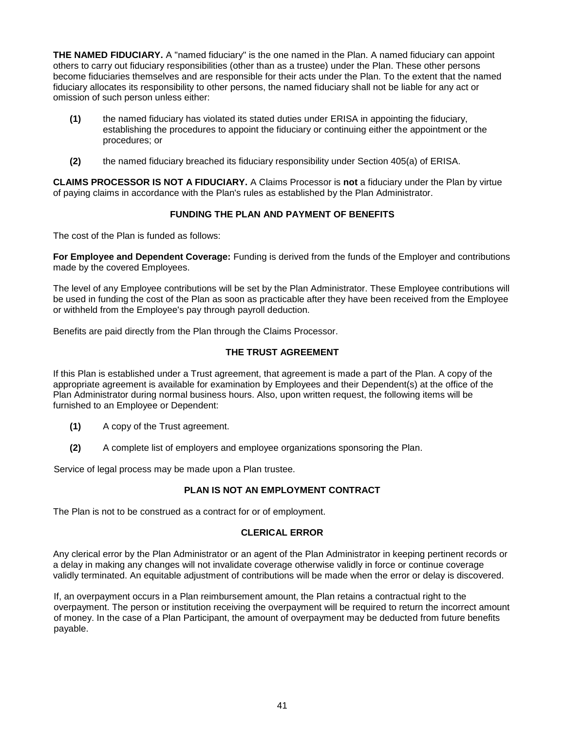**THE NAMED FIDUCIARY.** A "named fiduciary" is the one named in the Plan. A named fiduciary can appoint others to carry out fiduciary responsibilities (other than as a trustee) under the Plan. These other persons become fiduciaries themselves and are responsible for their acts under the Plan. To the extent that the named fiduciary allocates its responsibility to other persons, the named fiduciary shall not be liable for any act or omission of such person unless either:

**(1)** the named fiduciary has violated its stated duties under ERISA in appointing the fiduciary, establishing the procedures to appoint the fiduciary or continuing either the appointment or the procedures; or

**(2)** the named fiduciary breached its fiduciary responsibility under Section 405(a) of ERISA.

**CLAIMS PROCESSOR IS NOT A FIDUCIARY.** A Claims Processor is **not** a fiduciary under the Plan by virtue of paying claims in accordance with the Plan's rules as established by the Plan Administrator.

## FUNDING THE PLAN AND PAYMENT OF BENEFITS

The cost of the Plan is funded as follows:

**For Employee and Dependent Coverage:** Funding is derived from the funds of the Employer and contributions made by the covered Employees.

The level of any Employee contributions will be set by the Plan Administrator. These Employee contributions will be used in funding the cost of the Plan as soon as practicable after they have been received from the Employee or withheld from the Employee's pay through payroll deduction.

Benefits are paid directly from the Plan through the Claims Processor.

## THE TRUST AGREEMENT

If this Plan is established under a Trust agreement, that agreement is made a part of the Plan. A copy of the appropriate agreement is available for examination by Employees and their Dependent(s) at the office of the Plan Administrator during normal business hours. Also, upon written request, the following items will be furnished to an Employee or Dependent:

**(1)** A copy of the Trust agreement.

**(2)** A complete list of employers and employee organizations sponsoring the Plan.

Service of legal process may be made upon a Plan trustee.

## PLAN IS NOT AN EMPLOYMENT CONTRACT

The Plan is not to be construed as a contract for or of employment.

## CLERICAL ERROR

Any clerical error by the Plan Administrator or an agent of the Plan Administrator in keeping pertinent records or a delay in making any changes will not invalidate coverage otherwise validly in force or continue coverage validly terminated. An equitable adjustment of contributions will be made when the error or delay is discovered.

If, an overpayment occurs in a Plan reimbursement amount, the Plan retains a contractual right to the overpayment. The person or institution receiving the overpayment will be required to return the incorrect amount of money. In the case of a Plan Participant, the amount of overpayment may be deducted from future benefits payable.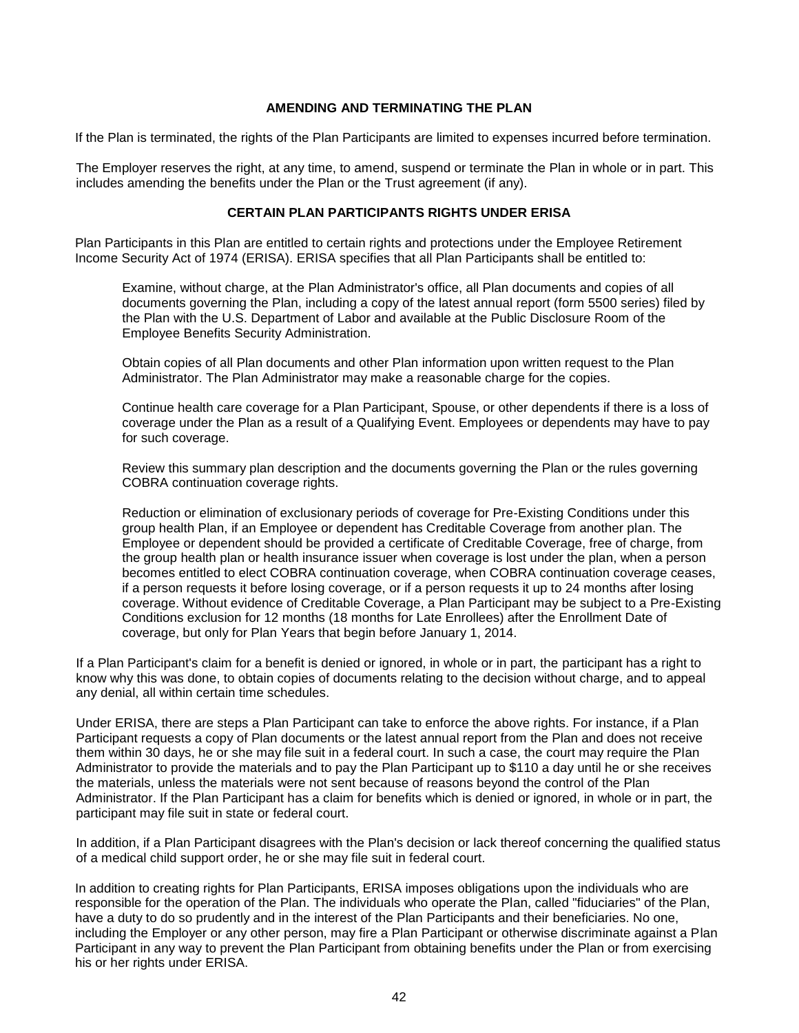## AMENDING AND TERMINATING THE PLAN

If the Plan is terminated, the rights of the Plan Participants are limited to expenses incurred before termination.

The Employer reserves the right, at any time, to amend, suspend or terminate the Plan in whole or in part. This includes amending the benefits under the Plan or the Trust agreement (if any).

## CERTAIN PLAN PARTICIPANTS RIGHTS UNDER ERISA

Plan Participants in this Plan are entitled to certain rights and protections under the Employee Retirement Income Security Act of 1974 (ERISA). ERISA specifies that all Plan Participants shall be entitled to:

> Examine, without charge, at the Plan Administrator's office, all Plan documents and copies of all documents governing the Plan, including a copy of the latest annual report (form 5500 series) filed by the Plan with the U.S. Department of Labor and available at the Public Disclosure Room of the Employee Benefits Security Administration.
>
> Obtain copies of all Plan documents and other Plan information upon written request to the Plan Administrator. The Plan Administrator may make a reasonable charge for the copies.
>
> Continue health care coverage for a Plan Participant, Spouse, or other dependents if there is a loss of coverage under the Plan as a result of a Qualifying Event. Employees or dependents may have to pay for such coverage.
>
> Review this summary plan description and the documents governing the Plan or the rules governing COBRA continuation coverage rights.
>
> Reduction or elimination of exclusionary periods of coverage for Pre-Existing Conditions under this group health Plan, if an Employee or dependent has Creditable Coverage from another plan. The Employee or dependent should be provided a certificate of Creditable Coverage, free of charge, from the group health plan or health insurance issuer when coverage is lost under the plan, when a person becomes entitled to elect COBRA continuation coverage, when COBRA continuation coverage ceases, if a person requests it before losing coverage, or if a person requests it up to 24 months after losing coverage. Without evidence of Creditable Coverage, a Plan Participant may be subject to a Pre-Existing Conditions exclusion for 12 months (18 months for Late Enrollees) after the Enrollment Date of coverage, but only for Plan Years that begin before January 1, 2014.

If a Plan Participant's claim for a benefit is denied or ignored, in whole or in part, the participant has a right to know why this was done, to obtain copies of documents relating to the decision without charge, and to appeal any denial, all within certain time schedules.

Under ERISA, there are steps a Plan Participant can take to enforce the above rights. For instance, if a Plan Participant requests a copy of Plan documents or the latest annual report from the Plan and does not receive them within 30 days, he or she may file suit in a federal court. In such a case, the court may require the Plan Administrator to provide the materials and to pay the Plan Participant up to $110 a day until he or she receives the materials, unless the materials were not sent because of reasons beyond the control of the Plan Administrator. If the Plan Participant has a claim for benefits which is denied or ignored, in whole or in part, the participant may file suit in state or federal court.

In addition, if a Plan Participant disagrees with the Plan's decision or lack thereof concerning the qualified status of a medical child support order, he or she may file suit in federal court.

In addition to creating rights for Plan Participants, ERISA imposes obligations upon the individuals who are responsible for the operation of the Plan. The individuals who operate the Plan, called "fiduciaries" of the Plan, have a duty to do so prudently and in the interest of the Plan Participants and their beneficiaries. No one, including the Employer or any other person, may fire a Plan Participant or otherwise discriminate against a Plan Participant in any way to prevent the Plan Participant from obtaining benefits under the Plan or from exercising his or her rights under ERISA.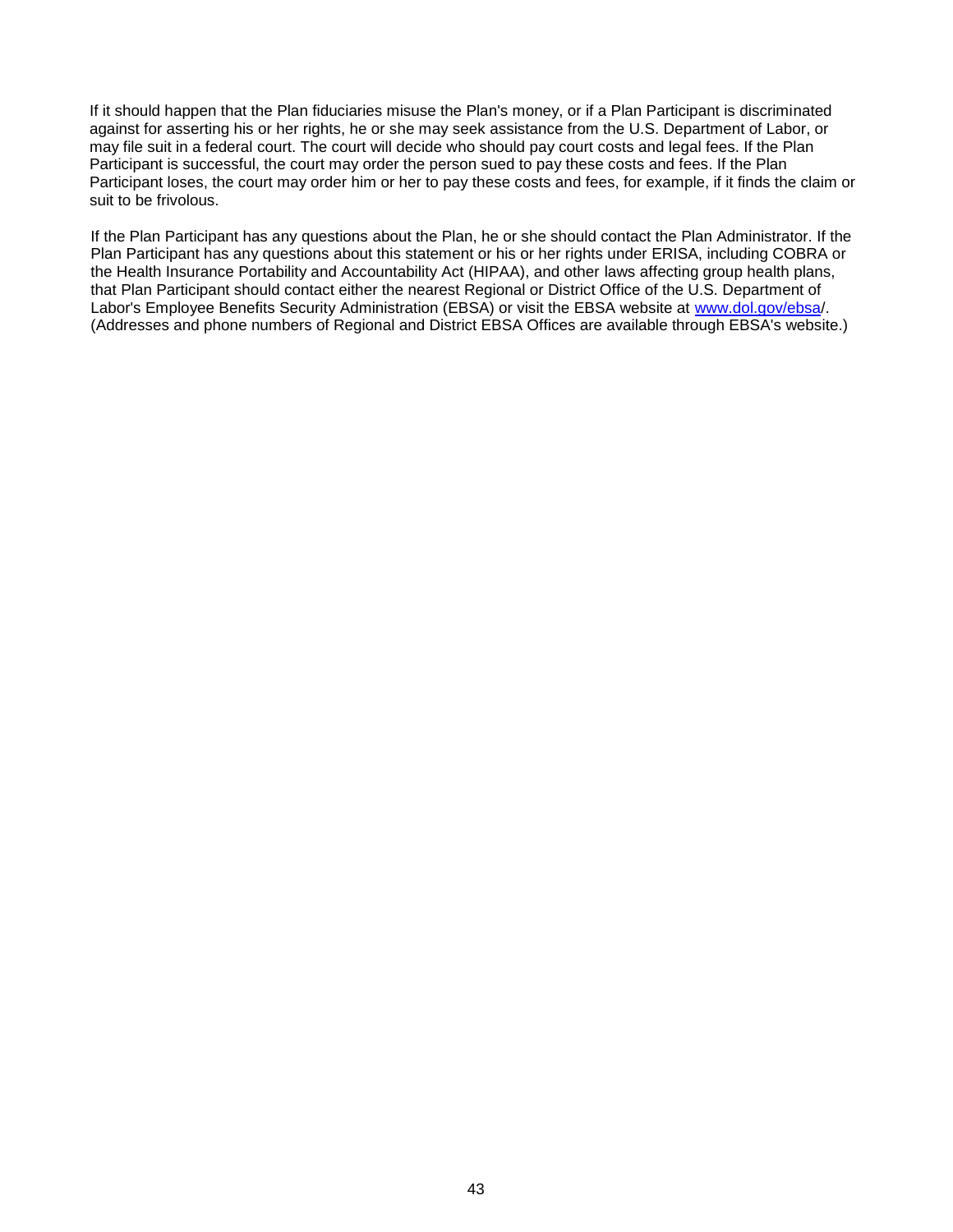If it should happen that the Plan fiduciaries misuse the Plan's money, or if a Plan Participant is discriminated against for asserting his or her rights, he or she may seek assistance from the U.S. Department of Labor, or may file suit in a federal court. The court will decide who should pay court costs and legal fees. If the Plan Participant is successful, the court may order the person sued to pay these costs and fees. If the Plan Participant loses, the court may order him or her to pay these costs and fees, for example, if it finds the claim or suit to be frivolous.

If the Plan Participant has any questions about the Plan, he or she should contact the Plan Administrator. If the Plan Participant has any questions about this statement or his or her rights under ERISA, including COBRA or the Health Insurance Portability and Accountability Act (HIPAA), and other laws affecting group health plans, that Plan Participant should contact either the nearest Regional or District Office of the U.S. Department of Labor's Employee Benefits Security Administration (EBSA) or visit the EBSA website at [www.dol.gov/ebsa](http://www.dol.gov/ebsa)/. (Addresses and phone numbers of Regional and District EBSA Offices are available through EBSA's website.)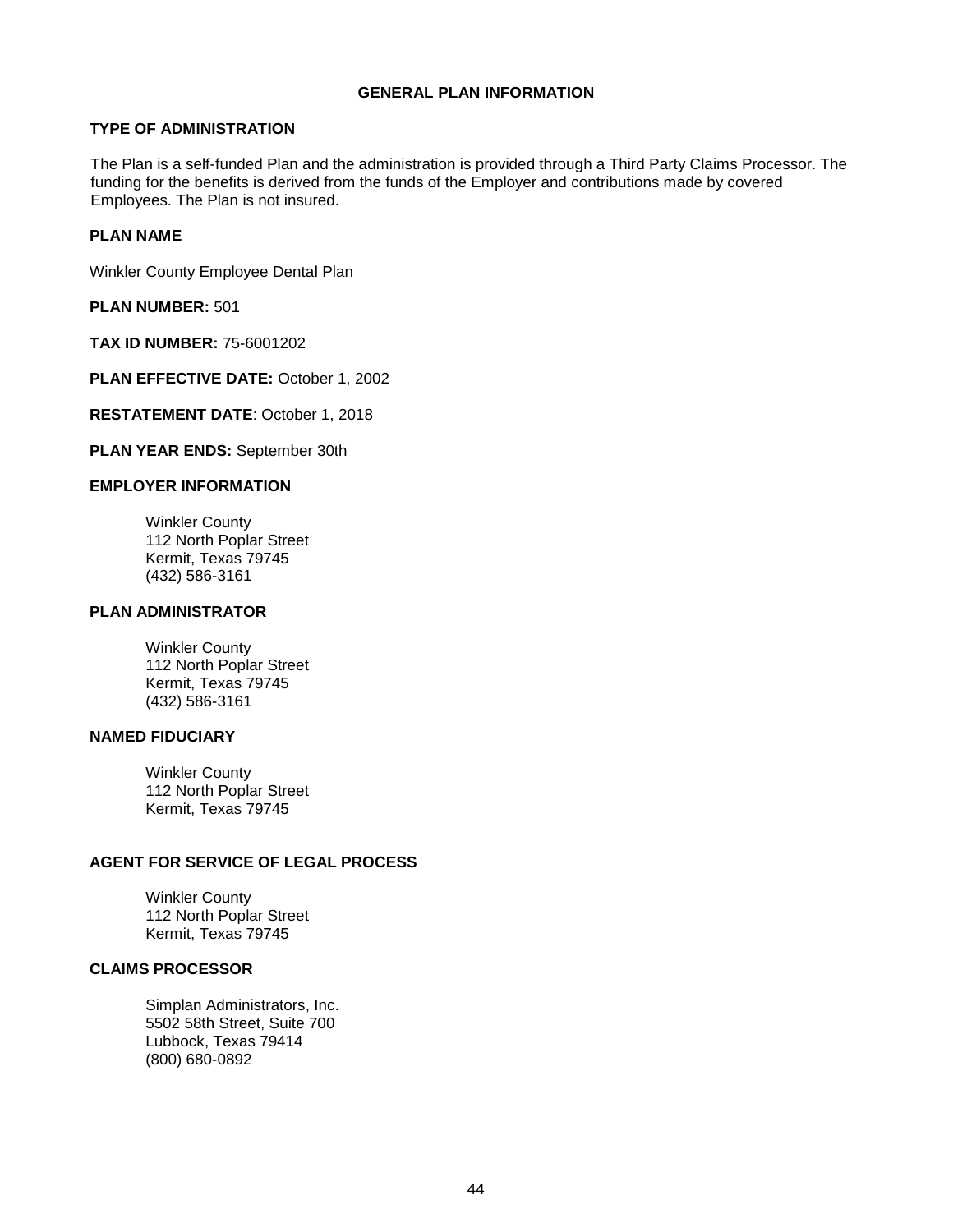# GENERAL PLAN INFORMATION

## TYPE OF ADMINISTRATION

The Plan is a self-funded Plan and the administration is provided through a Third Party Claims Processor. The funding for the benefits is derived from the funds of the Employer and contributions made by covered Employees. The Plan is not insured.

## PLAN NAME

Winkler County Employee Dental Plan

**PLAN NUMBER:** 501

**TAX ID NUMBER:** 75-6001202

**PLAN EFFECTIVE DATE:** October 1, 2002

**RESTATEMENT DATE**: October 1, 2018

**PLAN YEAR ENDS:** September 30th

## EMPLOYER INFORMATION

Winkler County
112 North Poplar Street
Kermit, Texas 79745
(432) 586-3161

## PLAN ADMINISTRATOR

Winkler County
112 North Poplar Street
Kermit, Texas 79745
(432) 586-3161

## NAMED FIDUCIARY

Winkler County
112 North Poplar Street
Kermit, Texas 79745

## AGENT FOR SERVICE OF LEGAL PROCESS

Winkler County
112 North Poplar Street
Kermit, Texas 79745

## CLAIMS PROCESSOR

Simplan Administrators, Inc.
5502 58th Street, Suite 700
Lubbock, Texas 79414
(800) 680-0892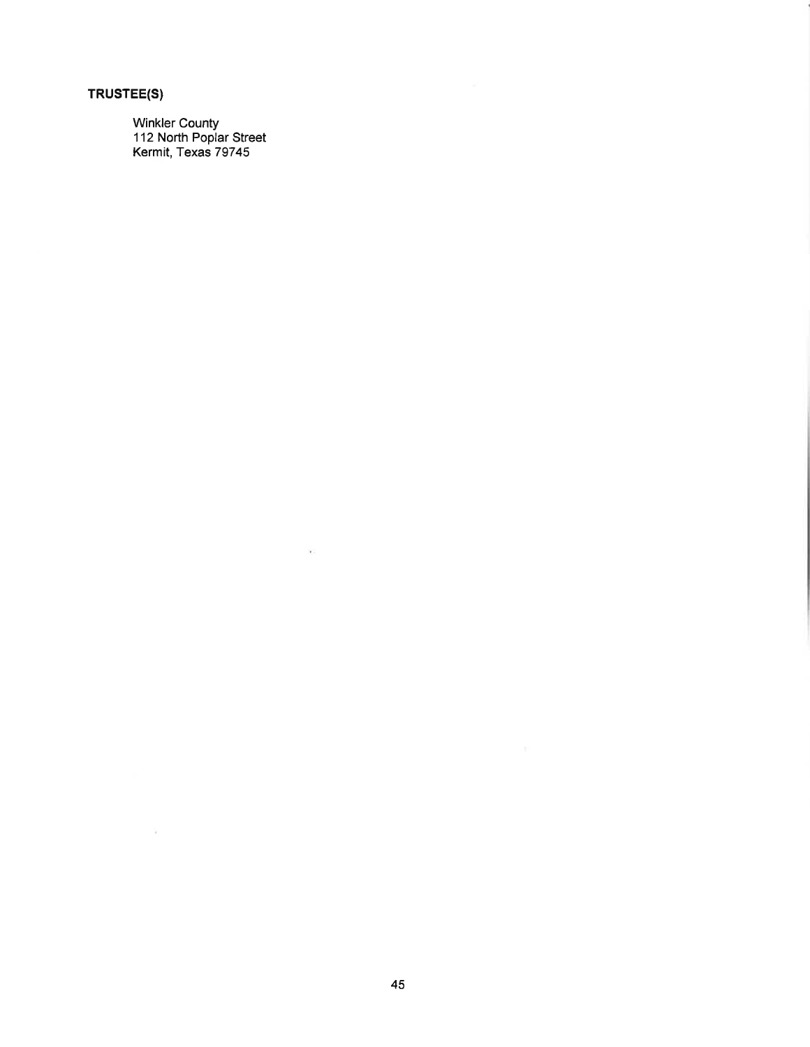**TRUSTEE(S)**

Winkler County
112 North Poplar Street
Kermit, Texas 79745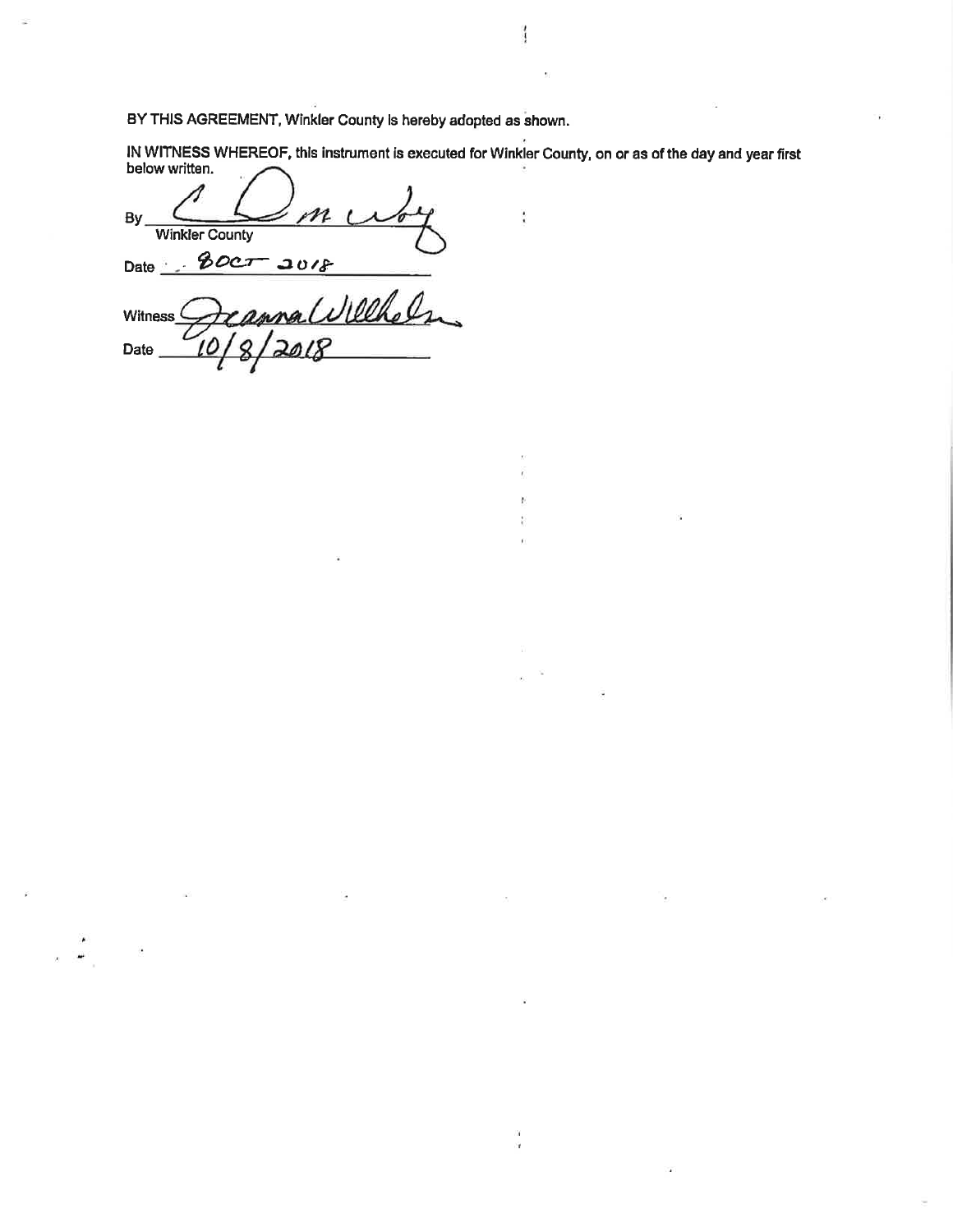BY THIS AGREEMENT, Winkler County is hereby adopted as shown.

IN WITNESS WHEREOF, this instrument is executed for Winkler County, on or as of the day and year first below written.

By C. M. Wolf
Winkler County

Date 8 OCT 2018

Witness Jeanna Willhelm

Date 10/8/2018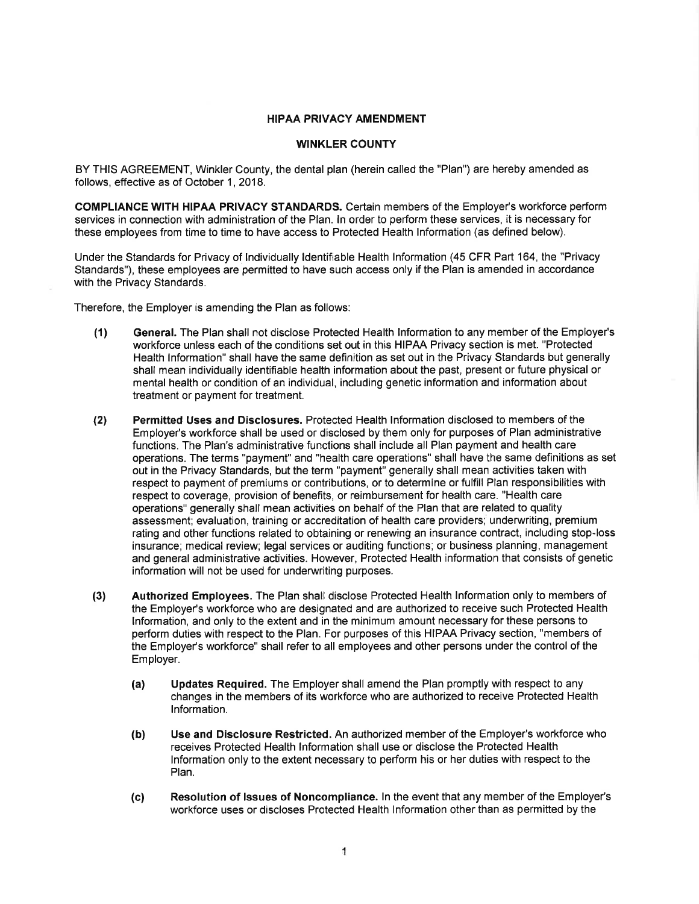**HIPAA PRIVACY AMENDMENT**

**WINKLER COUNTY**

BY THIS AGREEMENT, Winkler County, the dental plan (herein called the "Plan") are hereby amended as follows, effective as of October 1, 2018.

**COMPLIANCE WITH HIPAA PRIVACY STANDARDS.** Certain members of the Employer's workforce perform services in connection with administration of the Plan. In order to perform these services, it is necessary for these employees from time to time to have access to Protected Health Information (as defined below).

Under the Standards for Privacy of Individually Identifiable Health Information (45 CFR Part 164, the "Privacy Standards"), these employees are permitted to have such access only if the Plan is amended in accordance with the Privacy Standards.

Therefore, the Employer is amending the Plan as follows:

**(1) General.** The Plan shall not disclose Protected Health Information to any member of the Employer's workforce unless each of the conditions set out in this HIPAA Privacy section is met. "Protected Health Information" shall have the same definition as set out in the Privacy Standards but generally shall mean individually identifiable health information about the past, present or future physical or mental health or condition of an individual, including genetic information and information about treatment or payment for treatment.

**(2) Permitted Uses and Disclosures.** Protected Health Information disclosed to members of the Employer's workforce shall be used or disclosed by them only for purposes of Plan administrative functions. The Plan's administrative functions shall include all Plan payment and health care operations. The terms "payment" and "health care operations" shall have the same definitions as set out in the Privacy Standards, but the term "payment" generally shall mean activities taken with respect to payment of premiums or contributions, or to determine or fulfill Plan responsibilities with respect to coverage, provision of benefits, or reimbursement for health care. "Health care operations" generally shall mean activities on behalf of the Plan that are related to quality assessment; evaluation, training or accreditation of health care providers; underwriting, premium rating and other functions related to obtaining or renewing an insurance contract, including stop-loss insurance; medical review; legal services or auditing functions; or business planning, management and general administrative activities. However, Protected Health information that consists of genetic information will not be used for underwriting purposes.

**(3) Authorized Employees.** The Plan shall disclose Protected Health Information only to members of the Employer's workforce who are designated and are authorized to receive such Protected Health Information, and only to the extent and in the minimum amount necessary for these persons to perform duties with respect to the Plan. For purposes of this HIPAA Privacy section, "members of the Employer's workforce" shall refer to all employees and other persons under the control of the Employer.

- **(a) Updates Required.** The Employer shall amend the Plan promptly with respect to any changes in the members of its workforce who are authorized to receive Protected Health Information.

- **(b) Use and Disclosure Restricted.** An authorized member of the Employer's workforce who receives Protected Health Information shall use or disclose the Protected Health Information only to the extent necessary to perform his or her duties with respect to the Plan.

- **(c) Resolution of Issues of Noncompliance.** In the event that any member of the Employer's workforce uses or discloses Protected Health Information other than as permitted by the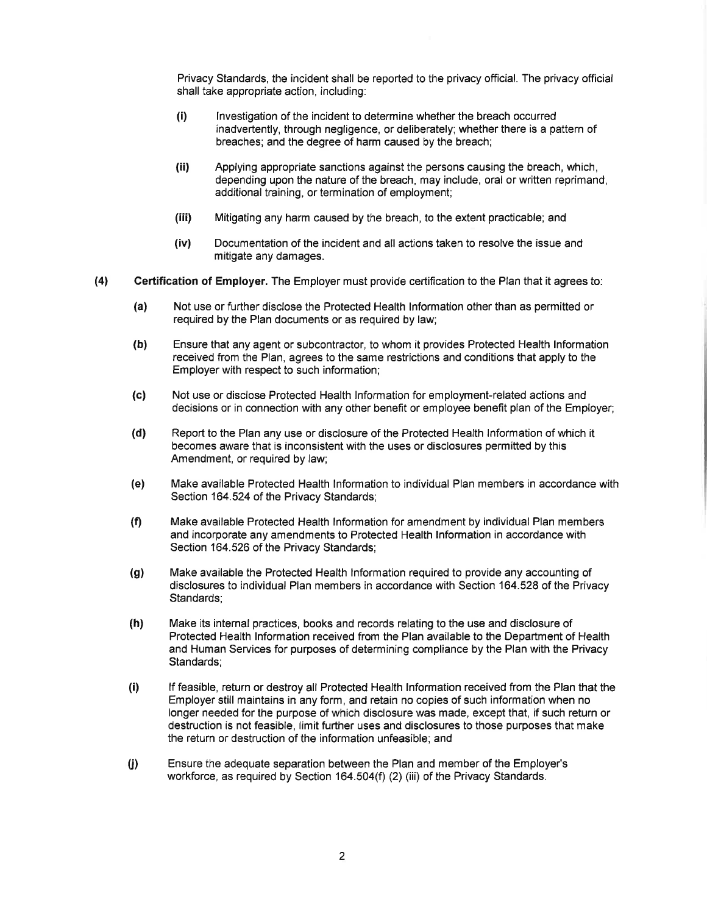Privacy Standards, the incident shall be reported to the privacy official. The privacy official shall take appropriate action, including:

- **(i)** Investigation of the incident to determine whether the breach occurred inadvertently, through negligence, or deliberately; whether there is a pattern of breaches; and the degree of harm caused by the breach;
- **(ii)** Applying appropriate sanctions against the persons causing the breach, which, depending upon the nature of the breach, may include, oral or written reprimand, additional training, or termination of employment;
- **(iii)** Mitigating any harm caused by the breach, to the extent practicable; and
- **(iv)** Documentation of the incident and all actions taken to resolve the issue and mitigate any damages.

**(4) Certification of Employer.** The Employer must provide certification to the Plan that it agrees to:

- **(a)** Not use or further disclose the Protected Health Information other than as permitted or required by the Plan documents or as required by law;
- **(b)** Ensure that any agent or subcontractor, to whom it provides Protected Health Information received from the Plan, agrees to the same restrictions and conditions that apply to the Employer with respect to such information;
- **(c)** Not use or disclose Protected Health Information for employment-related actions and decisions or in connection with any other benefit or employee benefit plan of the Employer;
- **(d)** Report to the Plan any use or disclosure of the Protected Health Information of which it becomes aware that is inconsistent with the uses or disclosures permitted by this Amendment, or required by law;
- **(e)** Make available Protected Health Information to individual Plan members in accordance with Section 164.524 of the Privacy Standards;
- **(f)** Make available Protected Health Information for amendment by individual Plan members and incorporate any amendments to Protected Health Information in accordance with Section 164.526 of the Privacy Standards;
- **(g)** Make available the Protected Health Information required to provide any accounting of disclosures to individual Plan members in accordance with Section 164.528 of the Privacy Standards;
- **(h)** Make its internal practices, books and records relating to the use and disclosure of Protected Health Information received from the Plan available to the Department of Health and Human Services for purposes of determining compliance by the Plan with the Privacy Standards;
- **(i)** If feasible, return or destroy all Protected Health Information received from the Plan that the Employer still maintains in any form, and retain no copies of such information when no longer needed for the purpose of which disclosure was made, except that, if such return or destruction is not feasible, limit further uses and disclosures to those purposes that make the return or destruction of the information unfeasible; and
- **(j)** Ensure the adequate separation between the Plan and member of the Employer's workforce, as required by Section 164.504(f) (2) (iii) of the Privacy Standards.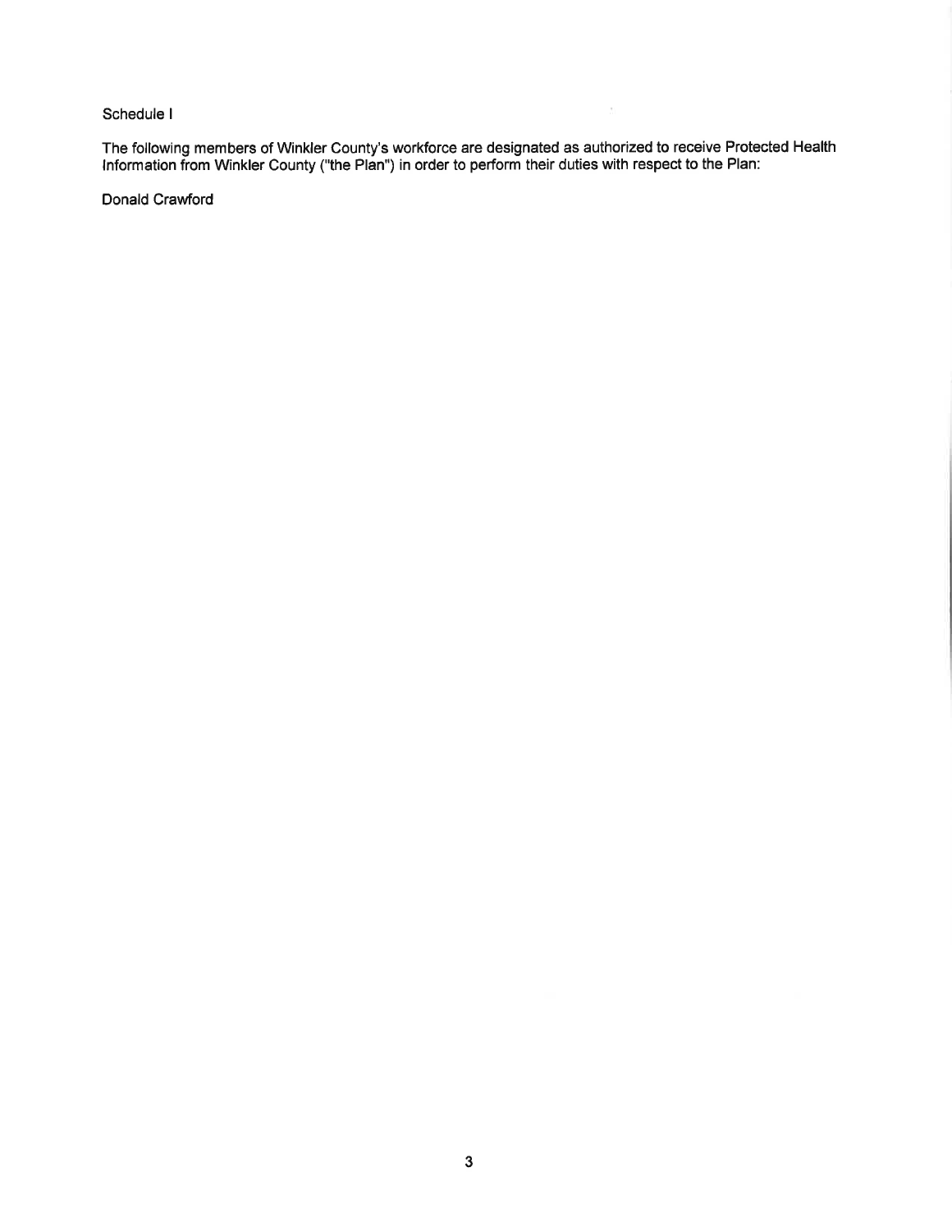Schedule I

The following members of Winkler County's workforce are designated as authorized to receive Protected Health Information from Winkler County ("the Plan") in order to perform their duties with respect to the Plan:

Donald Crawford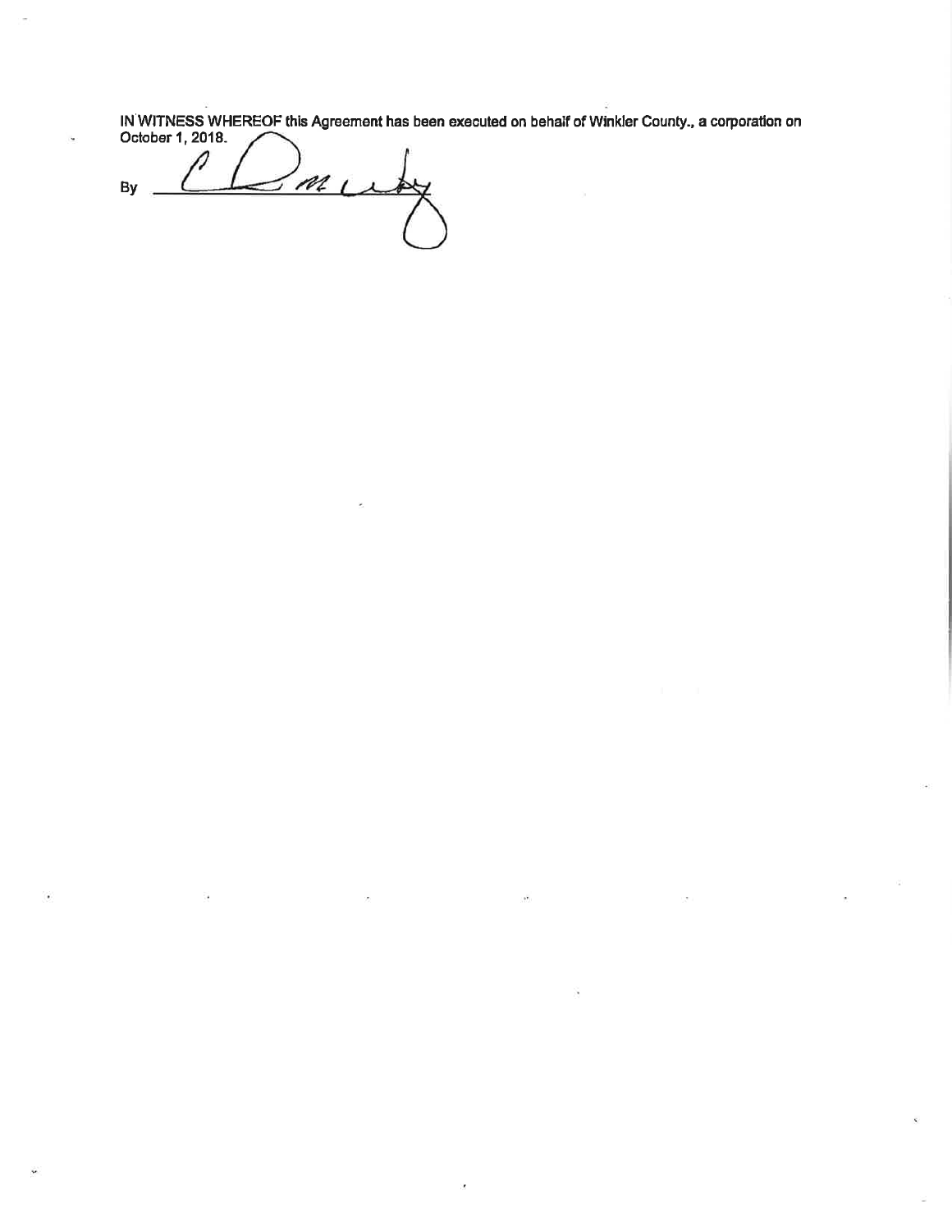IN WITNESS WHEREOF this Agreement has been executed on behalf of Winkler County., a corporation on October 1, 2018.

By ______________________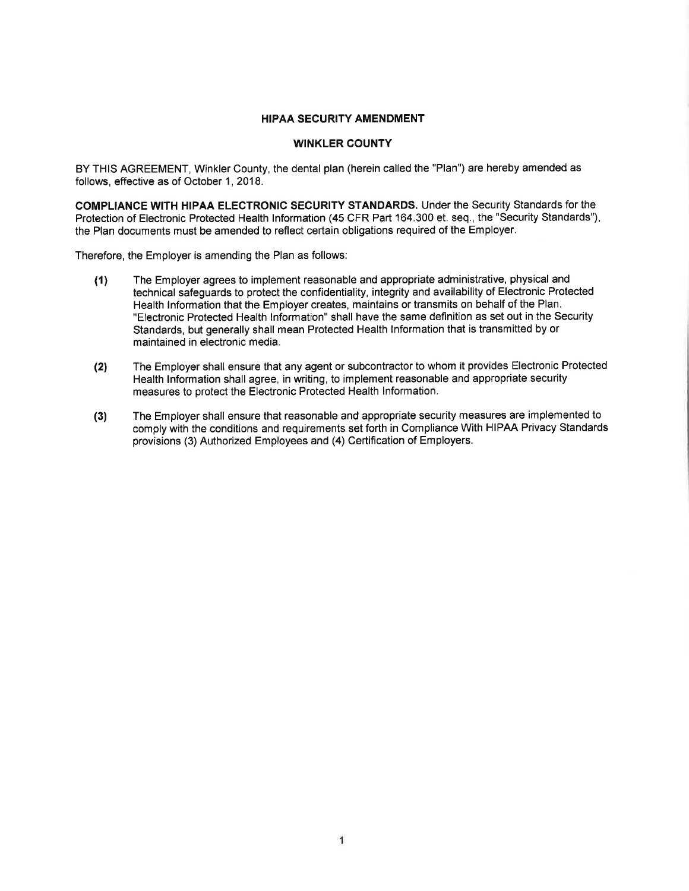## HIPAA SECURITY AMENDMENT

## WINKLER COUNTY

BY THIS AGREEMENT, Winkler County, the dental plan (herein called the "Plan") are hereby amended as follows, effective as of October 1, 2018.

**COMPLIANCE WITH HIPAA ELECTRONIC SECURITY STANDARDS.** Under the Security Standards for the Protection of Electronic Protected Health Information (45 CFR Part 164.300 et. seq., the "Security Standards"), the Plan documents must be amended to reflect certain obligations required of the Employer.

Therefore, the Employer is amending the Plan as follows:

**(1)** The Employer agrees to implement reasonable and appropriate administrative, physical and technical safeguards to protect the confidentiality, integrity and availability of Electronic Protected Health Information that the Employer creates, maintains or transmits on behalf of the Plan. "Electronic Protected Health Information" shall have the same definition as set out in the Security Standards, but generally shall mean Protected Health Information that is transmitted by or maintained in electronic media.

**(2)** The Employer shall ensure that any agent or subcontractor to whom it provides Electronic Protected Health Information shall agree, in writing, to implement reasonable and appropriate security measures to protect the Electronic Protected Health Information.

**(3)** The Employer shall ensure that reasonable and appropriate security measures are implemented to comply with the conditions and requirements set forth in Compliance With HIPAA Privacy Standards provisions (3) Authorized Employees and (4) Certification of Employers.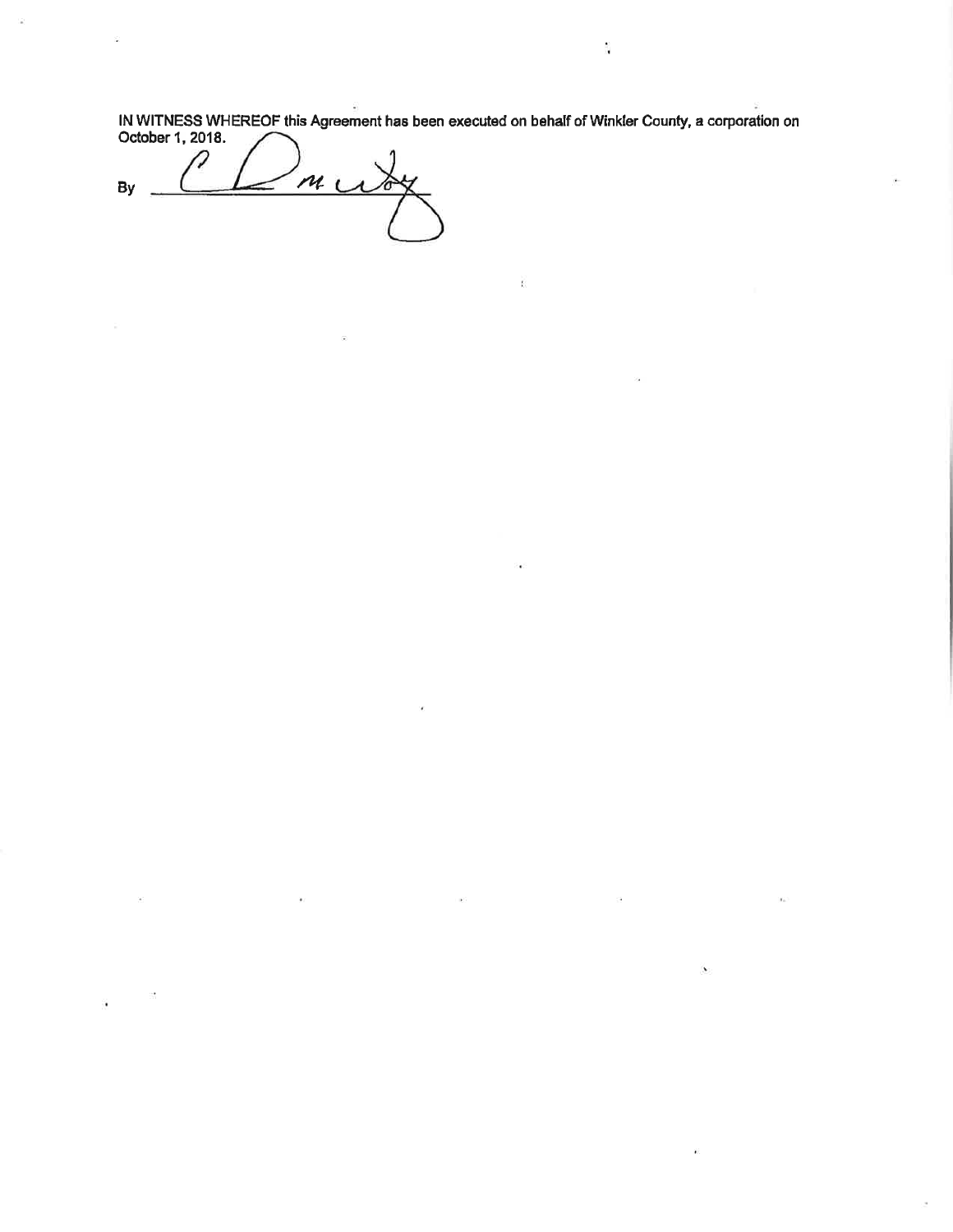IN WITNESS WHEREOF this Agreement has been executed on behalf of Winkler County, a corporation on October 1, 2018.

By ______________________